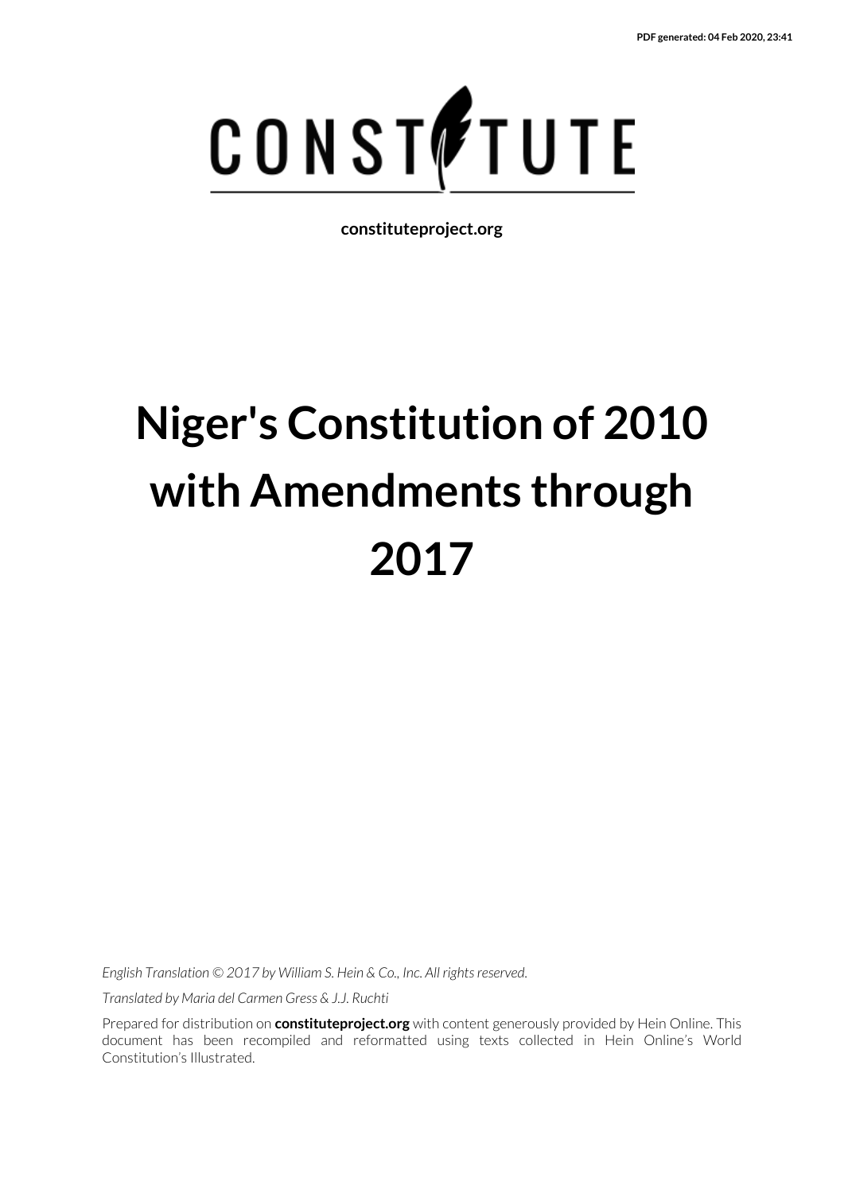PDF generated: 04 Feb 2020, 23:41

CONSTITUTE

constituteproject.org

# Niger's Constitution of 2010 with Amendments through 2017

*English Translation © 2017 by William S. Hein & Co., Inc. All rights reserved.*

*Translated by Maria del Carmen Gress & J.J. Ruchti*

Prepared for distribution on **constituteproject.org** with content generously provided by Hein Online. This document has been recompiled and reformatted using texts collected in Hein Online's World Constitution's Illustrated.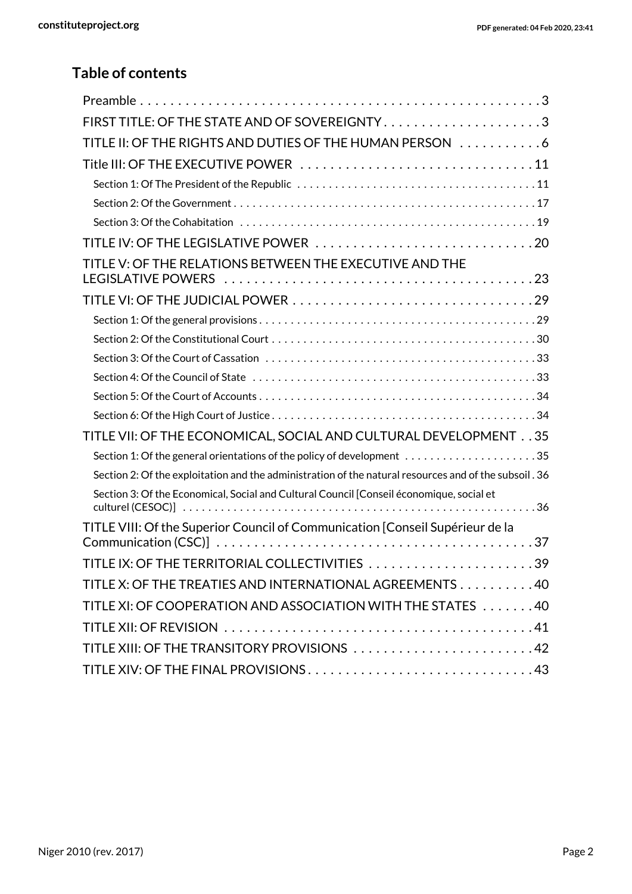## Table of contents

- Preamble . . . 3
- FIRST TITLE: OF THE STATE AND OF SOVEREIGNTY . . . 3
- TITLE II: OF THE RIGHTS AND DUTIES OF THE HUMAN PERSON . . . 6
- Title III: OF THE EXECUTIVE POWER . . . 11
  - Section 1: Of The President of the Republic . . . 11
  - Section 2: Of the Government . . . 17
  - Section 3: Of the Cohabitation . . . 19
- TITLE IV: OF THE LEGISLATIVE POWER . . . 20
- TITLE V: OF THE RELATIONS BETWEEN THE EXECUTIVE AND THE LEGISLATIVE POWERS . . . 23
- TITLE VI: OF THE JUDICIAL POWER . . . 29
  - Section 1: Of the general provisions . . . 29
  - Section 2: Of the Constitutional Court . . . 30
  - Section 3: Of the Court of Cassation . . . 33
  - Section 4: Of the Council of State . . . 33
  - Section 5: Of the Court of Accounts . . . 34
  - Section 6: Of the High Court of Justice . . . 34
- TITLE VII: OF THE ECONOMICAL, SOCIAL AND CULTURAL DEVELOPMENT . . . 35
  - Section 1: Of the general orientations of the policy of development . . . 35
  - Section 2: Of the exploitation and the administration of the natural resources and of the subsoil . 36
  - Section 3: Of the Economical, Social and Cultural Council [Conseil économique, social et culturel (CESOC)] . . . 36
- TITLE VIII: Of the Superior Council of Communication [Conseil Supérieur de la Communication (CSC)] . . . 37
- TITLE IX: OF THE TERRITORIAL COLLECTIVITIES . . . 39
- TITLE X: OF THE TREATIES AND INTERNATIONAL AGREEMENTS . . . 40
- TITLE XI: OF COOPERATION AND ASSOCIATION WITH THE STATES . . . 40
- TITLE XII: OF REVISION . . . 41
- TITLE XIII: OF THE TRANSITORY PROVISIONS . . . 42
- TITLE XIV: OF THE FINAL PROVISIONS . . . 43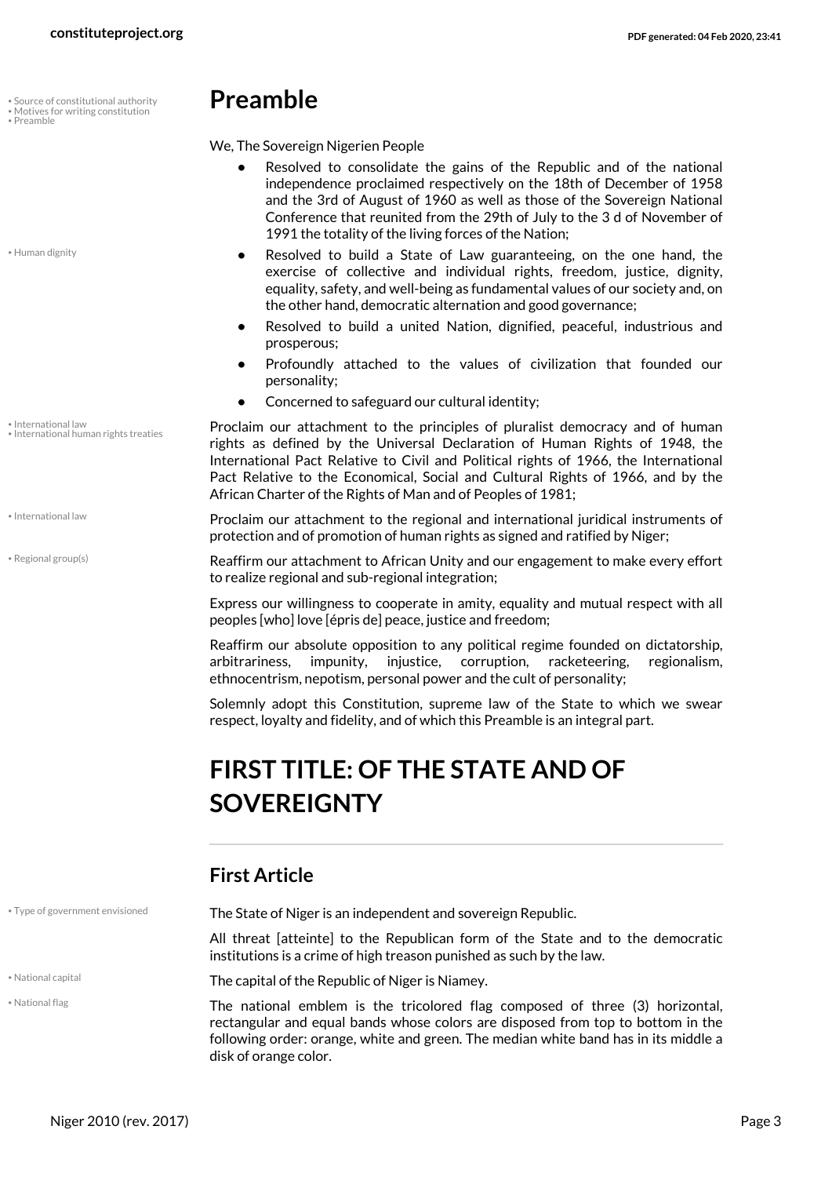## Preamble

We, The Sovereign Nigerien People

- Resolved to consolidate the gains of the Republic and of the national independence proclaimed respectively on the 18th of December of 1958 and the 3rd of August of 1960 as well as those of the Sovereign National Conference that reunited from the 29th of July to the 3 d of November of 1991 the totality of the living forces of the Nation;
- Resolved to build a State of Law guaranteeing, on the one hand, the exercise of collective and individual rights, freedom, justice, dignity, equality, safety, and well-being as fundamental values of our society and, on the other hand, democratic alternation and good governance;
- Resolved to build a united Nation, dignified, peaceful, industrious and prosperous;
- Profoundly attached to the values of civilization that founded our personality;
- Concerned to safeguard our cultural identity;

Proclaim our attachment to the principles of pluralist democracy and of human rights as defined by the Universal Declaration of Human Rights of 1948, the International Pact Relative to Civil and Political rights of 1966, the International Pact Relative to the Economical, Social and Cultural Rights of 1966, and by the African Charter of the Rights of Man and of Peoples of 1981;

Proclaim our attachment to the regional and international juridical instruments of protection and of promotion of human rights as signed and ratified by Niger;

Reaffirm our attachment to African Unity and our engagement to make every effort to realize regional and sub-regional integration;

Express our willingness to cooperate in amity, equality and mutual respect with all peoples [who] love [épris de] peace, justice and freedom;

Reaffirm our absolute opposition to any political regime founded on dictatorship, arbitrariness, impunity, injustice, corruption, racketeering, regionalism, ethnocentrism, nepotism, personal power and the cult of personality;

Solemnly adopt this Constitution, supreme law of the State to which we swear respect, loyalty and fidelity, and of which this Preamble is an integral part.

# FIRST TITLE: OF THE STATE AND OF SOVEREIGNTY

### First Article

The State of Niger is an independent and sovereign Republic.

All threat [atteinte] to the Republican form of the State and to the democratic institutions is a crime of high treason punished as such by the law.

The capital of the Republic of Niger is Niamey.

The national emblem is the tricolored flag composed of three (3) horizontal, rectangular and equal bands whose colors are disposed from top to bottom in the following order: orange, white and green. The median white band has in its middle a disk of orange color.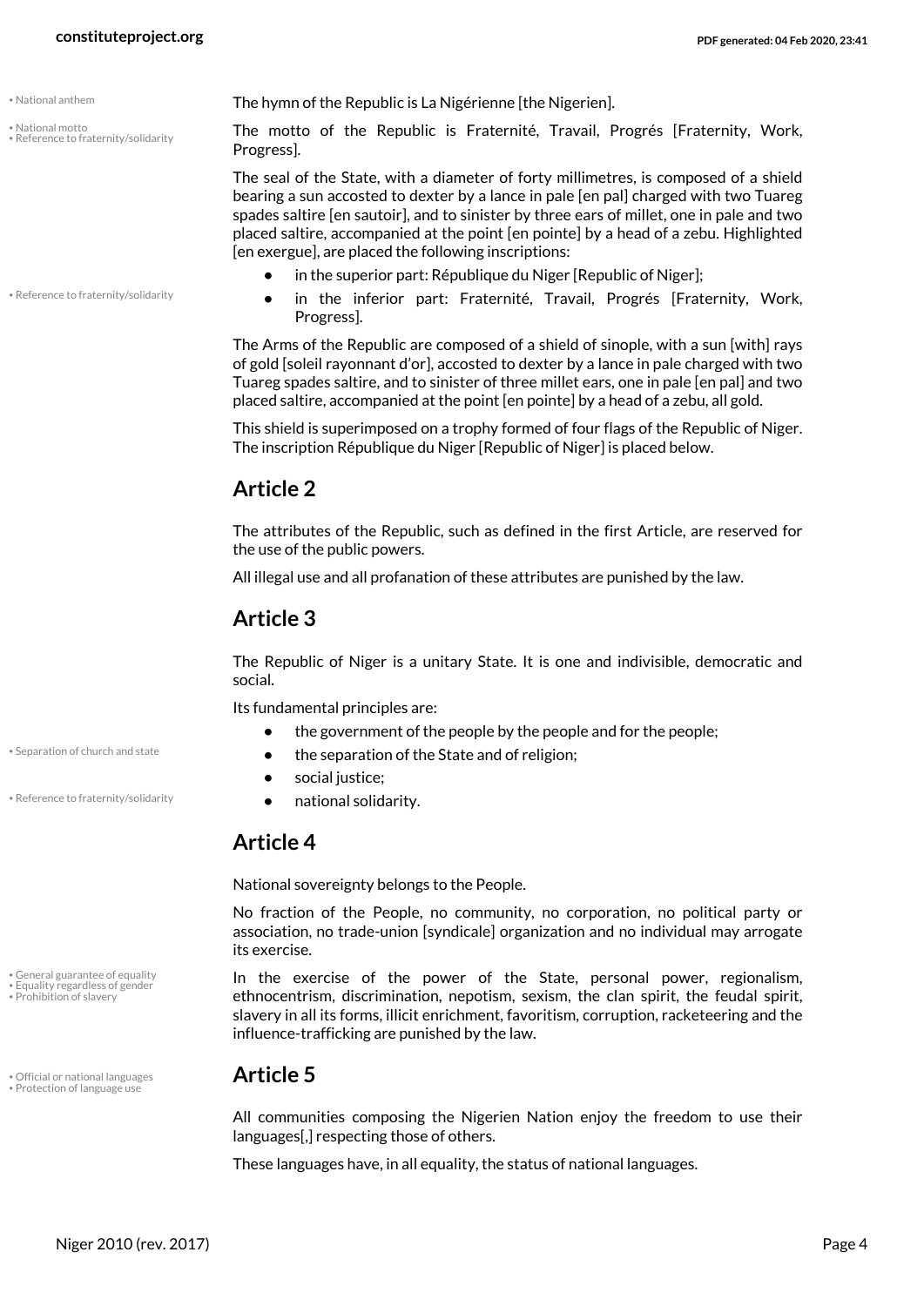The hymn of the Republic is La Nigérienne [the Nigerien].

The motto of the Republic is Fraternité, Travail, Progrés [Fraternity, Work, Progress].

The seal of the State, with a diameter of forty millimetres, is composed of a shield bearing a sun accosted to dexter by a lance in pale [en pal] charged with two Tuareg spades saltire [en sautoir], and to sinister by three ears of millet, one in pale and two placed saltire, accompanied at the point [en pointe] by a head of a zebu. Highlighted [en exergue], are placed the following inscriptions:

- in the superior part: République du Niger [Republic of Niger];
- in the inferior part: Fraternité, Travail, Progrés [Fraternity, Work, Progress].

The Arms of the Republic are composed of a shield of sinople, with a sun [with] rays of gold [soleil rayonnant d'or], accosted to dexter by a lance in pale charged with two Tuareg spades saltire, and to sinister of three millet ears, one in pale [en pal] and two placed saltire, accompanied at the point [en pointe] by a head of a zebu, all gold.

This shield is superimposed on a trophy formed of four flags of the Republic of Niger. The inscription République du Niger [Republic of Niger] is placed below.

## Article 2

The attributes of the Republic, such as defined in the first Article, are reserved for the use of the public powers.

All illegal use and all profanation of these attributes are punished by the law.

## Article 3

The Republic of Niger is a unitary State. It is one and indivisible, democratic and social.

Its fundamental principles are:

- the government of the people by the people and for the people;
- the separation of the State and of religion;
- social justice;
- national solidarity.

## Article 4

National sovereignty belongs to the People.

No fraction of the People, no community, no corporation, no political party or association, no trade-union [syndicale] organization and no individual may arrogate its exercise.

In the exercise of the power of the State, personal power, regionalism, ethnocentrism, discrimination, nepotism, sexism, the clan spirit, the feudal spirit, slavery in all its forms, illicit enrichment, favoritism, corruption, racketeering and the influence-trafficking are punished by the law.

## Article 5

All communities composing the Nigerien Nation enjoy the freedom to use their languages[,] respecting those of others.

These languages have, in all equality, the status of national languages.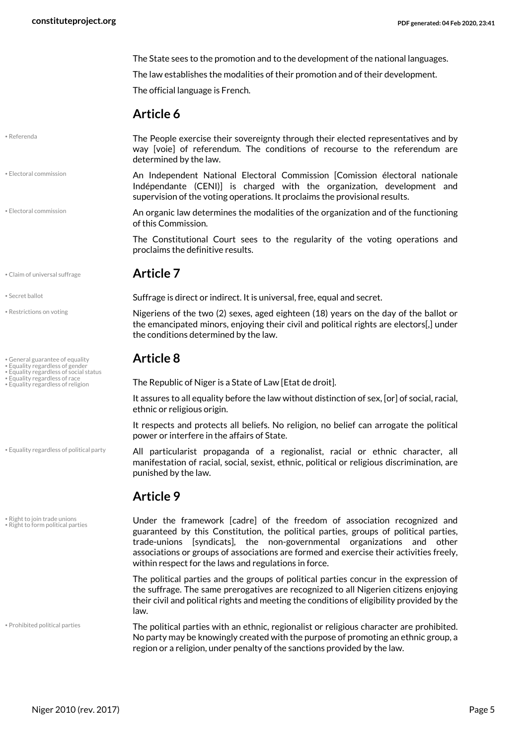The State sees to the promotion and to the development of the national languages.

The law establishes the modalities of their promotion and of their development.

The official language is French.

## Article 6

The People exercise their sovereignty through their elected representatives and by way [voie] of referendum. The conditions of recourse to the referendum are determined by the law.

An Independent National Electoral Commission [Comission électoral nationale Indépendante (CENI)] is charged with the organization, development and supervision of the voting operations. It proclaims the provisional results.

An organic law determines the modalities of the organization and of the functioning of this Commission.

The Constitutional Court sees to the regularity of the voting operations and proclaims the definitive results.

## Article 7

Suffrage is direct or indirect. It is universal, free, equal and secret.

Nigeriens of the two (2) sexes, aged eighteen (18) years on the day of the ballot or the emancipated minors, enjoying their civil and political rights are electors[,] under the conditions determined by the law.

## Article 8

The Republic of Niger is a State of Law [Etat de droit].

It assures to all equality before the law without distinction of sex, [or] of social, racial, ethnic or religious origin.

It respects and protects all beliefs. No religion, no belief can arrogate the political power or interfere in the affairs of State.

All particularist propaganda of a regionalist, racial or ethnic character, all manifestation of racial, social, sexist, ethnic, political or religious discrimination, are punished by the law.

## Article 9

Under the framework [cadre] of the freedom of association recognized and guaranteed by this Constitution, the political parties, groups of political parties, trade-unions [syndicats], the non-governmental organizations and other associations or groups of associations are formed and exercise their activities freely, within respect for the laws and regulations in force.

The political parties and the groups of political parties concur in the expression of the suffrage. The same prerogatives are recognized to all Nigerien citizens enjoying their civil and political rights and meeting the conditions of eligibility provided by the law.

The political parties with an ethnic, regionalist or religious character are prohibited. No party may be knowingly created with the purpose of promoting an ethnic group, a region or a religion, under penalty of the sanctions provided by the law.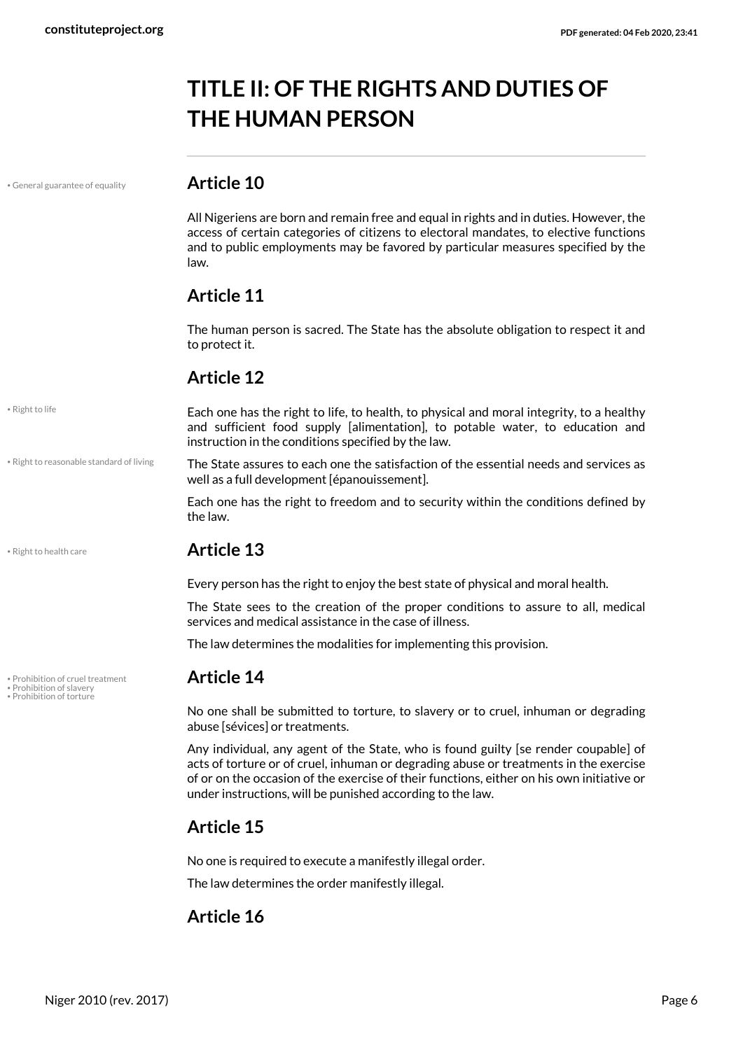# TITLE II: OF THE RIGHTS AND DUTIES OF THE HUMAN PERSON

• General guarantee of equality

## Article 10

All Nigeriens are born and remain free and equal in rights and in duties. However, the access of certain categories of citizens to electoral mandates, to elective functions and to public employments may be favored by particular measures specified by the law.

## Article 11

The human person is sacred. The State has the absolute obligation to respect it and to protect it.

## Article 12

• Right to life

Each one has the right to life, to health, to physical and moral integrity, to a healthy and sufficient food supply [alimentation], to potable water, to education and instruction in the conditions specified by the law.

• Right to reasonable standard of living

The State assures to each one the satisfaction of the essential needs and services as well as a full development [épanouissement].

Each one has the right to freedom and to security within the conditions defined by the law.

• Right to health care

## Article 13

Every person has the right to enjoy the best state of physical and moral health.

The State sees to the creation of the proper conditions to assure to all, medical services and medical assistance in the case of illness.

The law determines the modalities for implementing this provision.

• Prohibition of cruel treatment
• Prohibition of slavery
• Prohibition of torture

## Article 14

No one shall be submitted to torture, to slavery or to cruel, inhuman or degrading abuse [sévices] or treatments.

Any individual, any agent of the State, who is found guilty [se render coupable] of acts of torture or of cruel, inhuman or degrading abuse or treatments in the exercise of or on the occasion of the exercise of their functions, either on his own initiative or under instructions, will be punished according to the law.

## Article 15

No one is required to execute a manifestly illegal order.

The law determines the order manifestly illegal.

## Article 16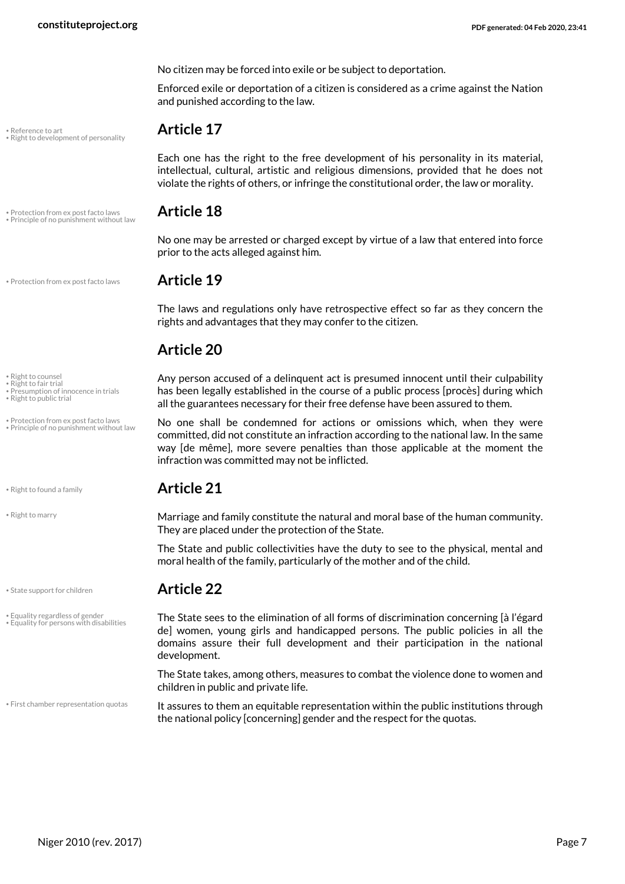No citizen may be forced into exile or be subject to deportation.

Enforced exile or deportation of a citizen is considered as a crime against the Nation and punished according to the law.

## Article 17

Each one has the right to the free development of his personality in its material, intellectual, cultural, artistic and religious dimensions, provided that he does not violate the rights of others, or infringe the constitutional order, the law or morality.

## Article 18

No one may be arrested or charged except by virtue of a law that entered into force prior to the acts alleged against him.

## Article 19

The laws and regulations only have retrospective effect so far as they concern the rights and advantages that they may confer to the citizen.

## Article 20

Any person accused of a delinquent act is presumed innocent until their culpability has been legally established in the course of a public process [procès] during which all the guarantees necessary for their free defense have been assured to them.

No one shall be condemned for actions or omissions which, when they were committed, did not constitute an infraction according to the national law. In the same way [de même], more severe penalties than those applicable at the moment the infraction was committed may not be inflicted.

## Article 21

Marriage and family constitute the natural and moral base of the human community. They are placed under the protection of the State.

The State and public collectivities have the duty to see to the physical, mental and moral health of the family, particularly of the mother and of the child.

## Article 22

The State sees to the elimination of all forms of discrimination concerning [à l'égard de] women, young girls and handicapped persons. The public policies in all the domains assure their full development and their participation in the national development.

The State takes, among others, measures to combat the violence done to women and children in public and private life.

It assures to them an equitable representation within the public institutions through the national policy [concerning] gender and the respect for the quotas.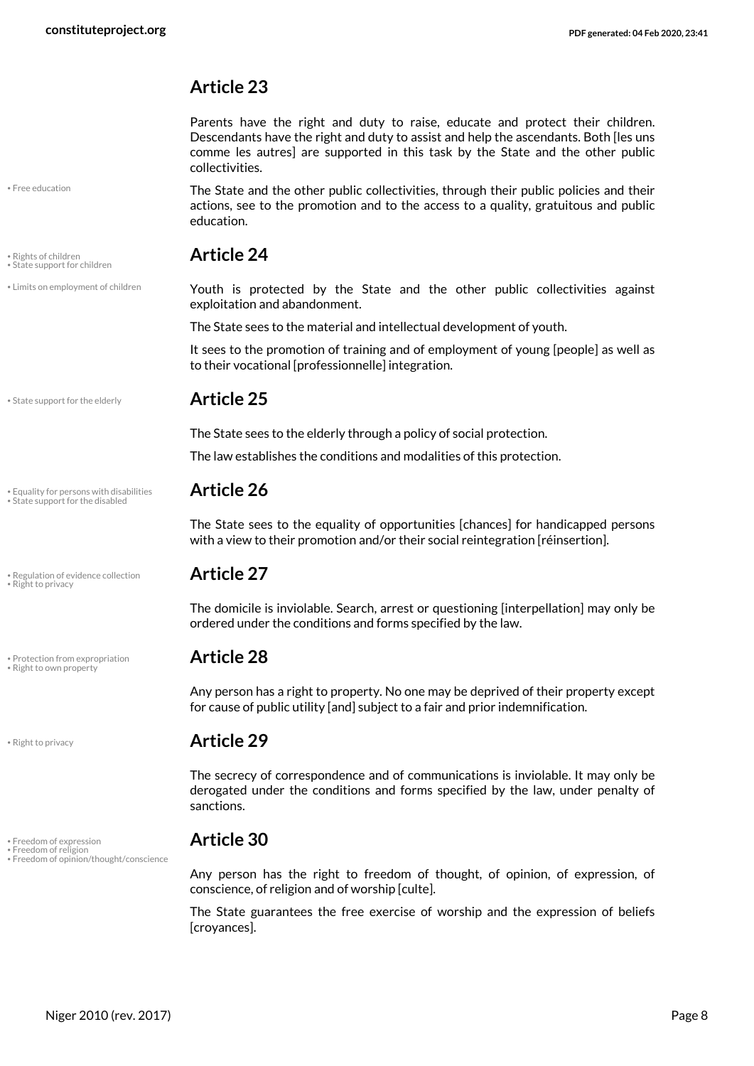## Article 23

Parents have the right and duty to raise, educate and protect their children. Descendants have the right and duty to assist and help the ascendants. Both [les uns comme les autres] are supported in this task by the State and the other public collectivities.

- Free education

The State and the other public collectivities, through their public policies and their actions, see to the promotion and to the access to a quality, gratuitous and public education.

- Rights of children
- State support for children

## Article 24

- Limits on employment of children

Youth is protected by the State and the other public collectivities against exploitation and abandonment.

The State sees to the material and intellectual development of youth.

It sees to the promotion of training and of employment of young [people] as well as to their vocational [professionnelle] integration.

- State support for the elderly

## Article 25

The State sees to the elderly through a policy of social protection.

The law establishes the conditions and modalities of this protection.

- Equality for persons with disabilities
- State support for the disabled

## Article 26

The State sees to the equality of opportunities [chances] for handicapped persons with a view to their promotion and/or their social reintegration [réinsertion].

- Regulation of evidence collection
- Right to privacy

## Article 27

The domicile is inviolable. Search, arrest or questioning [interpellation] may only be ordered under the conditions and forms specified by the law.

- Protection from expropriation
- Right to own property

## Article 28

Any person has a right to property. No one may be deprived of their property except for cause of public utility [and] subject to a fair and prior indemnification.

- Right to privacy

## Article 29

The secrecy of correspondence and of communications is inviolable. It may only be derogated under the conditions and forms specified by the law, under penalty of sanctions.

- Freedom of expression
- Freedom of religion
- Freedom of opinion/thought/conscience

## Article 30

Any person has the right to freedom of thought, of opinion, of expression, of conscience, of religion and of worship [culte].

The State guarantees the free exercise of worship and the expression of beliefs [croyances].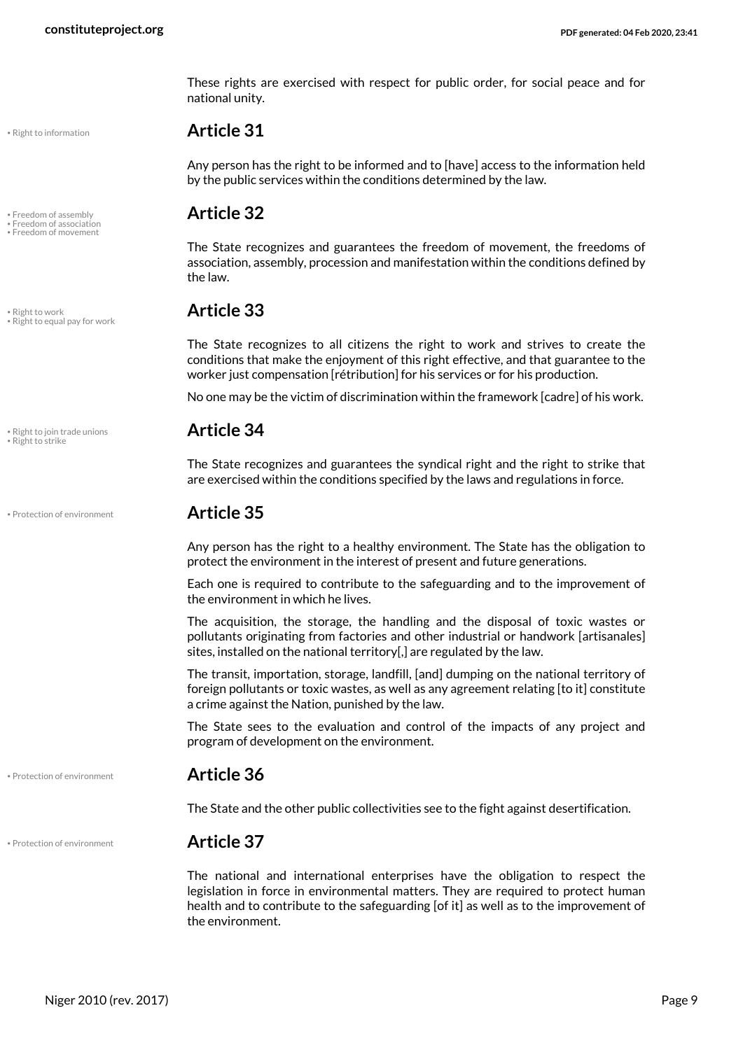These rights are exercised with respect for public order, for social peace and for national unity.

• Right to information

### Article 31

Any person has the right to be informed and to [have] access to the information held by the public services within the conditions determined by the law.

• Freedom of assembly
• Freedom of association
• Freedom of movement

### Article 32

The State recognizes and guarantees the freedom of movement, the freedoms of association, assembly, procession and manifestation within the conditions defined by the law.

• Right to work
• Right to equal pay for work

### Article 33

The State recognizes to all citizens the right to work and strives to create the conditions that make the enjoyment of this right effective, and that guarantee to the worker just compensation [rétribution] for his services or for his production.

No one may be the victim of discrimination within the framework [cadre] of his work.

• Right to join trade unions
• Right to strike

### Article 34

The State recognizes and guarantees the syndical right and the right to strike that are exercised within the conditions specified by the laws and regulations in force.

• Protection of environment

### Article 35

Any person has the right to a healthy environment. The State has the obligation to protect the environment in the interest of present and future generations.

Each one is required to contribute to the safeguarding and to the improvement of the environment in which he lives.

The acquisition, the storage, the handling and the disposal of toxic wastes or pollutants originating from factories and other industrial or handwork [artisanales] sites, installed on the national territory[,] are regulated by the law.

The transit, importation, storage, landfill, [and] dumping on the national territory of foreign pollutants or toxic wastes, as well as any agreement relating [to it] constitute a crime against the Nation, punished by the law.

The State sees to the evaluation and control of the impacts of any project and program of development on the environment.

• Protection of environment

### Article 36

The State and the other public collectivities see to the fight against desertification.

• Protection of environment

### Article 37

The national and international enterprises have the obligation to respect the legislation in force in environmental matters. They are required to protect human health and to contribute to the safeguarding [of it] as well as to the improvement of the environment.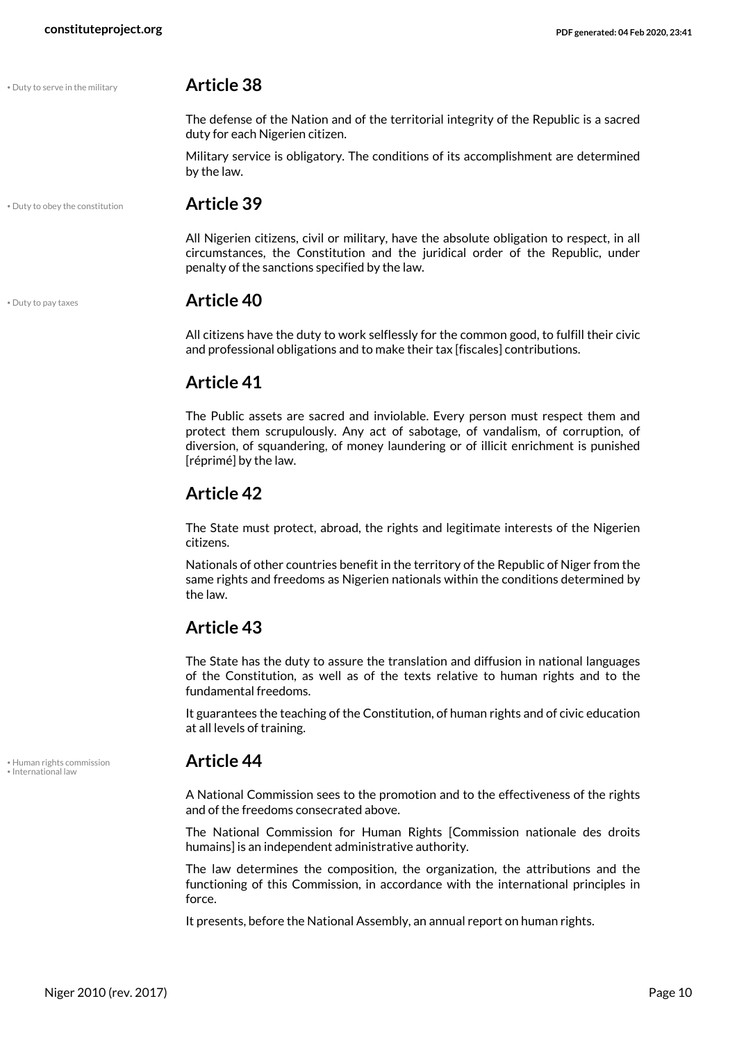• Duty to serve in the military

## Article 38

The defense of the Nation and of the territorial integrity of the Republic is a sacred duty for each Nigerien citizen.

Military service is obligatory. The conditions of its accomplishment are determined by the law.

• Duty to obey the constitution

## Article 39

All Nigerien citizens, civil or military, have the absolute obligation to respect, in all circumstances, the Constitution and the juridical order of the Republic, under penalty of the sanctions specified by the law.

• Duty to pay taxes

## Article 40

All citizens have the duty to work selflessly for the common good, to fulfill their civic and professional obligations and to make their tax [fiscales] contributions.

## Article 41

The Public assets are sacred and inviolable. Every person must respect them and protect them scrupulously. Any act of sabotage, of vandalism, of corruption, of diversion, of squandering, of money laundering or of illicit enrichment is punished [réprimé] by the law.

## Article 42

The State must protect, abroad, the rights and legitimate interests of the Nigerien citizens.

Nationals of other countries benefit in the territory of the Republic of Niger from the same rights and freedoms as Nigerien nationals within the conditions determined by the law.

## Article 43

The State has the duty to assure the translation and diffusion in national languages of the Constitution, as well as of the texts relative to human rights and to the fundamental freedoms.

It guarantees the teaching of the Constitution, of human rights and of civic education at all levels of training.

• Human rights commission
• International law

## Article 44

A National Commission sees to the promotion and to the effectiveness of the rights and of the freedoms consecrated above.

The National Commission for Human Rights [Commission nationale des droits humains] is an independent administrative authority.

The law determines the composition, the organization, the attributions and the functioning of this Commission, in accordance with the international principles in force.

It presents, before the National Assembly, an annual report on human rights.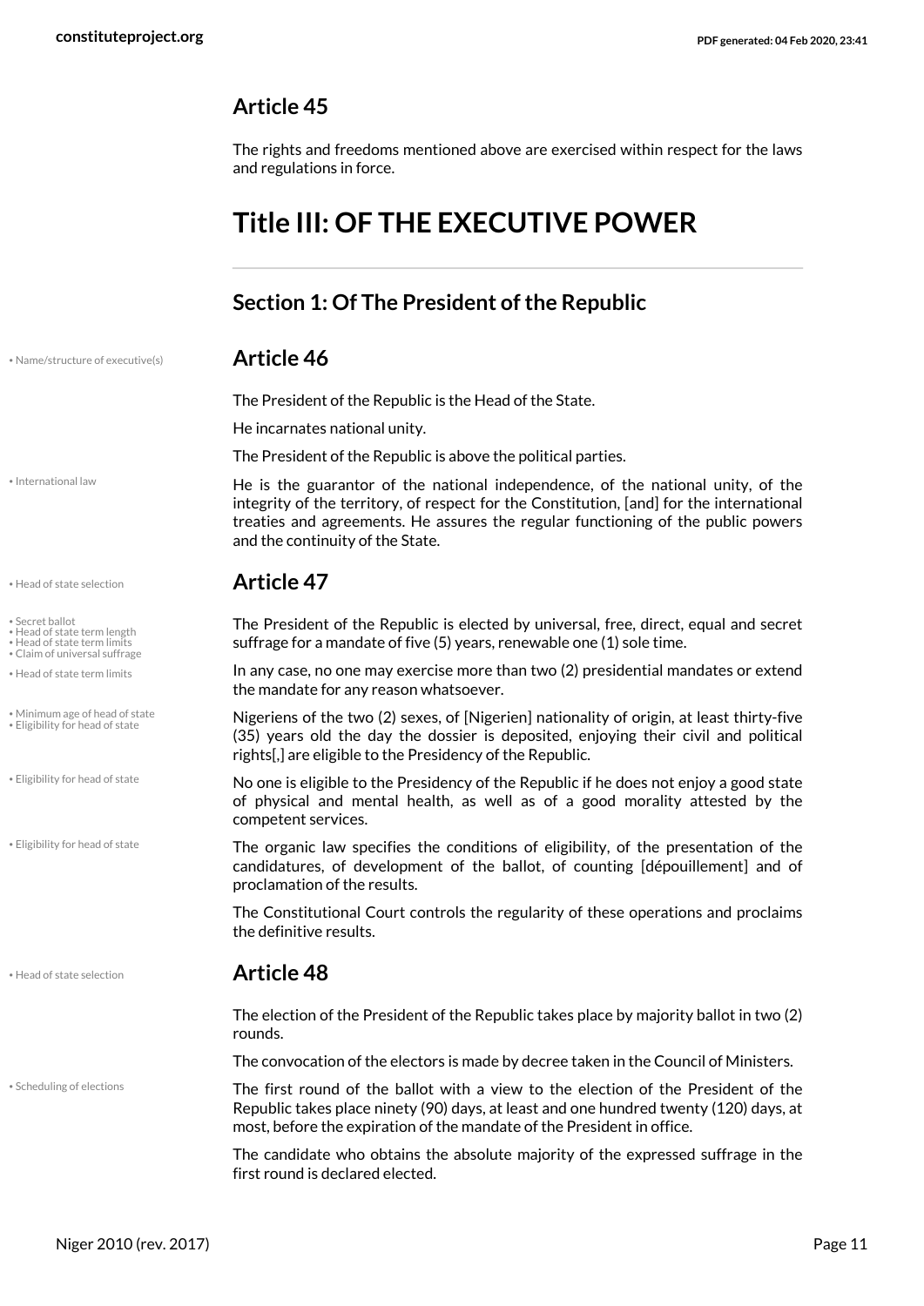## Article 45

The rights and freedoms mentioned above are exercised within respect for the laws and regulations in force.

# Title III: OF THE EXECUTIVE POWER

## Section 1: Of The President of the Republic

## Article 46

The President of the Republic is the Head of the State.

He incarnates national unity.

The President of the Republic is above the political parties.

He is the guarantor of the national independence, of the national unity, of the integrity of the territory, of respect for the Constitution, [and] for the international treaties and agreements. He assures the regular functioning of the public powers and the continuity of the State.

## Article 47

The President of the Republic is elected by universal, free, direct, equal and secret suffrage for a mandate of five (5) years, renewable one (1) sole time.

In any case, no one may exercise more than two (2) presidential mandates or extend the mandate for any reason whatsoever.

Nigeriens of the two (2) sexes, of [Nigerien] nationality of origin, at least thirty-five (35) years old the day the dossier is deposited, enjoying their civil and political rights[,] are eligible to the Presidency of the Republic.

No one is eligible to the Presidency of the Republic if he does not enjoy a good state of physical and mental health, as well as of a good morality attested by the competent services.

The organic law specifies the conditions of eligibility, of the presentation of the candidatures, of development of the ballot, of counting [dépouillement] and of proclamation of the results.

The Constitutional Court controls the regularity of these operations and proclaims the definitive results.

## Article 48

The election of the President of the Republic takes place by majority ballot in two (2) rounds.

The convocation of the electors is made by decree taken in the Council of Ministers.

The first round of the ballot with a view to the election of the President of the Republic takes place ninety (90) days, at least and one hundred twenty (120) days, at most, before the expiration of the mandate of the President in office.

The candidate who obtains the absolute majority of the expressed suffrage in the first round is declared elected.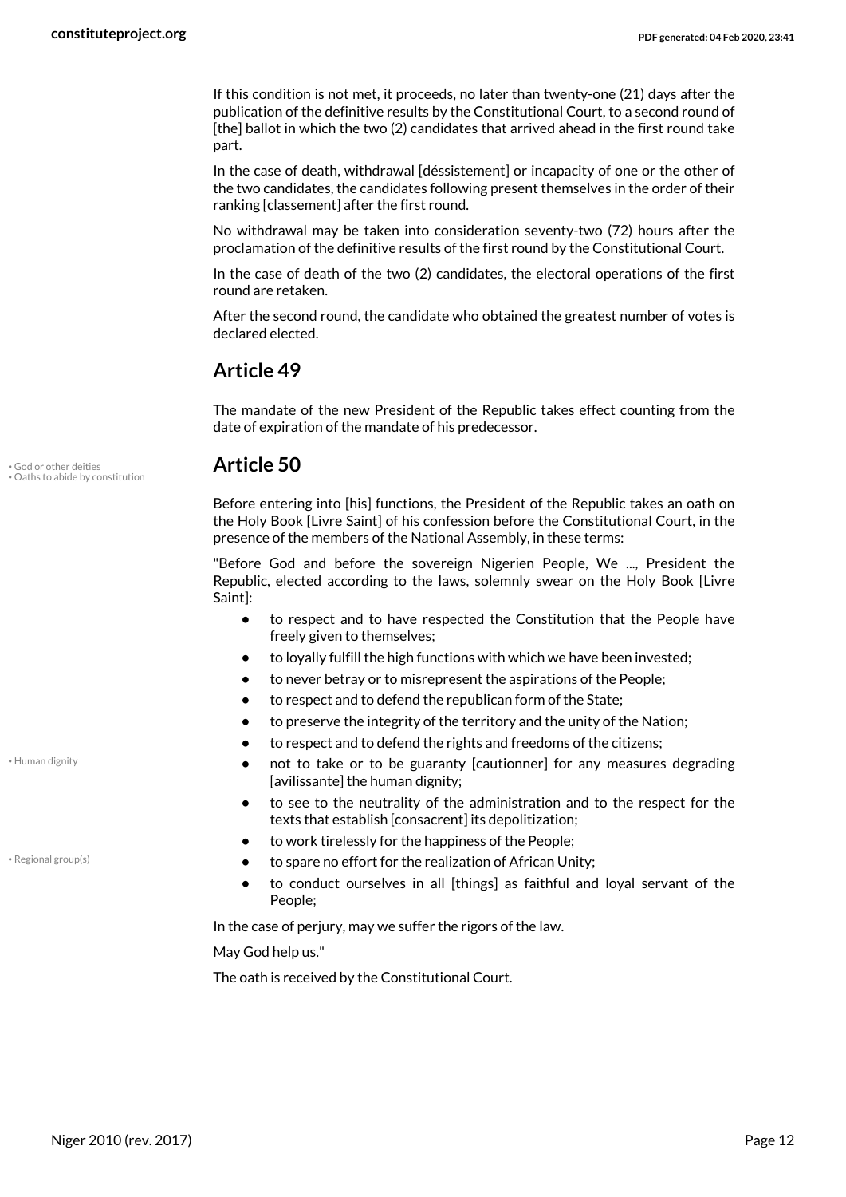If this condition is not met, it proceeds, no later than twenty-one (21) days after the publication of the definitive results by the Constitutional Court, to a second round of [the] ballot in which the two (2) candidates that arrived ahead in the first round take part.

In the case of death, withdrawal [déssistement] or incapacity of one or the other of the two candidates, the candidates following present themselves in the order of their ranking [classement] after the first round.

No withdrawal may be taken into consideration seventy-two (72) hours after the proclamation of the definitive results of the first round by the Constitutional Court.

In the case of death of the two (2) candidates, the electoral operations of the first round are retaken.

After the second round, the candidate who obtained the greatest number of votes is declared elected.

## Article 49

The mandate of the new President of the Republic takes effect counting from the date of expiration of the mandate of his predecessor.

## Article 50

• God or other deities
• Oaths to abide by constitution

Before entering into [his] functions, the President of the Republic takes an oath on the Holy Book [Livre Saint] of his confession before the Constitutional Court, in the presence of the members of the National Assembly, in these terms:

"Before God and before the sovereign Nigerien People, We ..., President the Republic, elected according to the laws, solemnly swear on the Holy Book [Livre Saint]:

- to respect and to have respected the Constitution that the People have freely given to themselves;
- to loyally fulfill the high functions with which we have been invested;
- to never betray or to misrepresent the aspirations of the People;
- to respect and to defend the republican form of the State;
- to preserve the integrity of the territory and the unity of the Nation;
- to respect and to defend the rights and freedoms of the citizens;
- not to take or to be guaranty [cautionner] for any measures degrading [avilissante] the human dignity;
- to see to the neutrality of the administration and to the respect for the texts that establish [consacrent] its depolitization;
- to work tirelessly for the happiness of the People;
- to spare no effort for the realization of African Unity;
- to conduct ourselves in all [things] as faithful and loyal servant of the People;

• Human dignity
• Regional group(s)

In the case of perjury, may we suffer the rigors of the law.

May God help us."

The oath is received by the Constitutional Court.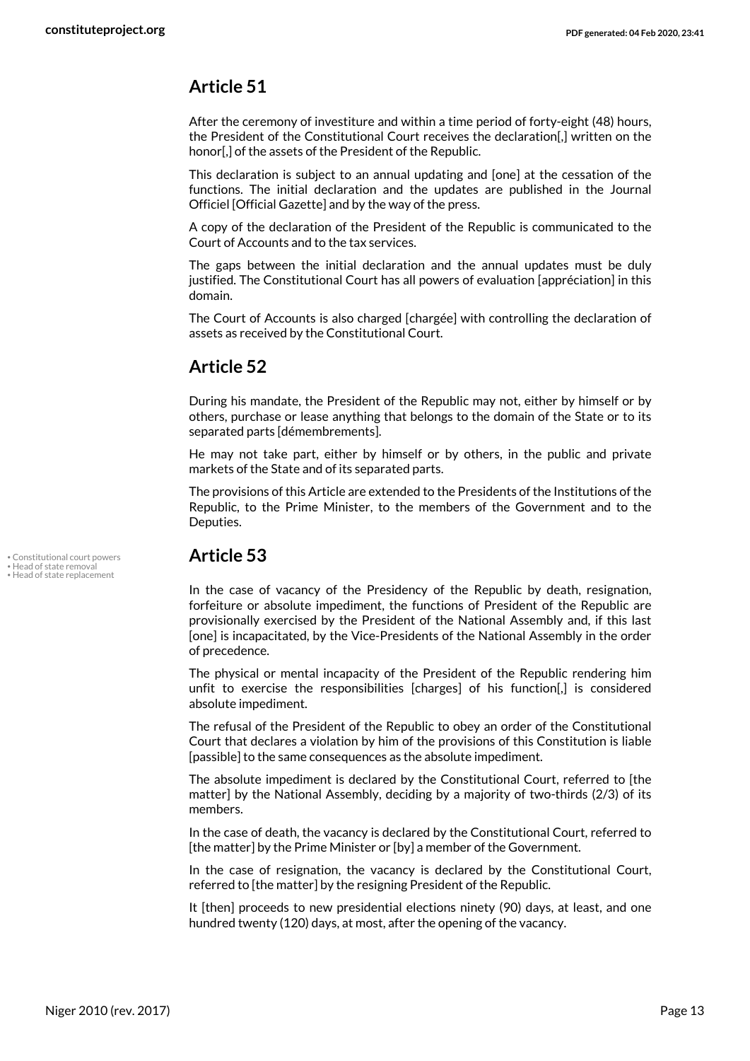## Article 51

After the ceremony of investiture and within a time period of forty-eight (48) hours, the President of the Constitutional Court receives the declaration[,] written on the honor[,] of the assets of the President of the Republic.

This declaration is subject to an annual updating and [one] at the cessation of the functions. The initial declaration and the updates are published in the Journal Officiel [Official Gazette] and by the way of the press.

A copy of the declaration of the President of the Republic is communicated to the Court of Accounts and to the tax services.

The gaps between the initial declaration and the annual updates must be duly justified. The Constitutional Court has all powers of evaluation [appréciation] in this domain.

The Court of Accounts is also charged [chargée] with controlling the declaration of assets as received by the Constitutional Court.

## Article 52

During his mandate, the President of the Republic may not, either by himself or by others, purchase or lease anything that belongs to the domain of the State or to its separated parts [démembrements].

He may not take part, either by himself or by others, in the public and private markets of the State and of its separated parts.

The provisions of this Article are extended to the Presidents of the Institutions of the Republic, to the Prime Minister, to the members of the Government and to the Deputies.

• Constitutional court powers
• Head of state removal
• Head of state replacement

## Article 53

In the case of vacancy of the Presidency of the Republic by death, resignation, forfeiture or absolute impediment, the functions of President of the Republic are provisionally exercised by the President of the National Assembly and, if this last [one] is incapacitated, by the Vice-Presidents of the National Assembly in the order of precedence.

The physical or mental incapacity of the President of the Republic rendering him unfit to exercise the responsibilities [charges] of his function[,] is considered absolute impediment.

The refusal of the President of the Republic to obey an order of the Constitutional Court that declares a violation by him of the provisions of this Constitution is liable [passible] to the same consequences as the absolute impediment.

The absolute impediment is declared by the Constitutional Court, referred to [the matter] by the National Assembly, deciding by a majority of two-thirds (2/3) of its members.

In the case of death, the vacancy is declared by the Constitutional Court, referred to [the matter] by the Prime Minister or [by] a member of the Government.

In the case of resignation, the vacancy is declared by the Constitutional Court, referred to [the matter] by the resigning President of the Republic.

It [then] proceeds to new presidential elections ninety (90) days, at least, and one hundred twenty (120) days, at most, after the opening of the vacancy.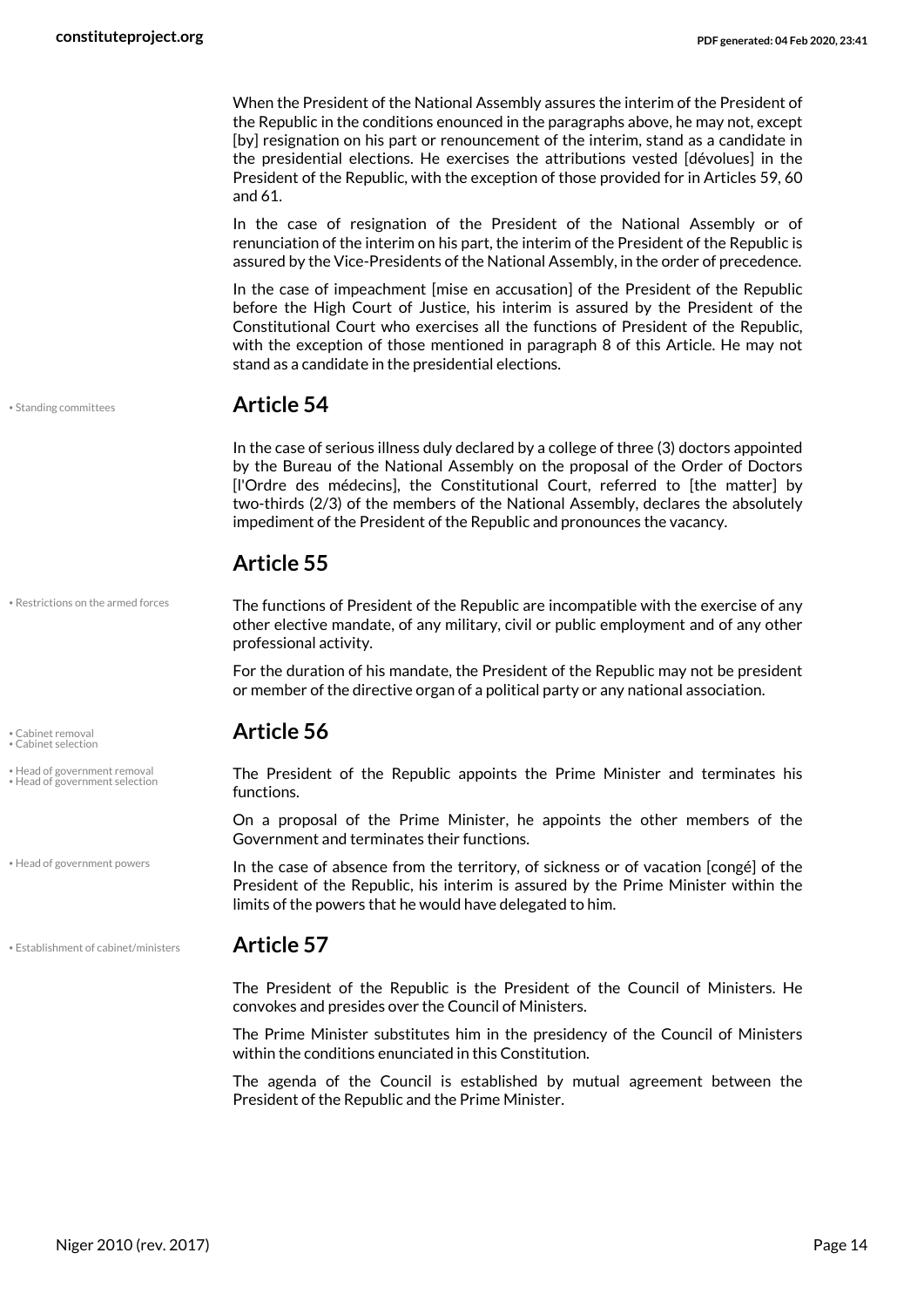When the President of the National Assembly assures the interim of the President of the Republic in the conditions enounced in the paragraphs above, he may not, except [by] resignation on his part or renouncement of the interim, stand as a candidate in the presidential elections. He exercises the attributions vested [dévolues] in the President of the Republic, with the exception of those provided for in Articles 59, 60 and 61.

In the case of resignation of the President of the National Assembly or of renunciation of the interim on his part, the interim of the President of the Republic is assured by the Vice-Presidents of the National Assembly, in the order of precedence.

In the case of impeachment [mise en accusation] of the President of the Republic before the High Court of Justice, his interim is assured by the President of the Constitutional Court who exercises all the functions of President of the Republic, with the exception of those mentioned in paragraph 8 of this Article. He may not stand as a candidate in the presidential elections.

## Article 54

In the case of serious illness duly declared by a college of three (3) doctors appointed by the Bureau of the National Assembly on the proposal of the Order of Doctors [l'Ordre des médecins], the Constitutional Court, referred to [the matter] by two-thirds (2/3) of the members of the National Assembly, declares the absolutely impediment of the President of the Republic and pronounces the vacancy.

## Article 55

The functions of President of the Republic are incompatible with the exercise of any other elective mandate, of any military, civil or public employment and of any other professional activity.

For the duration of his mandate, the President of the Republic may not be president or member of the directive organ of a political party or any national association.

## Article 56

The President of the Republic appoints the Prime Minister and terminates his functions.

On a proposal of the Prime Minister, he appoints the other members of the Government and terminates their functions.

In the case of absence from the territory, of sickness or of vacation [congé] of the President of the Republic, his interim is assured by the Prime Minister within the limits of the powers that he would have delegated to him.

## Article 57

The President of the Republic is the President of the Council of Ministers. He convokes and presides over the Council of Ministers.

The Prime Minister substitutes him in the presidency of the Council of Ministers within the conditions enunciated in this Constitution.

The agenda of the Council is established by mutual agreement between the President of the Republic and the Prime Minister.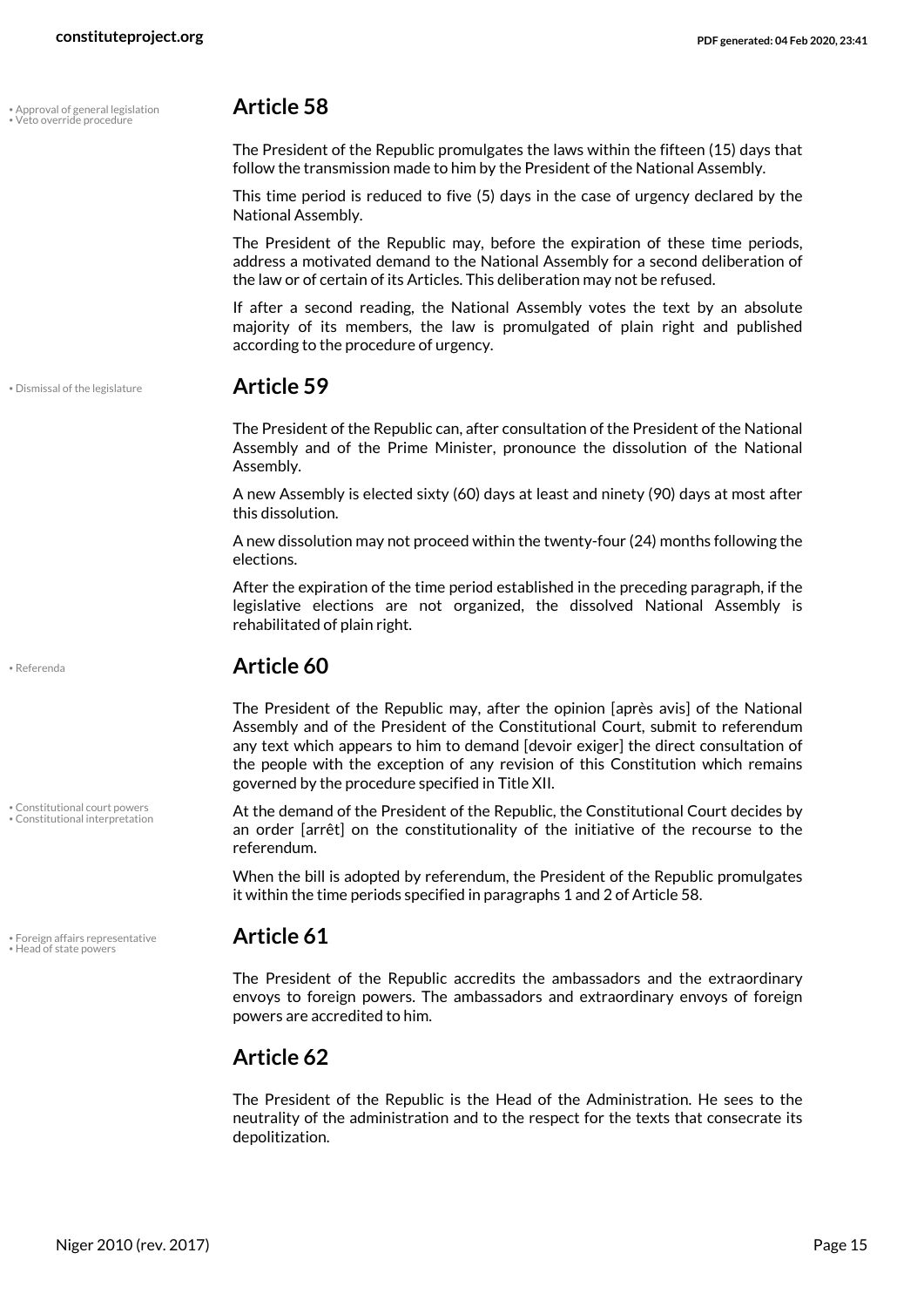## Article 58

The President of the Republic promulgates the laws within the fifteen (15) days that follow the transmission made to him by the President of the National Assembly.

This time period is reduced to five (5) days in the case of urgency declared by the National Assembly.

The President of the Republic may, before the expiration of these time periods, address a motivated demand to the National Assembly for a second deliberation of the law or of certain of its Articles. This deliberation may not be refused.

If after a second reading, the National Assembly votes the text by an absolute majority of its members, the law is promulgated of plain right and published according to the procedure of urgency.

## Article 59

The President of the Republic can, after consultation of the President of the National Assembly and of the Prime Minister, pronounce the dissolution of the National Assembly.

A new Assembly is elected sixty (60) days at least and ninety (90) days at most after this dissolution.

A new dissolution may not proceed within the twenty-four (24) months following the elections.

After the expiration of the time period established in the preceding paragraph, if the legislative elections are not organized, the dissolved National Assembly is rehabilitated of plain right.

## Article 60

The President of the Republic may, after the opinion [après avis] of the National Assembly and of the President of the Constitutional Court, submit to referendum any text which appears to him to demand [devoir exiger] the direct consultation of the people with the exception of any revision of this Constitution which remains governed by the procedure specified in Title XII.

At the demand of the President of the Republic, the Constitutional Court decides by an order [arrêt] on the constitutionality of the initiative of the recourse to the referendum.

When the bill is adopted by referendum, the President of the Republic promulgates it within the time periods specified in paragraphs 1 and 2 of Article 58.

## Article 61

The President of the Republic accredits the ambassadors and the extraordinary envoys to foreign powers. The ambassadors and extraordinary envoys of foreign powers are accredited to him.

## Article 62

The President of the Republic is the Head of the Administration. He sees to the neutrality of the administration and to the respect for the texts that consecrate its depolitization.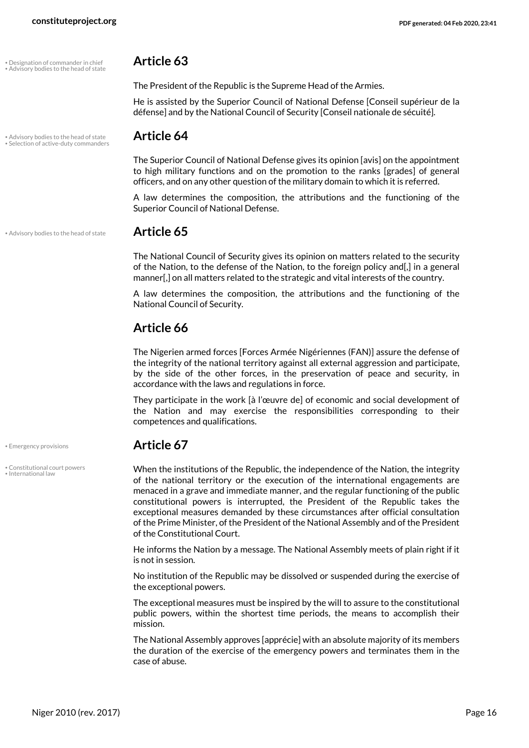• Designation of commander in chief
• Advisory bodies to the head of state

## Article 63

The President of the Republic is the Supreme Head of the Armies.

He is assisted by the Superior Council of National Defense [Conseil supérieur de la défense] and by the National Council of Security [Conseil nationale de sécuité].

• Advisory bodies to the head of state
• Selection of active-duty commanders

## Article 64

The Superior Council of National Defense gives its opinion [avis] on the appointment to high military functions and on the promotion to the ranks [grades] of general officers, and on any other question of the military domain to which it is referred.

A law determines the composition, the attributions and the functioning of the Superior Council of National Defense.

• Advisory bodies to the head of state

## Article 65

The National Council of Security gives its opinion on matters related to the security of the Nation, to the defense of the Nation, to the foreign policy and[,] in a general manner[,] on all matters related to the strategic and vital interests of the country.

A law determines the composition, the attributions and the functioning of the National Council of Security.

## Article 66

The Nigerien armed forces [Forces Armée Nigériennes (FAN)] assure the defense of the integrity of the national territory against all external aggression and participate, by the side of the other forces, in the preservation of peace and security, in accordance with the laws and regulations in force.

They participate in the work [à l'œuvre de] of economic and social development of the Nation and may exercise the responsibilities corresponding to their competences and qualifications.

• Emergency provisions

## Article 67

• Constitutional court powers
• International law

When the institutions of the Republic, the independence of the Nation, the integrity of the national territory or the execution of the international engagements are menaced in a grave and immediate manner, and the regular functioning of the public constitutional powers is interrupted, the President of the Republic takes the exceptional measures demanded by these circumstances after official consultation of the Prime Minister, of the President of the National Assembly and of the President of the Constitutional Court.

He informs the Nation by a message. The National Assembly meets of plain right if it is not in session.

No institution of the Republic may be dissolved or suspended during the exercise of the exceptional powers.

The exceptional measures must be inspired by the will to assure to the constitutional public powers, within the shortest time periods, the means to accomplish their mission.

The National Assembly approves [apprécie] with an absolute majority of its members the duration of the exercise of the emergency powers and terminates them in the case of abuse.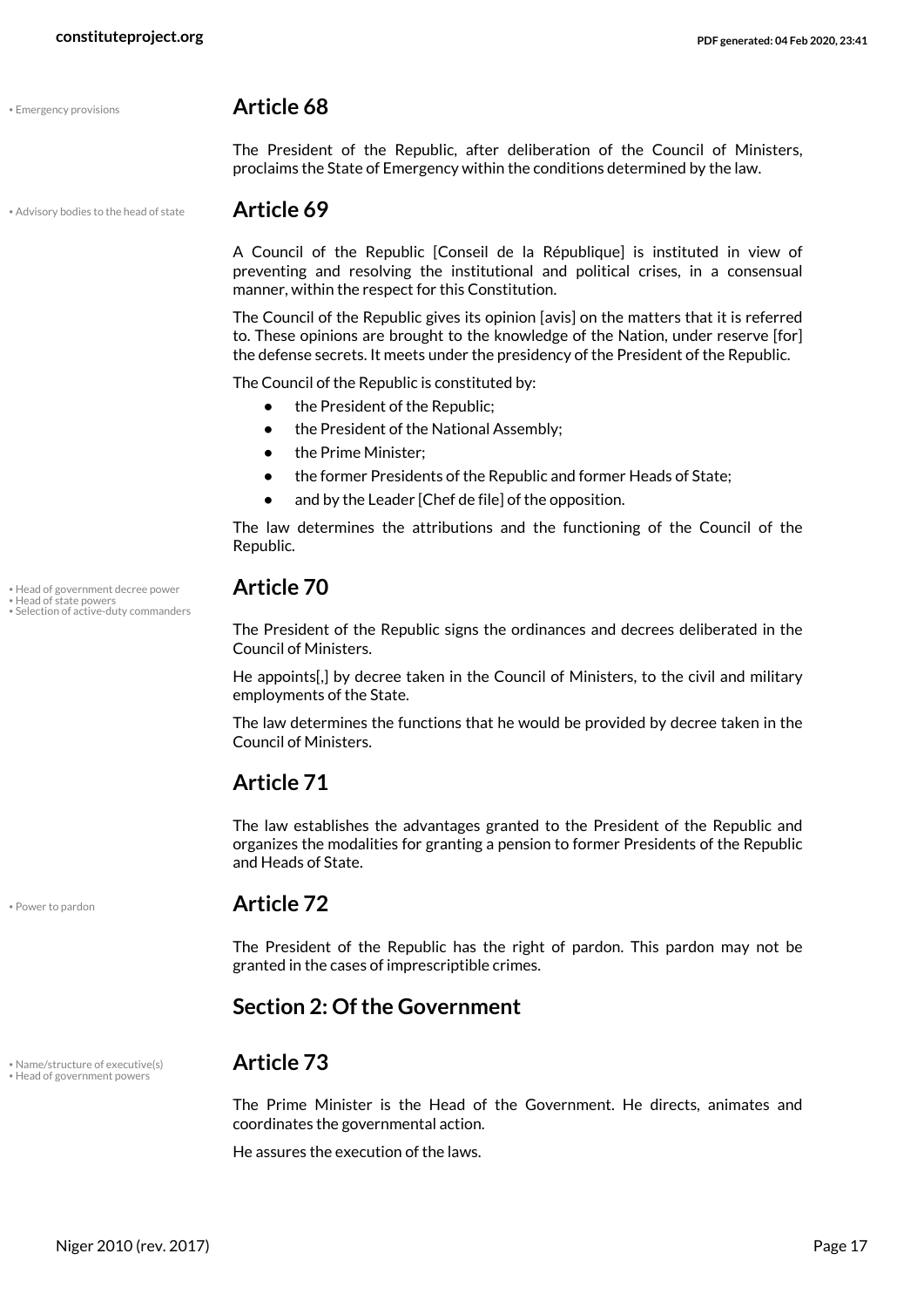• Emergency provisions

## Article 68

The President of the Republic, after deliberation of the Council of Ministers, proclaims the State of Emergency within the conditions determined by the law.

• Advisory bodies to the head of state

## Article 69

A Council of the Republic [Conseil de la République] is instituted in view of preventing and resolving the institutional and political crises, in a consensual manner, within the respect for this Constitution.

The Council of the Republic gives its opinion [avis] on the matters that it is referred to. These opinions are brought to the knowledge of the Nation, under reserve [for] the defense secrets. It meets under the presidency of the President of the Republic.

The Council of the Republic is constituted by:

- the President of the Republic;
- the President of the National Assembly;
- the Prime Minister;
- the former Presidents of the Republic and former Heads of State;
- and by the Leader [Chef de file] of the opposition.

The law determines the attributions and the functioning of the Council of the Republic.

• Head of government decree power
• Head of state powers
• Selection of active-duty commanders

## Article 70

The President of the Republic signs the ordinances and decrees deliberated in the Council of Ministers.

He appoints[,] by decree taken in the Council of Ministers, to the civil and military employments of the State.

The law determines the functions that he would be provided by decree taken in the Council of Ministers.

## Article 71

The law establishes the advantages granted to the President of the Republic and organizes the modalities for granting a pension to former Presidents of the Republic and Heads of State.

• Power to pardon

## Article 72

The President of the Republic has the right of pardon. This pardon may not be granted in the cases of imprescriptible crimes.

## Section 2: Of the Government

• Name/structure of executive(s)
• Head of government powers

## Article 73

The Prime Minister is the Head of the Government. He directs, animates and coordinates the governmental action.

He assures the execution of the laws.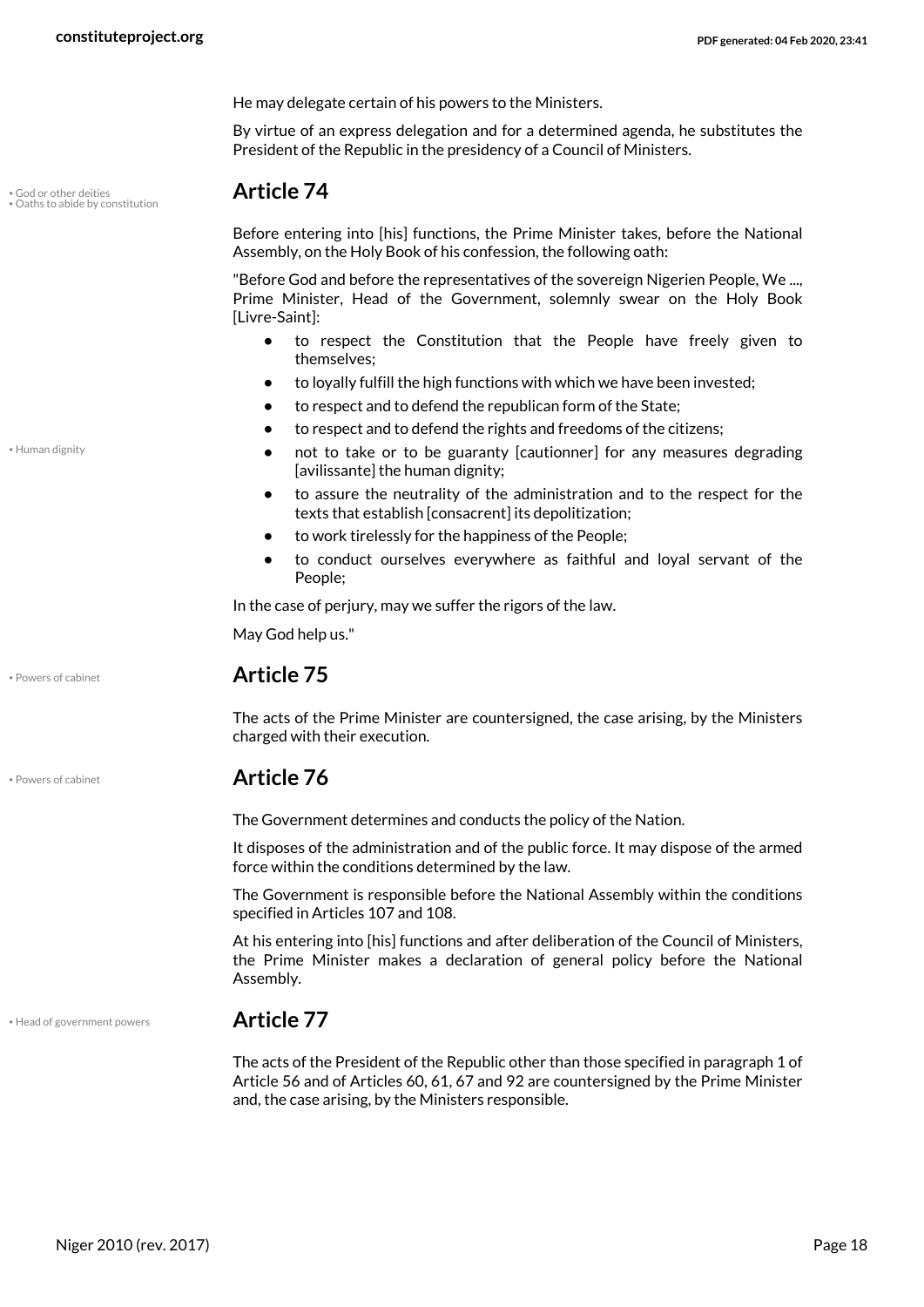He may delegate certain of his powers to the Ministers.

By virtue of an express delegation and for a determined agenda, he substitutes the President of the Republic in the presidency of a Council of Ministers.

## Article 74

Before entering into [his] functions, the Prime Minister takes, before the National Assembly, on the Holy Book of his confession, the following oath:

"Before God and before the representatives of the sovereign Nigerien People, We ..., Prime Minister, Head of the Government, solemnly swear on the Holy Book [Livre-Saint]:

- to respect the Constitution that the People have freely given to themselves;
- to loyally fulfill the high functions with which we have been invested;
- to respect and to defend the republican form of the State;
- to respect and to defend the rights and freedoms of the citizens;
- not to take or to be guaranty [cautionner] for any measures degrading [avilissante] the human dignity;
- to assure the neutrality of the administration and to the respect for the texts that establish [consacrent] its depolitization;
- to work tirelessly for the happiness of the People;
- to conduct ourselves everywhere as faithful and loyal servant of the People;

In the case of perjury, may we suffer the rigors of the law.

May God help us."

## Article 75

The acts of the Prime Minister are countersigned, the case arising, by the Ministers charged with their execution.

## Article 76

The Government determines and conducts the policy of the Nation.

It disposes of the administration and of the public force. It may dispose of the armed force within the conditions determined by the law.

The Government is responsible before the National Assembly within the conditions specified in Articles 107 and 108.

At his entering into [his] functions and after deliberation of the Council of Ministers, the Prime Minister makes a declaration of general policy before the National Assembly.

## Article 77

The acts of the President of the Republic other than those specified in paragraph 1 of Article 56 and of Articles 60, 61, 67 and 92 are countersigned by the Prime Minister and, the case arising, by the Ministers responsible.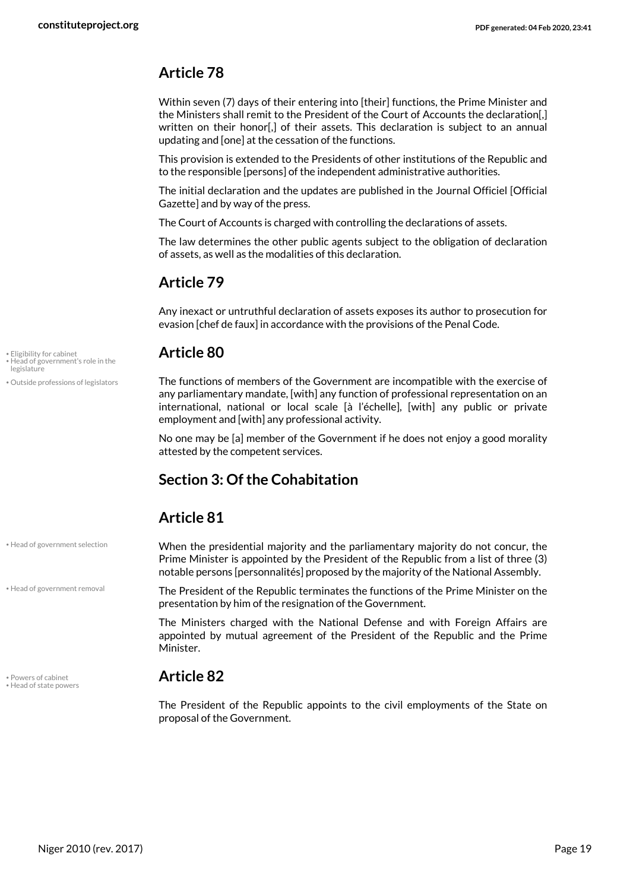## Article 78

Within seven (7) days of their entering into [their] functions, the Prime Minister and the Ministers shall remit to the President of the Court of Accounts the declaration[,] written on their honor[,] of their assets. This declaration is subject to an annual updating and [one] at the cessation of the functions.

This provision is extended to the Presidents of other institutions of the Republic and to the responsible [persons] of the independent administrative authorities.

The initial declaration and the updates are published in the Journal Officiel [Official Gazette] and by way of the press.

The Court of Accounts is charged with controlling the declarations of assets.

The law determines the other public agents subject to the obligation of declaration of assets, as well as the modalities of this declaration.

## Article 79

Any inexact or untruthful declaration of assets exposes its author to prosecution for evasion [chef de faux] in accordance with the provisions of the Penal Code.

## Article 80

- Eligibility for cabinet
- Head of government's role in the legislature
- Outside professions of legislators

The functions of members of the Government are incompatible with the exercise of any parliamentary mandate, [with] any function of professional representation on an international, national or local scale [à l'échelle], [with] any public or private employment and [with] any professional activity.

No one may be [a] member of the Government if he does not enjoy a good morality attested by the competent services.

# Section 3: Of the Cohabitation

## Article 81

- Head of government selection

When the presidential majority and the parliamentary majority do not concur, the Prime Minister is appointed by the President of the Republic from a list of three (3) notable persons [personnalités] proposed by the majority of the National Assembly.

- Head of government removal

The President of the Republic terminates the functions of the Prime Minister on the presentation by him of the resignation of the Government.

The Ministers charged with the National Defense and with Foreign Affairs are appointed by mutual agreement of the President of the Republic and the Prime Minister.

## Article 82

- Powers of cabinet
- Head of state powers

The President of the Republic appoints to the civil employments of the State on proposal of the Government.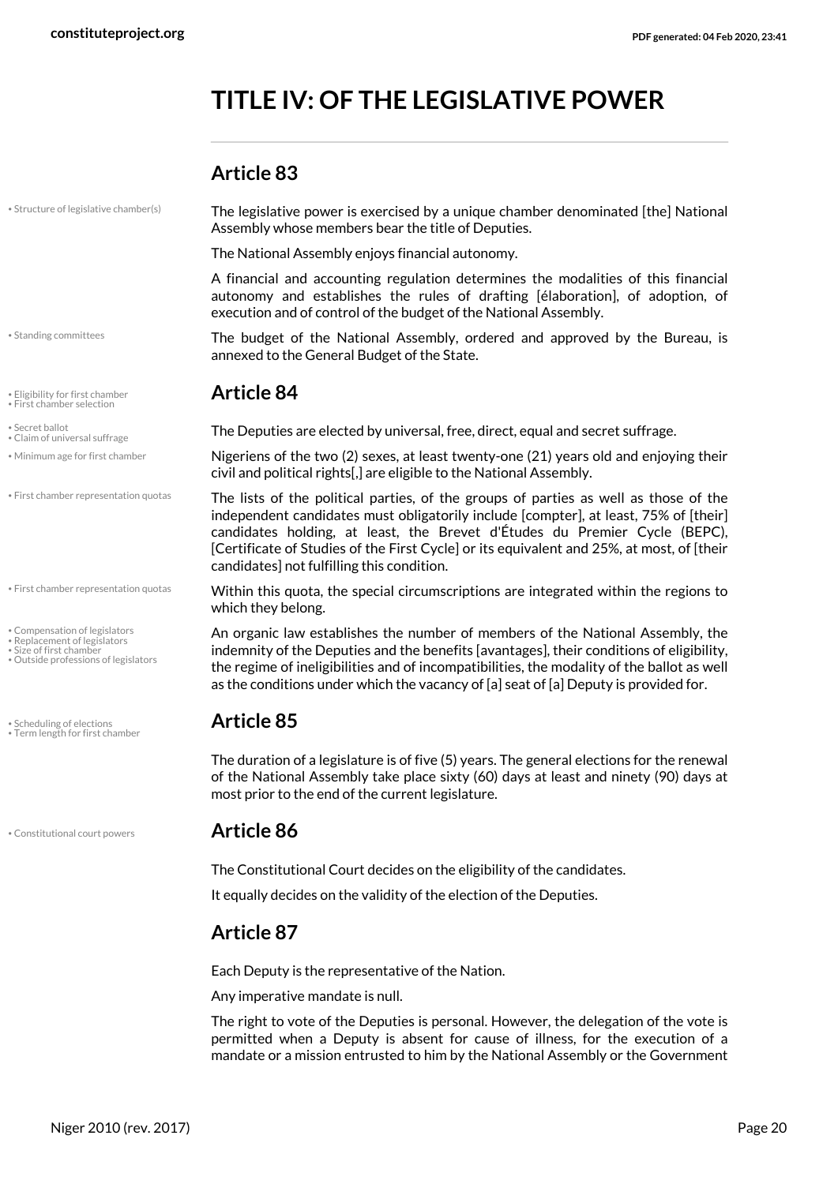# TITLE IV: OF THE LEGISLATIVE POWER

## Article 83

The legislative power is exercised by a unique chamber denominated [the] National Assembly whose members bear the title of Deputies.

The National Assembly enjoys financial autonomy.

A financial and accounting regulation determines the modalities of this financial autonomy and establishes the rules of drafting [élaboration], of adoption, of execution and of control of the budget of the National Assembly.

The budget of the National Assembly, ordered and approved by the Bureau, is annexed to the General Budget of the State.

## Article 84

The Deputies are elected by universal, free, direct, equal and secret suffrage.

Nigeriens of the two (2) sexes, at least twenty-one (21) years old and enjoying their civil and political rights[,] are eligible to the National Assembly.

The lists of the political parties, of the groups of parties as well as those of the independent candidates must obligatorily include [compter], at least, 75% of [their] candidates holding, at least, the Brevet d'Études du Premier Cycle (BEPC), [Certificate of Studies of the First Cycle] or its equivalent and 25%, at most, of [their candidates] not fulfilling this condition.

Within this quota, the special circumscriptions are integrated within the regions to which they belong.

An organic law establishes the number of members of the National Assembly, the indemnity of the Deputies and the benefits [avantages], their conditions of eligibility, the regime of ineligibilities and of incompatibilities, the modality of the ballot as well as the conditions under which the vacancy of [a] seat of [a] Deputy is provided for.

## Article 85

The duration of a legislature is of five (5) years. The general elections for the renewal of the National Assembly take place sixty (60) days at least and ninety (90) days at most prior to the end of the current legislature.

## Article 86

The Constitutional Court decides on the eligibility of the candidates.

It equally decides on the validity of the election of the Deputies.

## Article 87

Each Deputy is the representative of the Nation.

Any imperative mandate is null.

The right to vote of the Deputies is personal. However, the delegation of the vote is permitted when a Deputy is absent for cause of illness, for the execution of a mandate or a mission entrusted to him by the National Assembly or the Government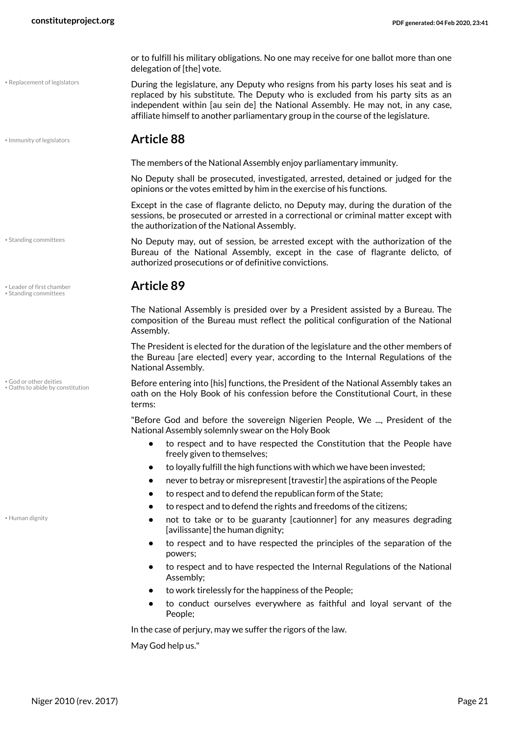or to fulfill his military obligations. No one may receive for one ballot more than one delegation of [the] vote.

During the legislature, any Deputy who resigns from his party loses his seat and is replaced by his substitute. The Deputy who is excluded from his party sits as an independent within [au sein de] the National Assembly. He may not, in any case, affiliate himself to another parliamentary group in the course of the legislature.

## Article 88

The members of the National Assembly enjoy parliamentary immunity.

No Deputy shall be prosecuted, investigated, arrested, detained or judged for the opinions or the votes emitted by him in the exercise of his functions.

Except in the case of flagrante delicto, no Deputy may, during the duration of the sessions, be prosecuted or arrested in a correctional or criminal matter except with the authorization of the National Assembly.

No Deputy may, out of session, be arrested except with the authorization of the Bureau of the National Assembly, except in the case of flagrante delicto, of authorized prosecutions or of definitive convictions.

## Article 89

The National Assembly is presided over by a President assisted by a Bureau. The composition of the Bureau must reflect the political configuration of the National Assembly.

The President is elected for the duration of the legislature and the other members of the Bureau [are elected] every year, according to the Internal Regulations of the National Assembly.

Before entering into [his] functions, the President of the National Assembly takes an oath on the Holy Book of his confession before the Constitutional Court, in these terms:

"Before God and before the sovereign Nigerien People, We ..., President of the National Assembly solemnly swear on the Holy Book

- to respect and to have respected the Constitution that the People have freely given to themselves;
- to loyally fulfill the high functions with which we have been invested;
- never to betray or misrepresent [travestir] the aspirations of the People
- to respect and to defend the republican form of the State;
- to respect and to defend the rights and freedoms of the citizens;
- not to take or to be guaranty [cautionner] for any measures degrading [avilissante] the human dignity;
- to respect and to have respected the principles of the separation of the powers;
- to respect and to have respected the Internal Regulations of the National Assembly;
- to work tirelessly for the happiness of the People;
- to conduct ourselves everywhere as faithful and loyal servant of the People;

In the case of perjury, may we suffer the rigors of the law.

May God help us."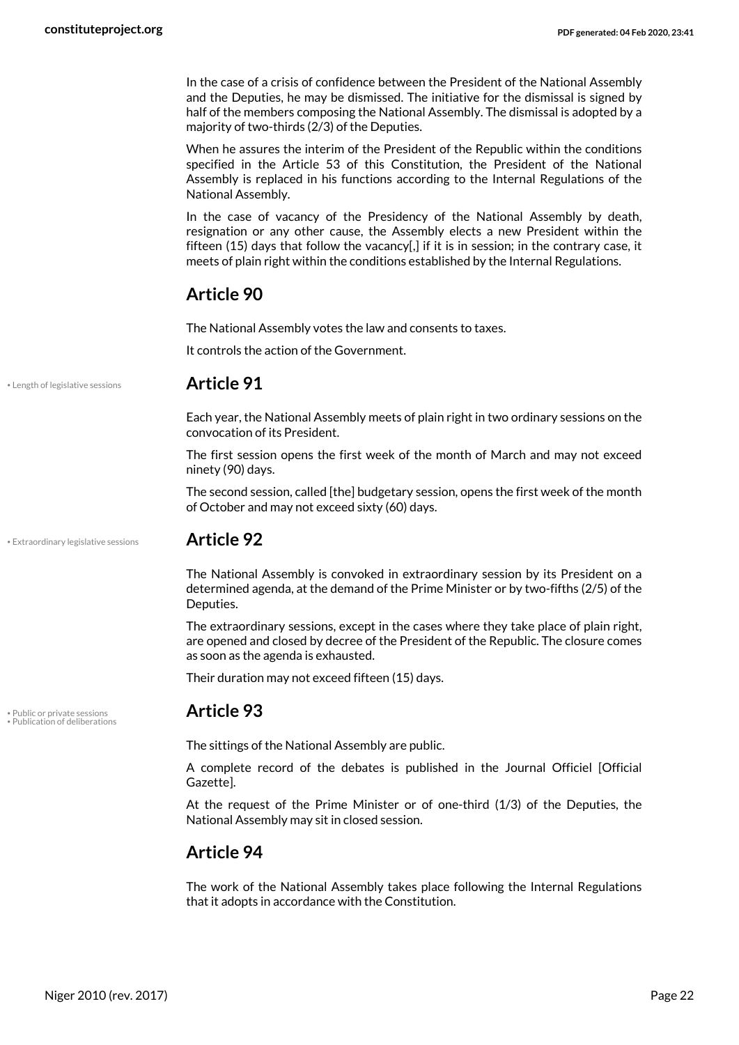In the case of a crisis of confidence between the President of the National Assembly and the Deputies, he may be dismissed. The initiative for the dismissal is signed by half of the members composing the National Assembly. The dismissal is adopted by a majority of two-thirds (2/3) of the Deputies.

When he assures the interim of the President of the Republic within the conditions specified in the Article 53 of this Constitution, the President of the National Assembly is replaced in his functions according to the Internal Regulations of the National Assembly.

In the case of vacancy of the Presidency of the National Assembly by death, resignation or any other cause, the Assembly elects a new President within the fifteen (15) days that follow the vacancy[,] if it is in session; in the contrary case, it meets of plain right within the conditions established by the Internal Regulations.

## Article 90

The National Assembly votes the law and consents to taxes.

It controls the action of the Government.

## Article 91

• Length of legislative sessions

Each year, the National Assembly meets of plain right in two ordinary sessions on the convocation of its President.

The first session opens the first week of the month of March and may not exceed ninety (90) days.

The second session, called [the] budgetary session, opens the first week of the month of October and may not exceed sixty (60) days.

## Article 92

• Extraordinary legislative sessions

The National Assembly is convoked in extraordinary session by its President on a determined agenda, at the demand of the Prime Minister or by two-fifths (2/5) of the Deputies.

The extraordinary sessions, except in the cases where they take place of plain right, are opened and closed by decree of the President of the Republic. The closure comes as soon as the agenda is exhausted.

Their duration may not exceed fifteen (15) days.

## Article 93

• Public or private sessions
• Publication of deliberations

The sittings of the National Assembly are public.

A complete record of the debates is published in the Journal Officiel [Official Gazette].

At the request of the Prime Minister or of one-third (1/3) of the Deputies, the National Assembly may sit in closed session.

## Article 94

The work of the National Assembly takes place following the Internal Regulations that it adopts in accordance with the Constitution.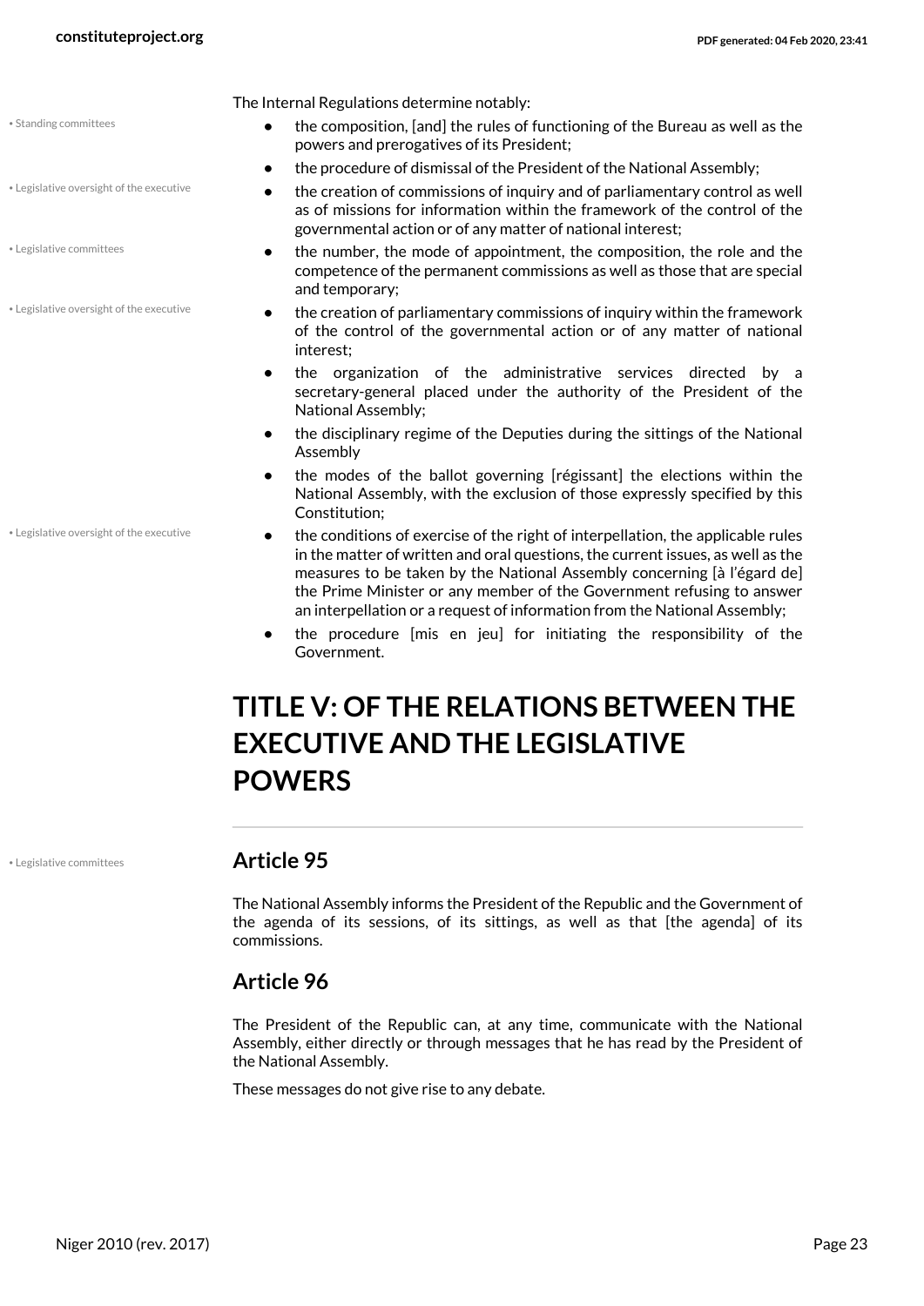The Internal Regulations determine notably:

- the composition, [and] the rules of functioning of the Bureau as well as the powers and prerogatives of its President;
- the procedure of dismissal of the President of the National Assembly;
- the creation of commissions of inquiry and of parliamentary control as well as of missions for information within the framework of the control of the governmental action or of any matter of national interest;
- the number, the mode of appointment, the composition, the role and the competence of the permanent commissions as well as those that are special and temporary;
- the creation of parliamentary commissions of inquiry within the framework of the control of the governmental action or of any matter of national interest;
- the organization of the administrative services directed by a secretary-general placed under the authority of the President of the National Assembly;
- the disciplinary regime of the Deputies during the sittings of the National Assembly
- the modes of the ballot governing [régissant] the elections within the National Assembly, with the exclusion of those expressly specified by this Constitution;
- the conditions of exercise of the right of interpellation, the applicable rules in the matter of written and oral questions, the current issues, as well as the measures to be taken by the National Assembly concerning [à l'égard de] the Prime Minister or any member of the Government refusing to answer an interpellation or a request of information from the National Assembly;
- the procedure [mis en jeu] for initiating the responsibility of the Government.

# TITLE V: OF THE RELATIONS BETWEEN THE EXECUTIVE AND THE LEGISLATIVE POWERS

## Article 95

The National Assembly informs the President of the Republic and the Government of the agenda of its sessions, of its sittings, as well as that [the agenda] of its commissions.

## Article 96

The President of the Republic can, at any time, communicate with the National Assembly, either directly or through messages that he has read by the President of the National Assembly.

These messages do not give rise to any debate.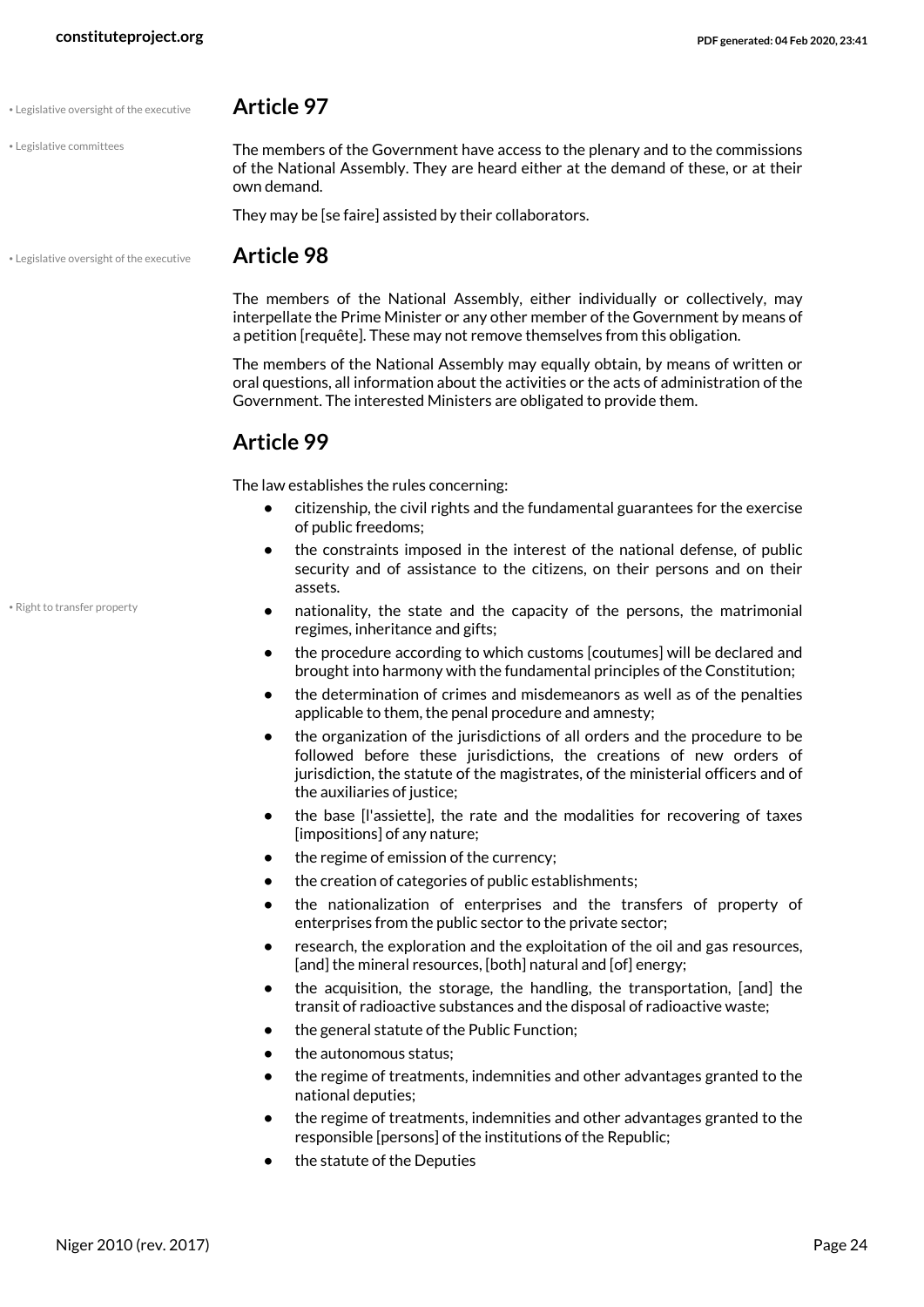• Legislative oversight of the executive

• Legislative committees

## Article 97

The members of the Government have access to the plenary and to the commissions of the National Assembly. They are heard either at the demand of these, or at their own demand.

They may be [se faire] assisted by their collaborators.

• Legislative oversight of the executive

## Article 98

The members of the National Assembly, either individually or collectively, may interpellate the Prime Minister or any other member of the Government by means of a petition [requête]. These may not remove themselves from this obligation.

The members of the National Assembly may equally obtain, by means of written or oral questions, all information about the activities or the acts of administration of the Government. The interested Ministers are obligated to provide them.

## Article 99

The law establishes the rules concerning:

- citizenship, the civil rights and the fundamental guarantees for the exercise of public freedoms;
- the constraints imposed in the interest of the national defense, of public security and of assistance to the citizens, on their persons and on their assets.
- nationality, the state and the capacity of the persons, the matrimonial regimes, inheritance and gifts;
- the procedure according to which customs [coutumes] will be declared and brought into harmony with the fundamental principles of the Constitution;
- the determination of crimes and misdemeanors as well as of the penalties applicable to them, the penal procedure and amnesty;
- the organization of the jurisdictions of all orders and the procedure to be followed before these jurisdictions, the creations of new orders of jurisdiction, the statute of the magistrates, of the ministerial officers and of the auxiliaries of justice;
- the base [l'assiette], the rate and the modalities for recovering of taxes [impositions] of any nature;
- the regime of emission of the currency;
- the creation of categories of public establishments;
- the nationalization of enterprises and the transfers of property of enterprises from the public sector to the private sector;
- research, the exploration and the exploitation of the oil and gas resources, [and] the mineral resources, [both] natural and [of] energy;
- the acquisition, the storage, the handling, the transportation, [and] the transit of radioactive substances and the disposal of radioactive waste;
- the general statute of the Public Function;
- the autonomous status;
- the regime of treatments, indemnities and other advantages granted to the national deputies;
- the regime of treatments, indemnities and other advantages granted to the responsible [persons] of the institutions of the Republic;
- the statute of the Deputies

• Right to transfer property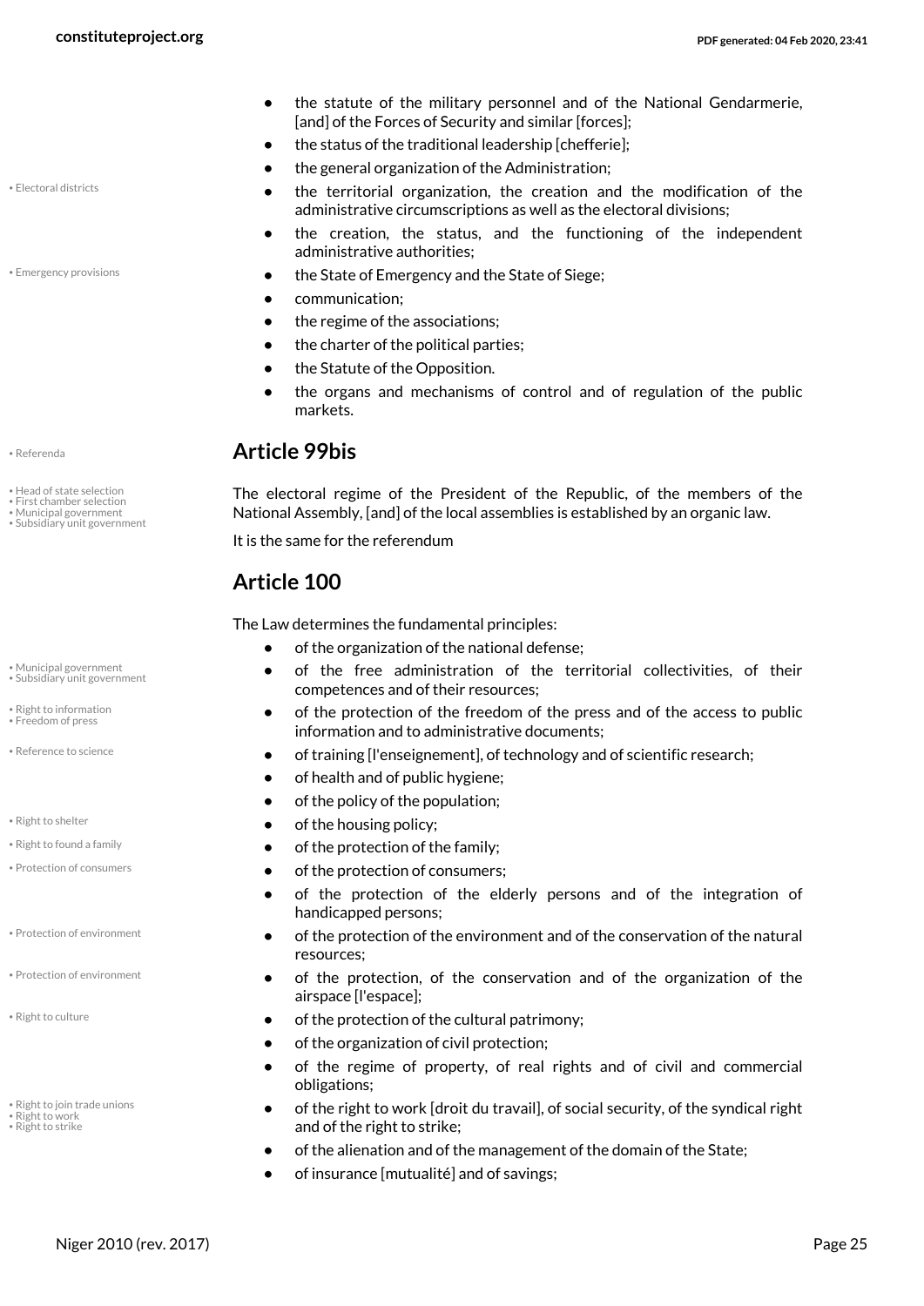- the statute of the military personnel and of the National Gendarmerie, [and] of the Forces of Security and similar [forces];
- the status of the traditional leadership [chefferie];
- the general organization of the Administration;
- the territorial organization, the creation and the modification of the administrative circumscriptions as well as the electoral divisions;
- the creation, the status, and the functioning of the independent administrative authorities;
- the State of Emergency and the State of Siege;
- communication;
- the regime of the associations;
- the charter of the political parties;
- the Statute of the Opposition.
- the organs and mechanisms of control and of regulation of the public markets.

## Article 99bis

The electoral regime of the President of the Republic, of the members of the National Assembly, [and] of the local assemblies is established by an organic law.

It is the same for the referendum

## Article 100

The Law determines the fundamental principles:

- of the organization of the national defense;
- of the free administration of the territorial collectivities, of their competences and of their resources;
- of the protection of the freedom of the press and of the access to public information and to administrative documents;
- of training [l'enseignement], of technology and of scientific research;
- of health and of public hygiene;
- of the policy of the population;
- of the housing policy;
- of the protection of the family;
- of the protection of consumers;
- of the protection of the elderly persons and of the integration of handicapped persons;
- of the protection of the environment and of the conservation of the natural resources;
- of the protection, of the conservation and of the organization of the airspace [l'espace];
- of the protection of the cultural patrimony;
- of the organization of civil protection;
- of the regime of property, of real rights and of civil and commercial obligations;
- of the right to work [droit du travail], of social security, of the syndical right and of the right to strike;
- of the alienation and of the management of the domain of the State;
- of insurance [mutualité] and of savings;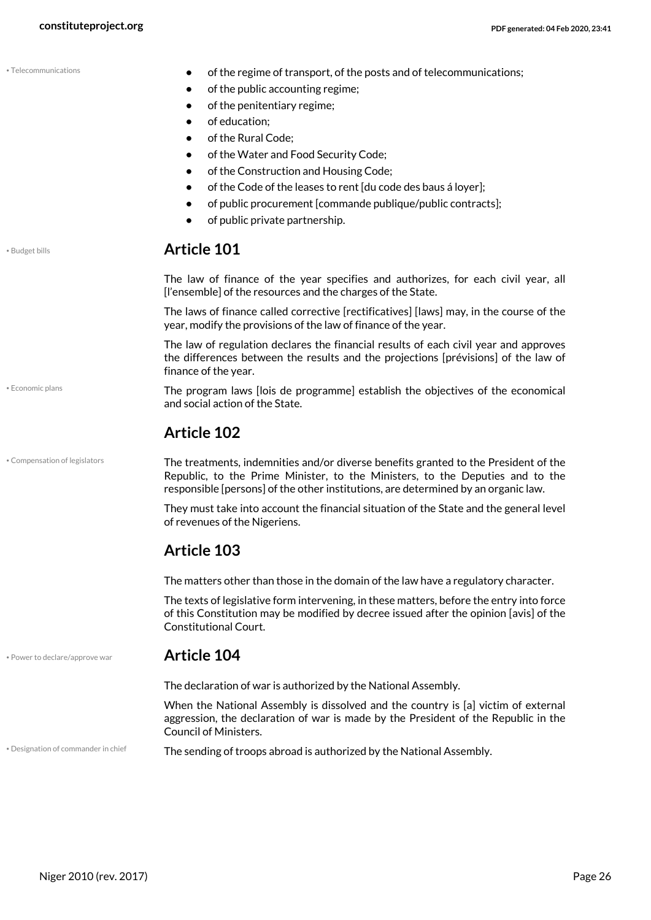- of the regime of transport, of the posts and of telecommunications;
- of the public accounting regime;
- of the penitentiary regime;
- of education;
- of the Rural Code;
- of the Water and Food Security Code;
- of the Construction and Housing Code;
- of the Code of the leases to rent [du code des baus á loyer];
- of public procurement [commande publique/public contracts];
- of public private partnership.

## Article 101

The law of finance of the year specifies and authorizes, for each civil year, all [l'ensemble] of the resources and the charges of the State.

The laws of finance called corrective [rectificatives] [laws] may, in the course of the year, modify the provisions of the law of finance of the year.

The law of regulation declares the financial results of each civil year and approves the differences between the results and the projections [prévisions] of the law of finance of the year.

The program laws [lois de programme] establish the objectives of the economical and social action of the State.

## Article 102

The treatments, indemnities and/or diverse benefits granted to the President of the Republic, to the Prime Minister, to the Ministers, to the Deputies and to the responsible [persons] of the other institutions, are determined by an organic law.

They must take into account the financial situation of the State and the general level of revenues of the Nigeriens.

## Article 103

The matters other than those in the domain of the law have a regulatory character.

The texts of legislative form intervening, in these matters, before the entry into force of this Constitution may be modified by decree issued after the opinion [avis] of the Constitutional Court.

## Article 104

The declaration of war is authorized by the National Assembly.

When the National Assembly is dissolved and the country is [a] victim of external aggression, the declaration of war is made by the President of the Republic in the Council of Ministers.

The sending of troops abroad is authorized by the National Assembly.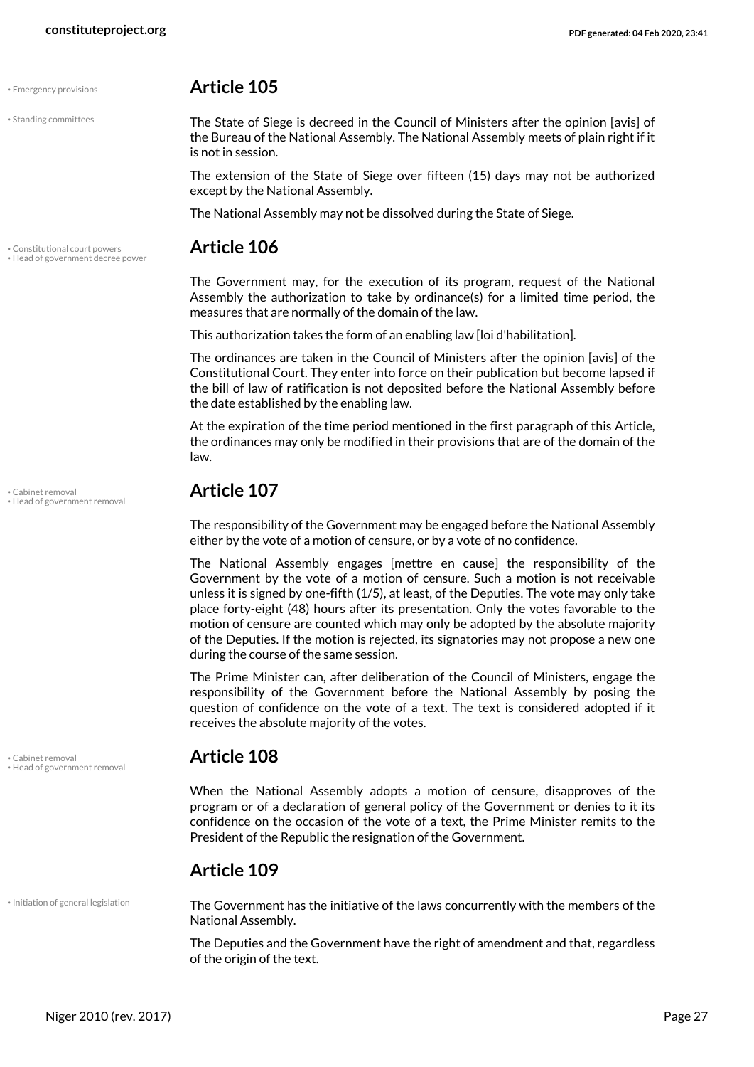## Article 105

• Emergency provisions
• Standing committees

The State of Siege is decreed in the Council of Ministers after the opinion [avis] of the Bureau of the National Assembly. The National Assembly meets of plain right if it is not in session.

The extension of the State of Siege over fifteen (15) days may not be authorized except by the National Assembly.

The National Assembly may not be dissolved during the State of Siege.

## Article 106

• Constitutional court powers
• Head of government decree power

The Government may, for the execution of its program, request of the National Assembly the authorization to take by ordinance(s) for a limited time period, the measures that are normally of the domain of the law.

This authorization takes the form of an enabling law [loi d'habilitation].

The ordinances are taken in the Council of Ministers after the opinion [avis] of the Constitutional Court. They enter into force on their publication but become lapsed if the bill of law of ratification is not deposited before the National Assembly before the date established by the enabling law.

At the expiration of the time period mentioned in the first paragraph of this Article, the ordinances may only be modified in their provisions that are of the domain of the law.

## Article 107

• Cabinet removal
• Head of government removal

The responsibility of the Government may be engaged before the National Assembly either by the vote of a motion of censure, or by a vote of no confidence.

The National Assembly engages [mettre en cause] the responsibility of the Government by the vote of a motion of censure. Such a motion is not receivable unless it is signed by one-fifth (1/5), at least, of the Deputies. The vote may only take place forty-eight (48) hours after its presentation. Only the votes favorable to the motion of censure are counted which may only be adopted by the absolute majority of the Deputies. If the motion is rejected, its signatories may not propose a new one during the course of the same session.

The Prime Minister can, after deliberation of the Council of Ministers, engage the responsibility of the Government before the National Assembly by posing the question of confidence on the vote of a text. The text is considered adopted if it receives the absolute majority of the votes.

## Article 108

• Cabinet removal
• Head of government removal

When the National Assembly adopts a motion of censure, disapproves of the program or of a declaration of general policy of the Government or denies to it its confidence on the occasion of the vote of a text, the Prime Minister remits to the President of the Republic the resignation of the Government.

## Article 109

• Initiation of general legislation

The Government has the initiative of the laws concurrently with the members of the National Assembly.

The Deputies and the Government have the right of amendment and that, regardless of the origin of the text.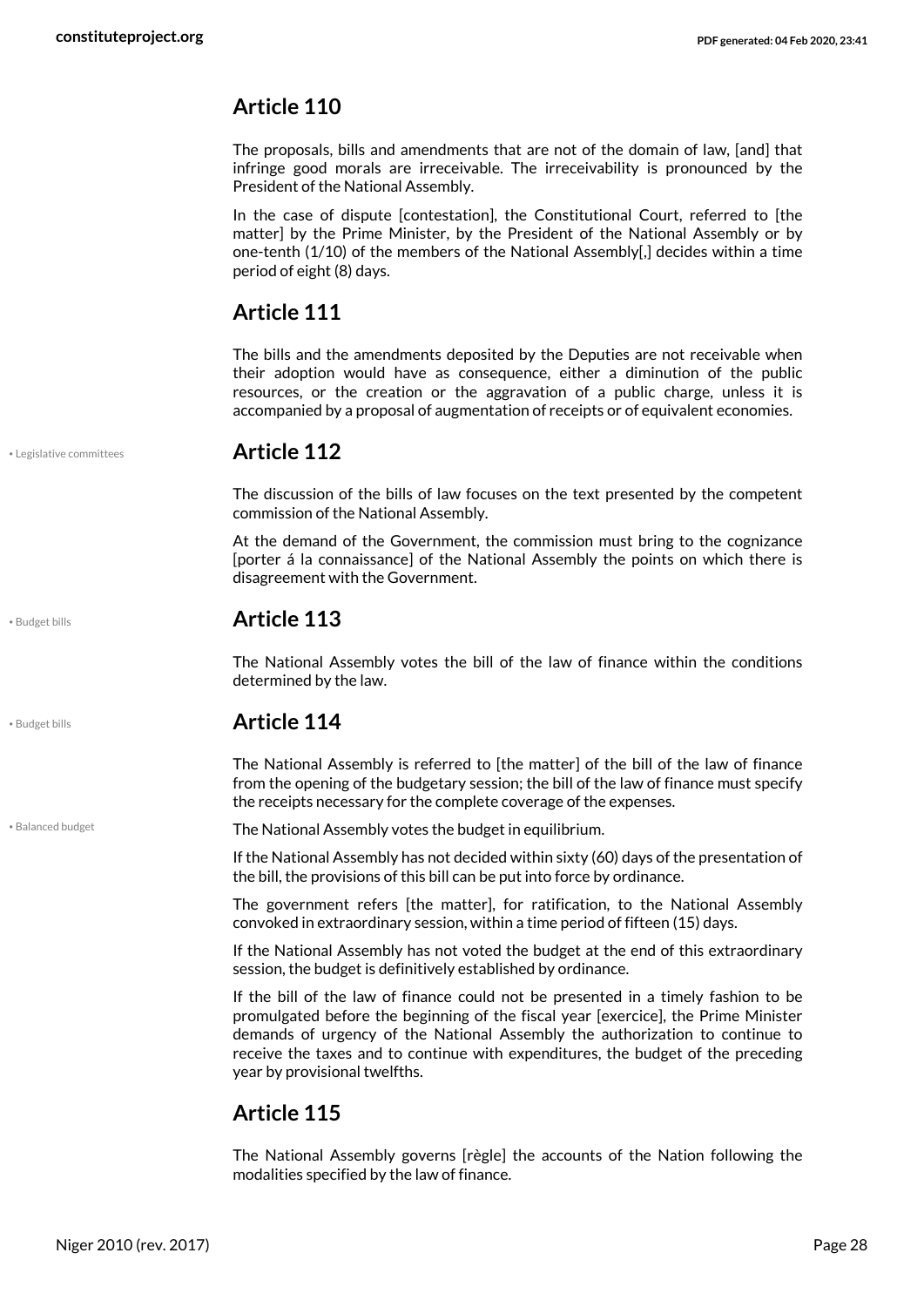## Article 110

The proposals, bills and amendments that are not of the domain of law, [and] that infringe good morals are irreceivable. The irreceivability is pronounced by the President of the National Assembly.

In the case of dispute [contestation], the Constitutional Court, referred to [the matter] by the Prime Minister, by the President of the National Assembly or by one-tenth (1/10) of the members of the National Assembly[,] decides within a time period of eight (8) days.

## Article 111

The bills and the amendments deposited by the Deputies are not receivable when their adoption would have as consequence, either a diminution of the public resources, or the creation or the aggravation of a public charge, unless it is accompanied by a proposal of augmentation of receipts or of equivalent economies.

• Legislative committees

## Article 112

The discussion of the bills of law focuses on the text presented by the competent commission of the National Assembly.

At the demand of the Government, the commission must bring to the cognizance [porter á la connaissance] of the National Assembly the points on which there is disagreement with the Government.

• Budget bills

## Article 113

The National Assembly votes the bill of the law of finance within the conditions determined by the law.

• Budget bills

## Article 114

The National Assembly is referred to [the matter] of the bill of the law of finance from the opening of the budgetary session; the bill of the law of finance must specify the receipts necessary for the complete coverage of the expenses.

• Balanced budget

The National Assembly votes the budget in equilibrium.

If the National Assembly has not decided within sixty (60) days of the presentation of the bill, the provisions of this bill can be put into force by ordinance.

The government refers [the matter], for ratification, to the National Assembly convoked in extraordinary session, within a time period of fifteen (15) days.

If the National Assembly has not voted the budget at the end of this extraordinary session, the budget is definitively established by ordinance.

If the bill of the law of finance could not be presented in a timely fashion to be promulgated before the beginning of the fiscal year [exercice], the Prime Minister demands of urgency of the National Assembly the authorization to continue to receive the taxes and to continue with expenditures, the budget of the preceding year by provisional twelfths.

## Article 115

The National Assembly governs [règle] the accounts of the Nation following the modalities specified by the law of finance.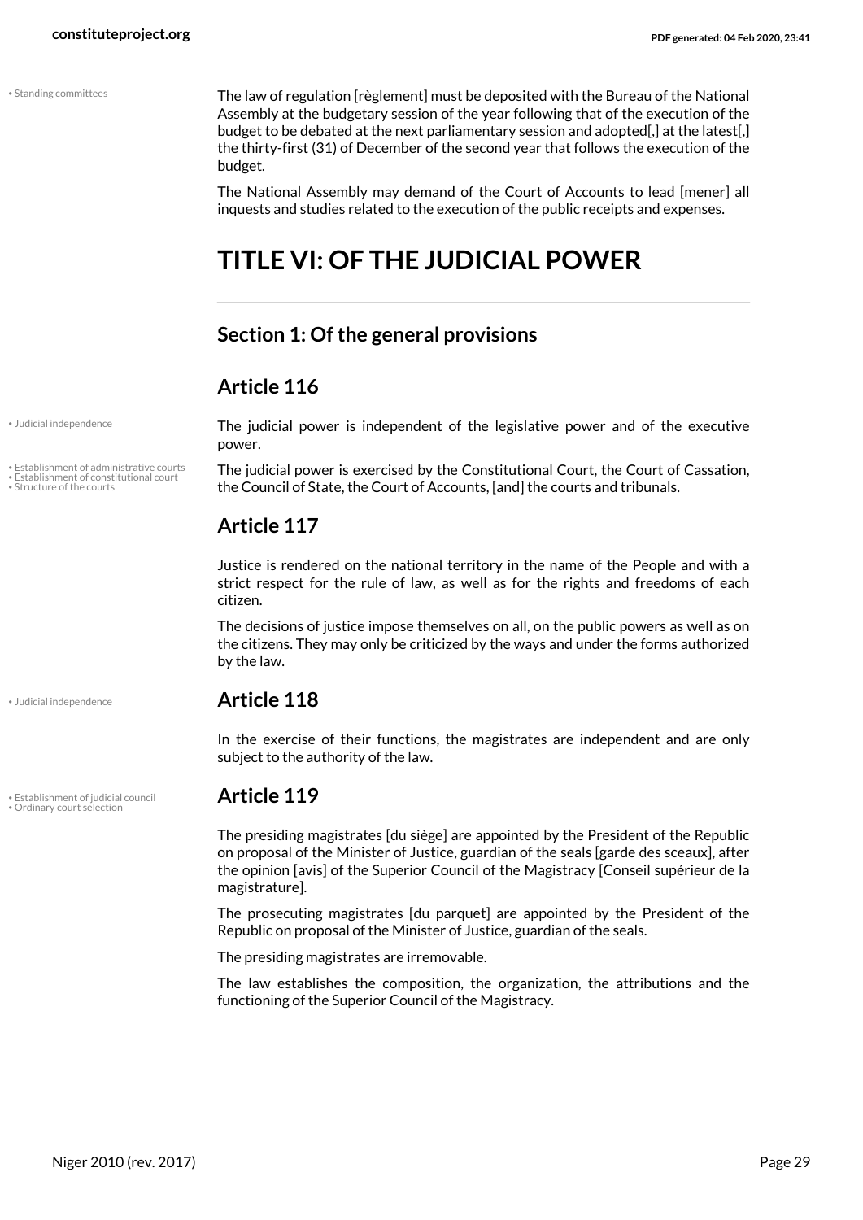The law of regulation [règlement] must be deposited with the Bureau of the National Assembly at the budgetary session of the year following that of the execution of the budget to be debated at the next parliamentary session and adopted[,] at the latest[,] the thirty-first (31) of December of the second year that follows the execution of the budget.

The National Assembly may demand of the Court of Accounts to lead [mener] all inquests and studies related to the execution of the public receipts and expenses.

# TITLE VI: OF THE JUDICIAL POWER

## Section 1: Of the general provisions

## Article 116

The judicial power is independent of the legislative power and of the executive power.

The judicial power is exercised by the Constitutional Court, the Court of Cassation, the Council of State, the Court of Accounts, [and] the courts and tribunals.

## Article 117

Justice is rendered on the national territory in the name of the People and with a strict respect for the rule of law, as well as for the rights and freedoms of each citizen.

The decisions of justice impose themselves on all, on the public powers as well as on the citizens. They may only be criticized by the ways and under the forms authorized by the law.

## Article 118

In the exercise of their functions, the magistrates are independent and are only subject to the authority of the law.

## Article 119

The presiding magistrates [du siège] are appointed by the President of the Republic on proposal of the Minister of Justice, guardian of the seals [garde des sceaux], after the opinion [avis] of the Superior Council of the Magistracy [Conseil supérieur de la magistrature].

The prosecuting magistrates [du parquet] are appointed by the President of the Republic on proposal of the Minister of Justice, guardian of the seals.

The presiding magistrates are irremovable.

The law establishes the composition, the organization, the attributions and the functioning of the Superior Council of the Magistracy.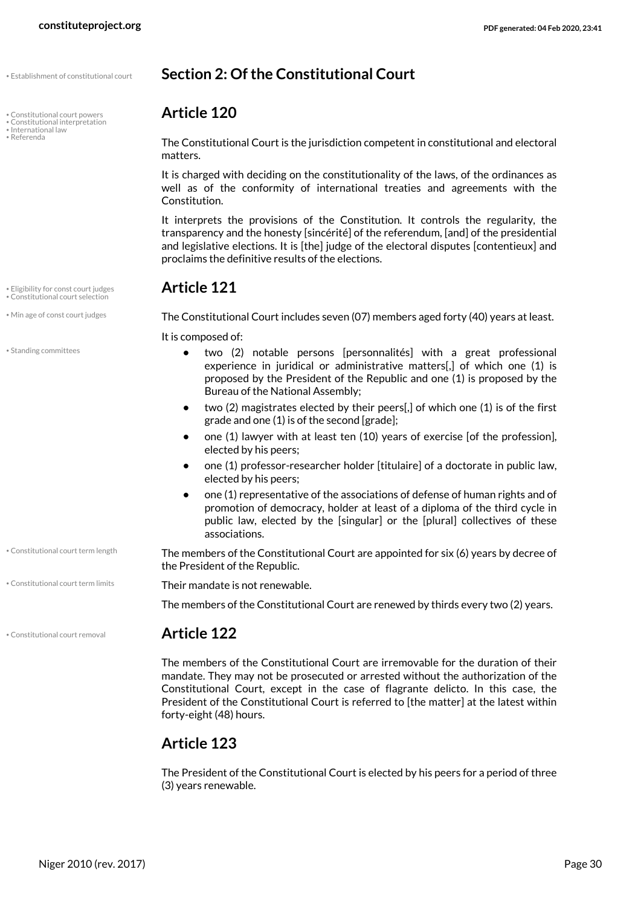## Section 2: Of the Constitutional Court

### Article 120

The Constitutional Court is the jurisdiction competent in constitutional and electoral matters.

It is charged with deciding on the constitutionality of the laws, of the ordinances as well as of the conformity of international treaties and agreements with the Constitution.

It interprets the provisions of the Constitution. It controls the regularity, the transparency and the honesty [sincérité] of the referendum, [and] of the presidential and legislative elections. It is [the] judge of the electoral disputes [contentieux] and proclaims the definitive results of the elections.

### Article 121

The Constitutional Court includes seven (07) members aged forty (40) years at least.

It is composed of:

- two (2) notable persons [personnalités] with a great professional experience in juridical or administrative matters[,] of which one (1) is proposed by the President of the Republic and one (1) is proposed by the Bureau of the National Assembly;
- two (2) magistrates elected by their peers[,] of which one (1) is of the first grade and one (1) is of the second [grade];
- one (1) lawyer with at least ten (10) years of exercise [of the profession], elected by his peers;
- one (1) professor-researcher holder [titulaire] of a doctorate in public law, elected by his peers;
- one (1) representative of the associations of defense of human rights and of promotion of democracy, holder at least of a diploma of the third cycle in public law, elected by the [singular] or the [plural] collectives of these associations.

The members of the Constitutional Court are appointed for six (6) years by decree of the President of the Republic.

Their mandate is not renewable.

The members of the Constitutional Court are renewed by thirds every two (2) years.

### Article 122

The members of the Constitutional Court are irremovable for the duration of their mandate. They may not be prosecuted or arrested without the authorization of the Constitutional Court, except in the case of flagrante delicto. In this case, the President of the Constitutional Court is referred to [the matter] at the latest within forty-eight (48) hours.

### Article 123

The President of the Constitutional Court is elected by his peers for a period of three (3) years renewable.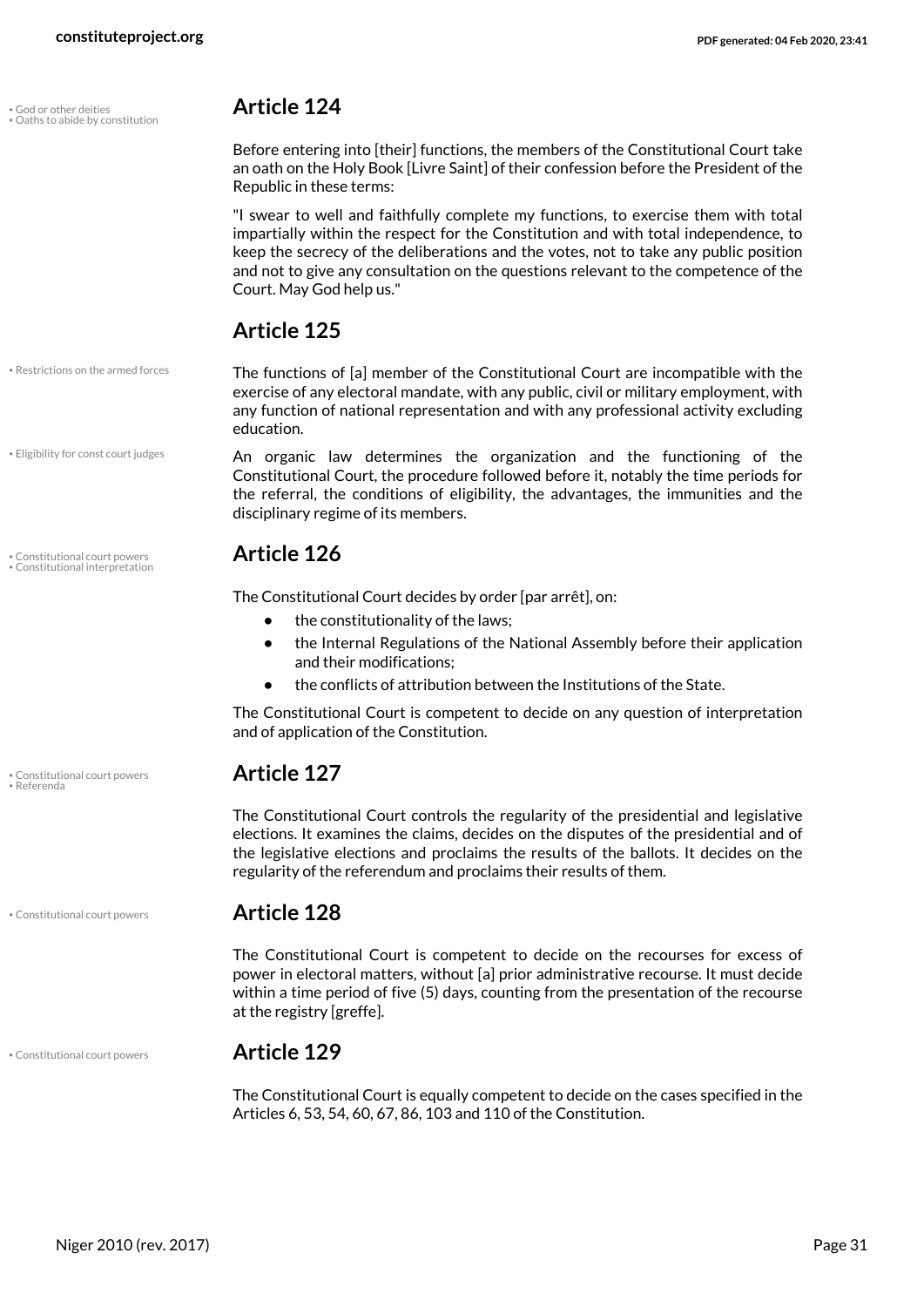## Article 124

Before entering into [their] functions, the members of the Constitutional Court take an oath on the Holy Book [Livre Saint] of their confession before the President of the Republic in these terms:

"I swear to well and faithfully complete my functions, to exercise them with total impartially within the respect for the Constitution and with total independence, to keep the secrecy of the deliberations and the votes, not to take any public position and not to give any consultation on the questions relevant to the competence of the Court. May God help us."

## Article 125

The functions of [a] member of the Constitutional Court are incompatible with the exercise of any electoral mandate, with any public, civil or military employment, with any function of national representation and with any professional activity excluding education.

An organic law determines the organization and the functioning of the Constitutional Court, the procedure followed before it, notably the time periods for the referral, the conditions of eligibility, the advantages, the immunities and the disciplinary regime of its members.

## Article 126

The Constitutional Court decides by order [par arrêt], on:

- the constitutionality of the laws;
- the Internal Regulations of the National Assembly before their application and their modifications;
- the conflicts of attribution between the Institutions of the State.

The Constitutional Court is competent to decide on any question of interpretation and of application of the Constitution.

## Article 127

The Constitutional Court controls the regularity of the presidential and legislative elections. It examines the claims, decides on the disputes of the presidential and of the legislative elections and proclaims the results of the ballots. It decides on the regularity of the referendum and proclaims their results of them.

## Article 128

The Constitutional Court is competent to decide on the recourses for excess of power in electoral matters, without [a] prior administrative recourse. It must decide within a time period of five (5) days, counting from the presentation of the recourse at the registry [greffe].

## Article 129

The Constitutional Court is equally competent to decide on the cases specified in the Articles 6, 53, 54, 60, 67, 86, 103 and 110 of the Constitution.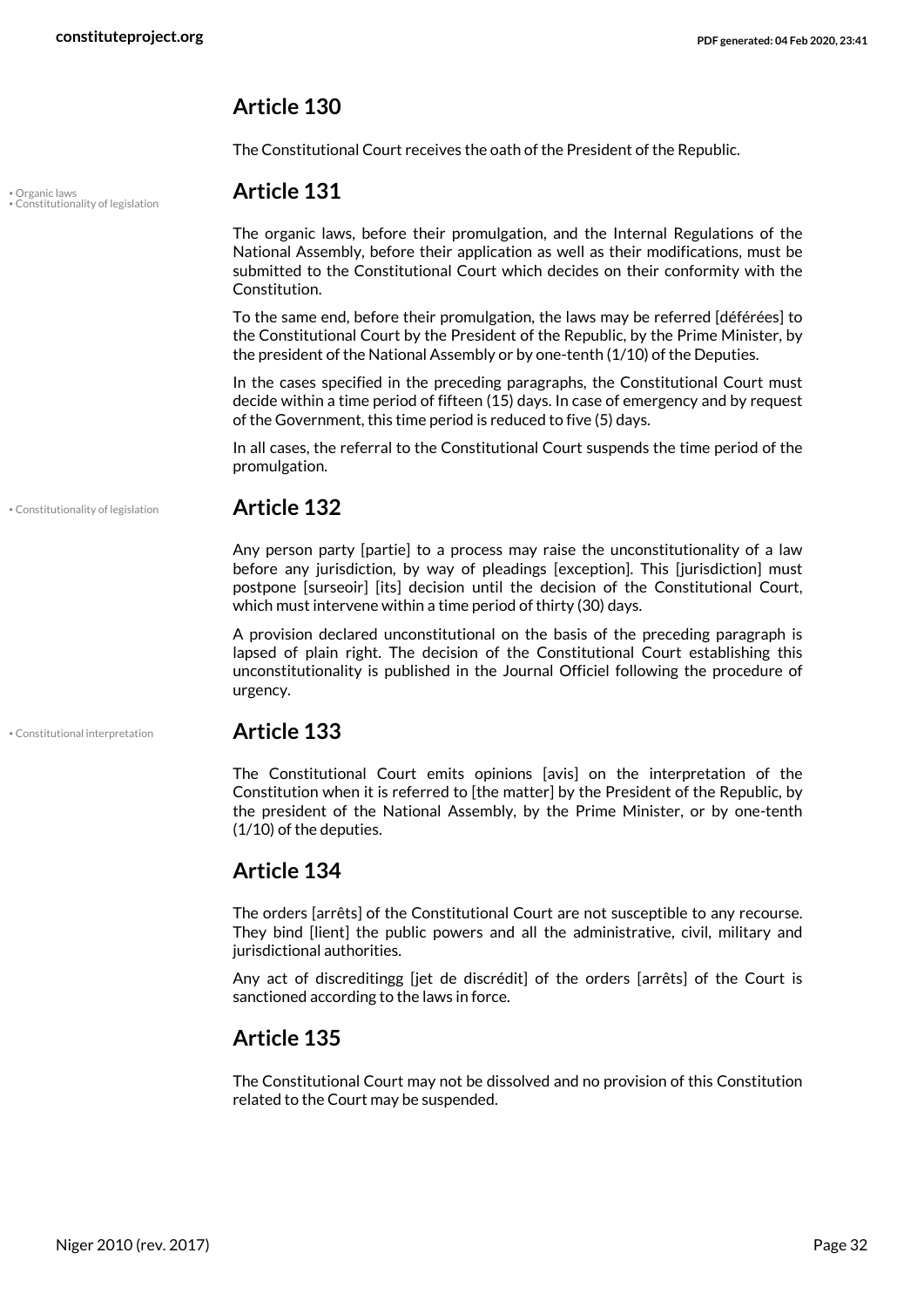## Article 130

The Constitutional Court receives the oath of the President of the Republic.

• Organic laws
• Constitutionality of legislation

## Article 131

The organic laws, before their promulgation, and the Internal Regulations of the National Assembly, before their application as well as their modifications, must be submitted to the Constitutional Court which decides on their conformity with the Constitution.

To the same end, before their promulgation, the laws may be referred [déférées] to the Constitutional Court by the President of the Republic, by the Prime Minister, by the president of the National Assembly or by one-tenth (1/10) of the Deputies.

In the cases specified in the preceding paragraphs, the Constitutional Court must decide within a time period of fifteen (15) days. In case of emergency and by request of the Government, this time period is reduced to five (5) days.

In all cases, the referral to the Constitutional Court suspends the time period of the promulgation.

• Constitutionality of legislation

## Article 132

Any person party [partie] to a process may raise the unconstitutionality of a law before any jurisdiction, by way of pleadings [exception]. This [jurisdiction] must postpone [surseoir] [its] decision until the decision of the Constitutional Court, which must intervene within a time period of thirty (30) days.

A provision declared unconstitutional on the basis of the preceding paragraph is lapsed of plain right. The decision of the Constitutional Court establishing this unconstitutionality is published in the Journal Officiel following the procedure of urgency.

• Constitutional interpretation

## Article 133

The Constitutional Court emits opinions [avis] on the interpretation of the Constitution when it is referred to [the matter] by the President of the Republic, by the president of the National Assembly, by the Prime Minister, or by one-tenth (1/10) of the deputies.

## Article 134

The orders [arrêts] of the Constitutional Court are not susceptible to any recourse. They bind [lient] the public powers and all the administrative, civil, military and jurisdictional authorities.

Any act of discreditingg [jet de discrédit] of the orders [arrêts] of the Court is sanctioned according to the laws in force.

## Article 135

The Constitutional Court may not be dissolved and no provision of this Constitution related to the Court may be suspended.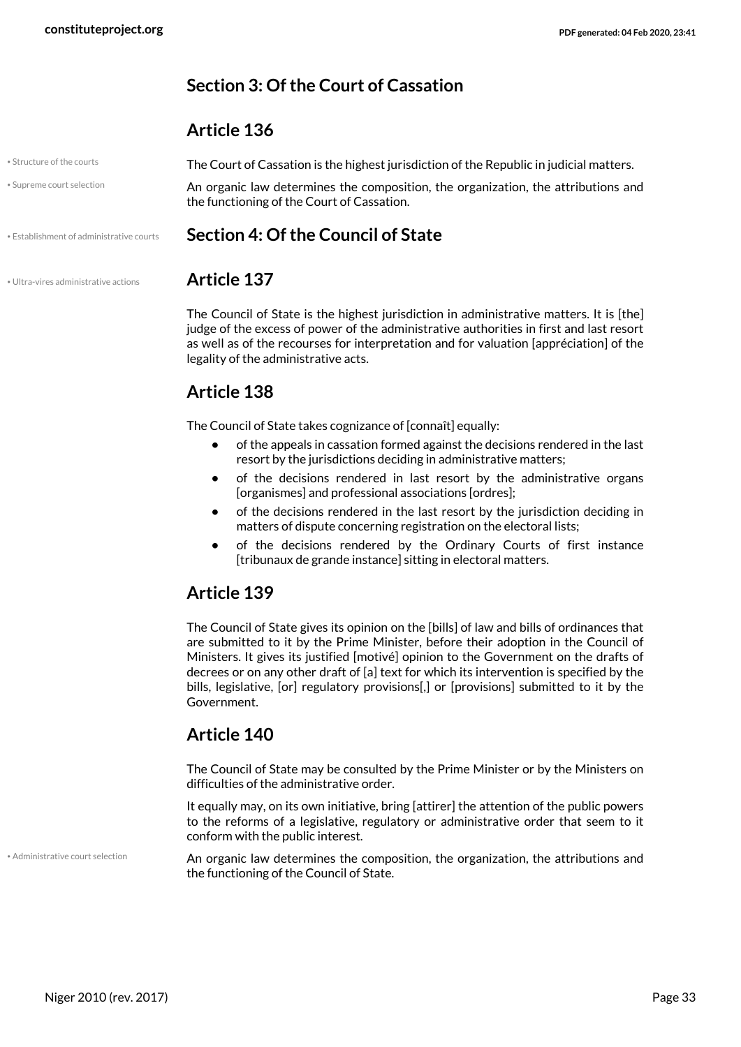## Section 3: Of the Court of Cassation

### Article 136

• Structure of the courts

The Court of Cassation is the highest jurisdiction of the Republic in judicial matters.

• Supreme court selection

An organic law determines the composition, the organization, the attributions and the functioning of the Court of Cassation.

• Establishment of administrative courts

## Section 4: Of the Council of State

• Ultra-vires administrative actions

### Article 137

The Council of State is the highest jurisdiction in administrative matters. It is [the] judge of the excess of power of the administrative authorities in first and last resort as well as of the recourses for interpretation and for valuation [appréciation] of the legality of the administrative acts.

### Article 138

The Council of State takes cognizance of [connaît] equally:

- of the appeals in cassation formed against the decisions rendered in the last resort by the jurisdictions deciding in administrative matters;
- of the decisions rendered in last resort by the administrative organs [organismes] and professional associations [ordres];
- of the decisions rendered in the last resort by the jurisdiction deciding in matters of dispute concerning registration on the electoral lists;
- of the decisions rendered by the Ordinary Courts of first instance [tribunaux de grande instance] sitting in electoral matters.

### Article 139

The Council of State gives its opinion on the [bills] of law and bills of ordinances that are submitted to it by the Prime Minister, before their adoption in the Council of Ministers. It gives its justified [motivé] opinion to the Government on the drafts of decrees or on any other draft of [a] text for which its intervention is specified by the bills, legislative, [or] regulatory provisions[,] or [provisions] submitted to it by the Government.

### Article 140

The Council of State may be consulted by the Prime Minister or by the Ministers on difficulties of the administrative order.

It equally may, on its own initiative, bring [attirer] the attention of the public powers to the reforms of a legislative, regulatory or administrative order that seem to it conform with the public interest.

• Administrative court selection

An organic law determines the composition, the organization, the attributions and the functioning of the Council of State.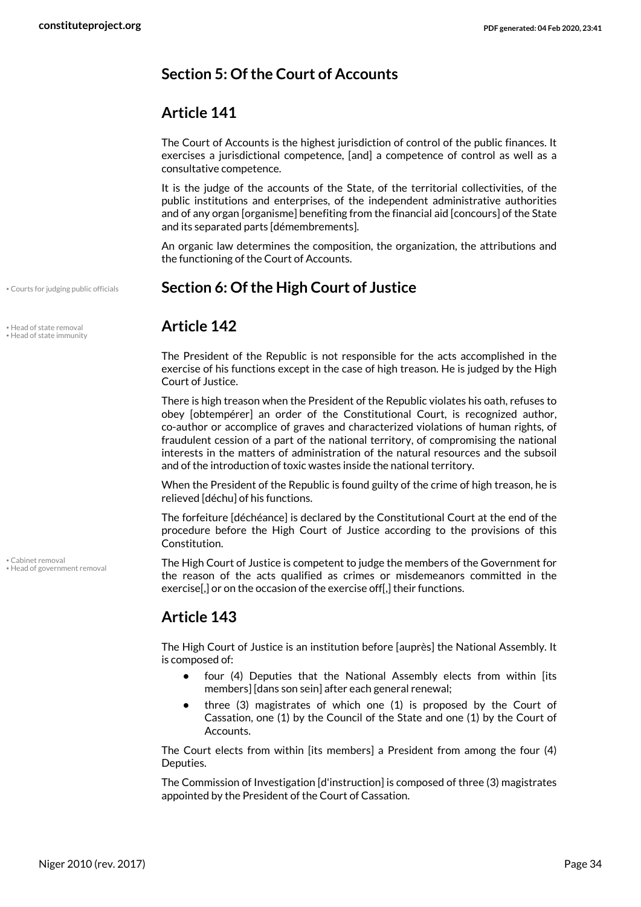## Section 5: Of the Court of Accounts

### Article 141

The Court of Accounts is the highest jurisdiction of control of the public finances. It exercises a jurisdictional competence, [and] a competence of control as well as a consultative competence.

It is the judge of the accounts of the State, of the territorial collectivities, of the public institutions and enterprises, of the independent administrative authorities and of any organ [organisme] benefiting from the financial aid [concours] of the State and its separated parts [démembrements].

An organic law determines the composition, the organization, the attributions and the functioning of the Court of Accounts.

## Section 6: Of the High Court of Justice

### Article 142

The President of the Republic is not responsible for the acts accomplished in the exercise of his functions except in the case of high treason. He is judged by the High Court of Justice.

There is high treason when the President of the Republic violates his oath, refuses to obey [obtempérer] an order of the Constitutional Court, is recognized author, co-author or accomplice of graves and characterized violations of human rights, of fraudulent cession of a part of the national territory, of compromising the national interests in the matters of administration of the natural resources and the subsoil and of the introduction of toxic wastes inside the national territory.

When the President of the Republic is found guilty of the crime of high treason, he is relieved [déchu] of his functions.

The forfeiture [déchéance] is declared by the Constitutional Court at the end of the procedure before the High Court of Justice according to the provisions of this Constitution.

The High Court of Justice is competent to judge the members of the Government for the reason of the acts qualified as crimes or misdemeanors committed in the exercise[,] or on the occasion of the exercise off[,] their functions.

### Article 143

The High Court of Justice is an institution before [auprès] the National Assembly. It is composed of:

- four (4) Deputies that the National Assembly elects from within [its members] [dans son sein] after each general renewal;
- three (3) magistrates of which one (1) is proposed by the Court of Cassation, one (1) by the Council of the State and one (1) by the Court of Accounts.

The Court elects from within [its members] a President from among the four (4) Deputies.

The Commission of Investigation [d'instruction] is composed of three (3) magistrates appointed by the President of the Court of Cassation.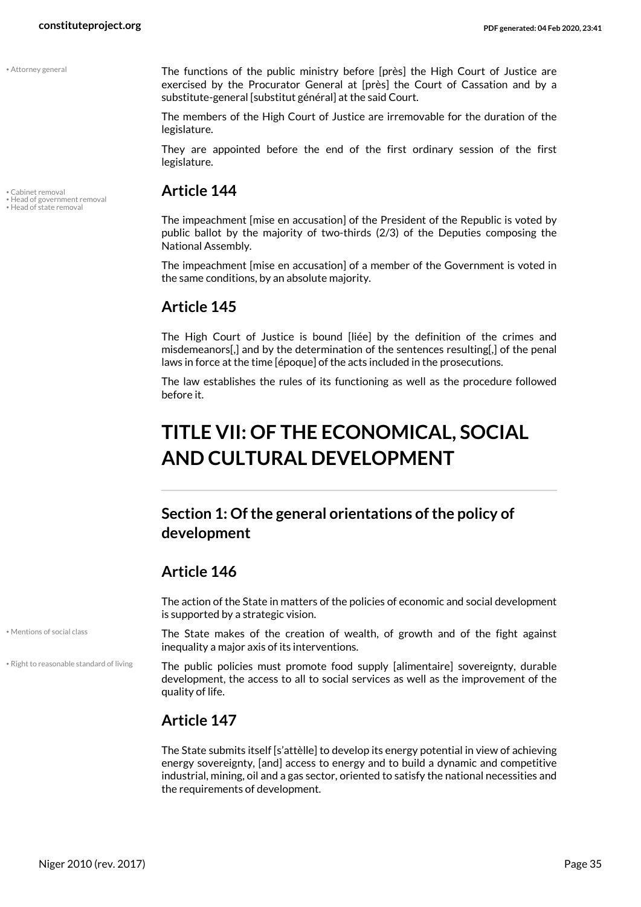The functions of the public ministry before [près] the High Court of Justice are exercised by the Procurator General at [près] the Court of Cassation and by a substitute-general [substitut général] at the said Court.

The members of the High Court of Justice are irremovable for the duration of the legislature.

They are appointed before the end of the first ordinary session of the first legislature.

## Article 144

The impeachment [mise en accusation] of the President of the Republic is voted by public ballot by the majority of two-thirds (2/3) of the Deputies composing the National Assembly.

The impeachment [mise en accusation] of a member of the Government is voted in the same conditions, by an absolute majority.

## Article 145

The High Court of Justice is bound [liée] by the definition of the crimes and misdemeanors[,] and by the determination of the sentences resulting[,] of the penal laws in force at the time [époque] of the acts included in the prosecutions.

The law establishes the rules of its functioning as well as the procedure followed before it.

# TITLE VII: OF THE ECONOMICAL, SOCIAL AND CULTURAL DEVELOPMENT

### Section 1: Of the general orientations of the policy of development

## Article 146

The action of the State in matters of the policies of economic and social development is supported by a strategic vision.

The State makes of the creation of wealth, of growth and of the fight against inequality a major axis of its interventions.

The public policies must promote food supply [alimentaire] sovereignty, durable development, the access to all to social services as well as the improvement of the quality of life.

## Article 147

The State submits itself [s'attèlle] to develop its energy potential in view of achieving energy sovereignty, [and] access to energy and to build a dynamic and competitive industrial, mining, oil and a gas sector, oriented to satisfy the national necessities and the requirements of development.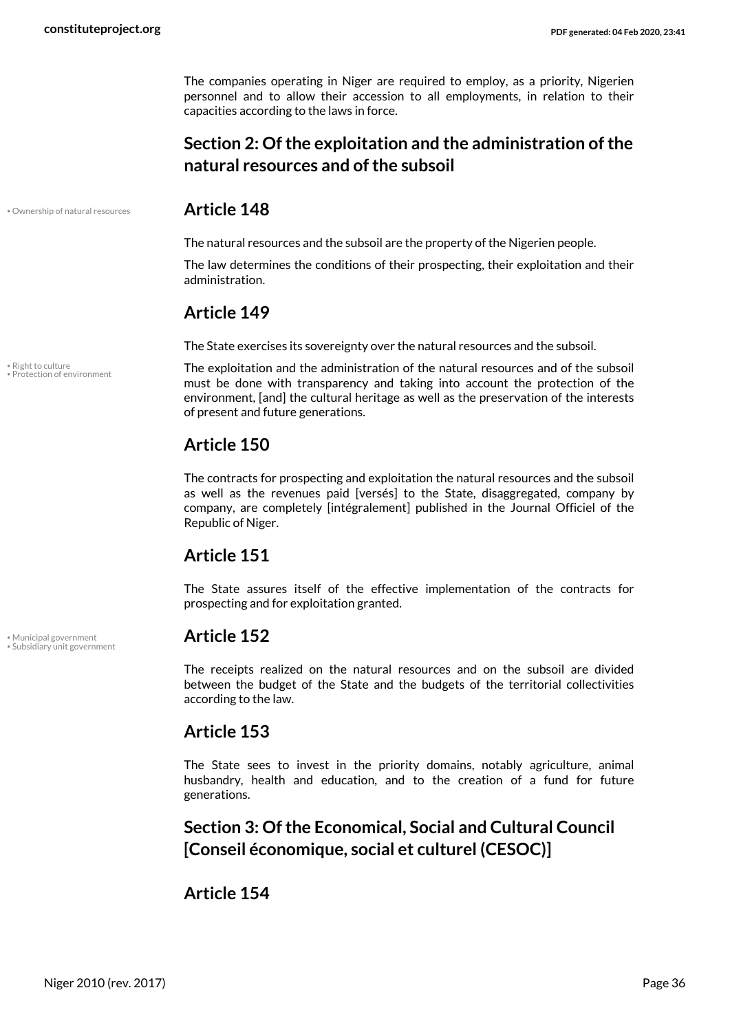The companies operating in Niger are required to employ, as a priority, Nigerien personnel and to allow their accession to all employments, in relation to their capacities according to the laws in force.

## Section 2: Of the exploitation and the administration of the natural resources and of the subsoil

• Ownership of natural resources

### Article 148

The natural resources and the subsoil are the property of the Nigerien people.

The law determines the conditions of their prospecting, their exploitation and their administration.

### Article 149

The State exercises its sovereignty over the natural resources and the subsoil.

• Right to culture
• Protection of environment

The exploitation and the administration of the natural resources and of the subsoil must be done with transparency and taking into account the protection of the environment, [and] the cultural heritage as well as the preservation of the interests of present and future generations.

### Article 150

The contracts for prospecting and exploitation the natural resources and the subsoil as well as the revenues paid [versés] to the State, disaggregated, company by company, are completely [intégralement] published in the Journal Officiel of the Republic of Niger.

### Article 151

The State assures itself of the effective implementation of the contracts for prospecting and for exploitation granted.

• Municipal government
• Subsidiary unit government

### Article 152

The receipts realized on the natural resources and on the subsoil are divided between the budget of the State and the budgets of the territorial collectivities according to the law.

### Article 153

The State sees to invest in the priority domains, notably agriculture, animal husbandry, health and education, and to the creation of a fund for future generations.

## Section 3: Of the Economical, Social and Cultural Council [Conseil économique, social et culturel (CESOC)]

### Article 154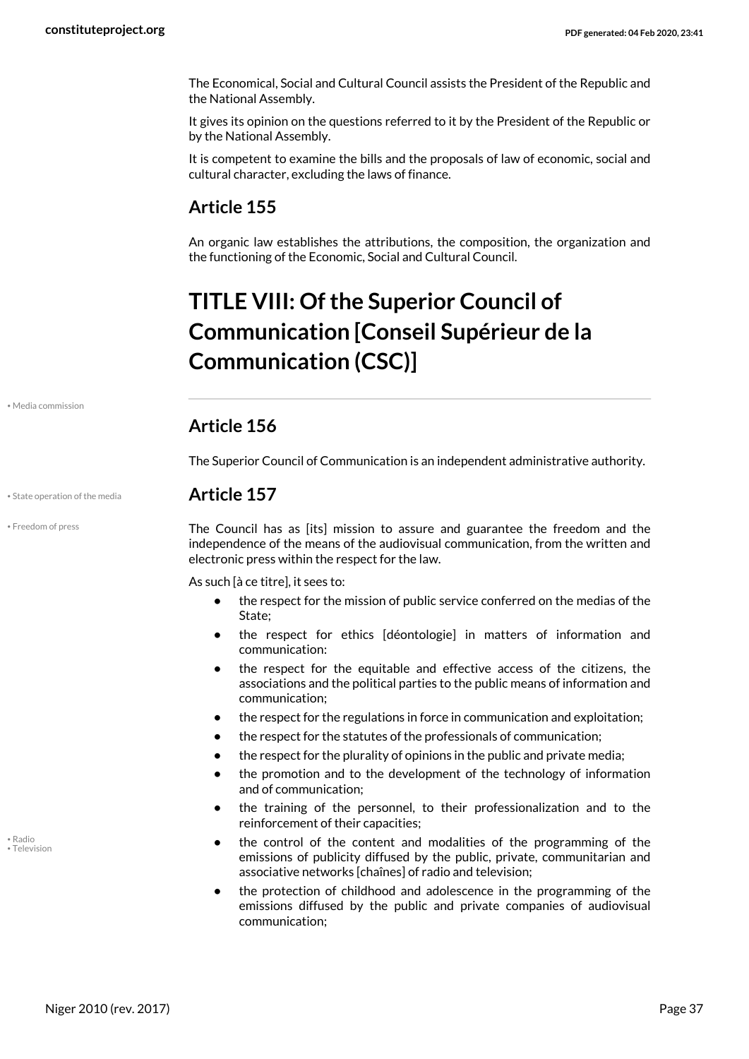The Economical, Social and Cultural Council assists the President of the Republic and the National Assembly.

It gives its opinion on the questions referred to it by the President of the Republic or by the National Assembly.

It is competent to examine the bills and the proposals of law of economic, social and cultural character, excluding the laws of finance.

## Article 155

An organic law establishes the attributions, the composition, the organization and the functioning of the Economic, Social and Cultural Council.

# TITLE VIII: Of the Superior Council of Communication [Conseil Supérieur de la Communication (CSC)]

## Article 156

The Superior Council of Communication is an independent administrative authority.

## Article 157

The Council has as [its] mission to assure and guarantee the freedom and the independence of the means of the audiovisual communication, from the written and electronic press within the respect for the law.

As such [à ce titre], it sees to:

- the respect for the mission of public service conferred on the medias of the State;
- the respect for ethics [déontologie] in matters of information and communication:
- the respect for the equitable and effective access of the citizens, the associations and the political parties to the public means of information and communication;
- the respect for the regulations in force in communication and exploitation;
- the respect for the statutes of the professionals of communication;
- the respect for the plurality of opinions in the public and private media;
- the promotion and to the development of the technology of information and of communication;
- the training of the personnel, to their professionalization and to the reinforcement of their capacities;
- the control of the content and modalities of the programming of the emissions of publicity diffused by the public, private, communitarian and associative networks [chaînes] of radio and television;
- the protection of childhood and adolescence in the programming of the emissions diffused by the public and private companies of audiovisual communication;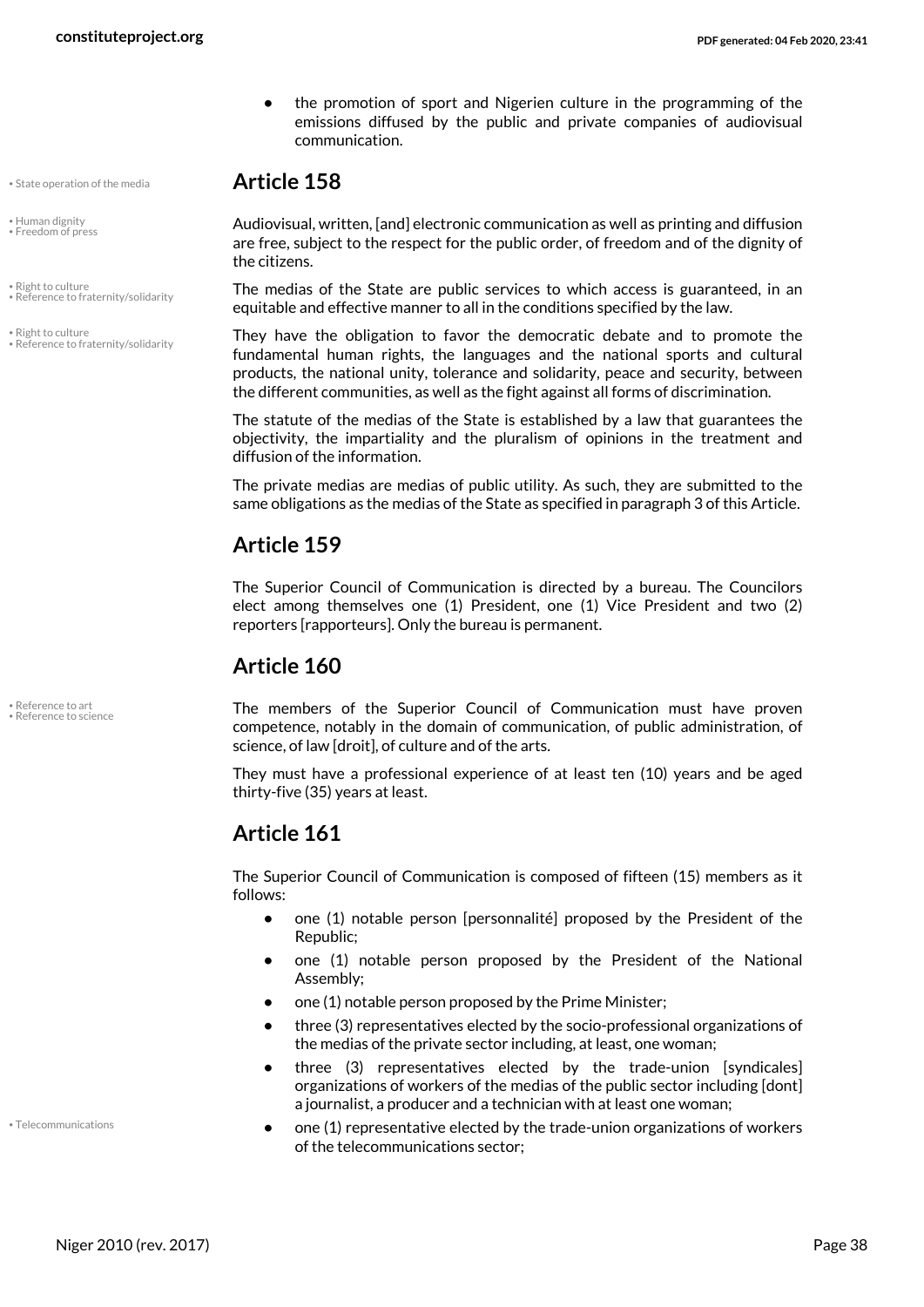- the promotion of sport and Nigerien culture in the programming of the emissions diffused by the public and private companies of audiovisual communication.

## Article 158

Audiovisual, written, [and] electronic communication as well as printing and diffusion are free, subject to the respect for the public order, of freedom and of the dignity of the citizens.

The medias of the State are public services to which access is guaranteed, in an equitable and effective manner to all in the conditions specified by the law.

They have the obligation to favor the democratic debate and to promote the fundamental human rights, the languages and the national sports and cultural products, the national unity, tolerance and solidarity, peace and security, between the different communities, as well as the fight against all forms of discrimination.

The statute of the medias of the State is established by a law that guarantees the objectivity, the impartiality and the pluralism of opinions in the treatment and diffusion of the information.

The private medias are medias of public utility. As such, they are submitted to the same obligations as the medias of the State as specified in paragraph 3 of this Article.

## Article 159

The Superior Council of Communication is directed by a bureau. The Councilors elect among themselves one (1) President, one (1) Vice President and two (2) reporters [rapporteurs]. Only the bureau is permanent.

## Article 160

The members of the Superior Council of Communication must have proven competence, notably in the domain of communication, of public administration, of science, of law [droit], of culture and of the arts.

They must have a professional experience of at least ten (10) years and be aged thirty-five (35) years at least.

## Article 161

The Superior Council of Communication is composed of fifteen (15) members as it follows:

- one (1) notable person [personnalité] proposed by the President of the Republic;
- one (1) notable person proposed by the President of the National Assembly;
- one (1) notable person proposed by the Prime Minister;
- three (3) representatives elected by the socio-professional organizations of the medias of the private sector including, at least, one woman;
- three (3) representatives elected by the trade-union [syndicales] organizations of workers of the medias of the public sector including [dont] a journalist, a producer and a technician with at least one woman;
- one (1) representative elected by the trade-union organizations of workers of the telecommunications sector;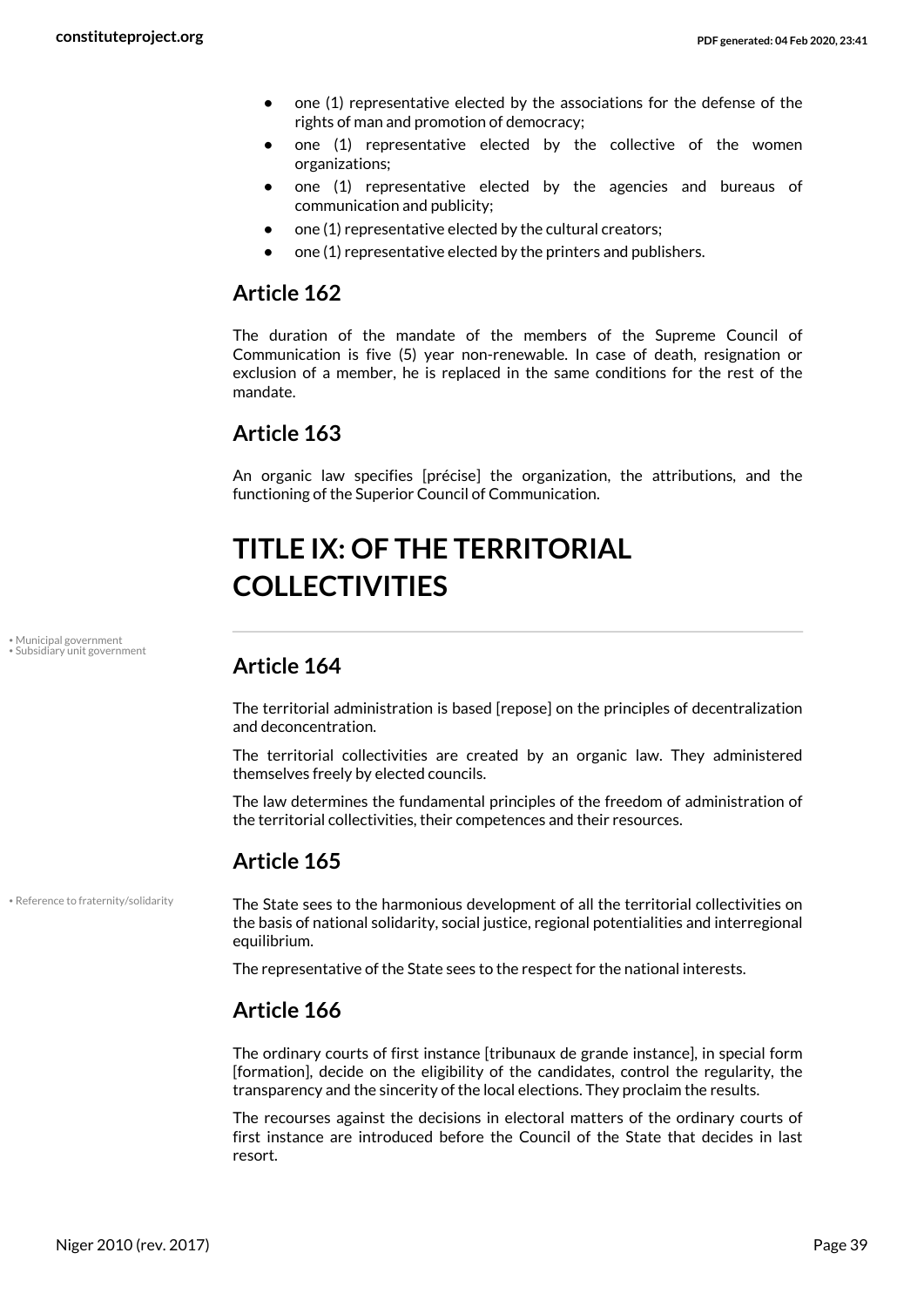- one (1) representative elected by the associations for the defense of the rights of man and promotion of democracy;
- one (1) representative elected by the collective of the women organizations;
- one (1) representative elected by the agencies and bureaus of communication and publicity;
- one (1) representative elected by the cultural creators;
- one (1) representative elected by the printers and publishers.

## Article 162

The duration of the mandate of the members of the Supreme Council of Communication is five (5) year non-renewable. In case of death, resignation or exclusion of a member, he is replaced in the same conditions for the rest of the mandate.

## Article 163

An organic law specifies [précise] the organization, the attributions, and the functioning of the Superior Council of Communication.

# TITLE IX: OF THE TERRITORIAL COLLECTIVITIES

• Municipal government
• Subsidiary unit government

## Article 164

The territorial administration is based [repose] on the principles of decentralization and deconcentration.

The territorial collectivities are created by an organic law. They administered themselves freely by elected councils.

The law determines the fundamental principles of the freedom of administration of the territorial collectivities, their competences and their resources.

## Article 165

• Reference to fraternity/solidarity

The State sees to the harmonious development of all the territorial collectivities on the basis of national solidarity, social justice, regional potentialities and interregional equilibrium.

The representative of the State sees to the respect for the national interests.

## Article 166

The ordinary courts of first instance [tribunaux de grande instance], in special form [formation], decide on the eligibility of the candidates, control the regularity, the transparency and the sincerity of the local elections. They proclaim the results.

The recourses against the decisions in electoral matters of the ordinary courts of first instance are introduced before the Council of the State that decides in last resort.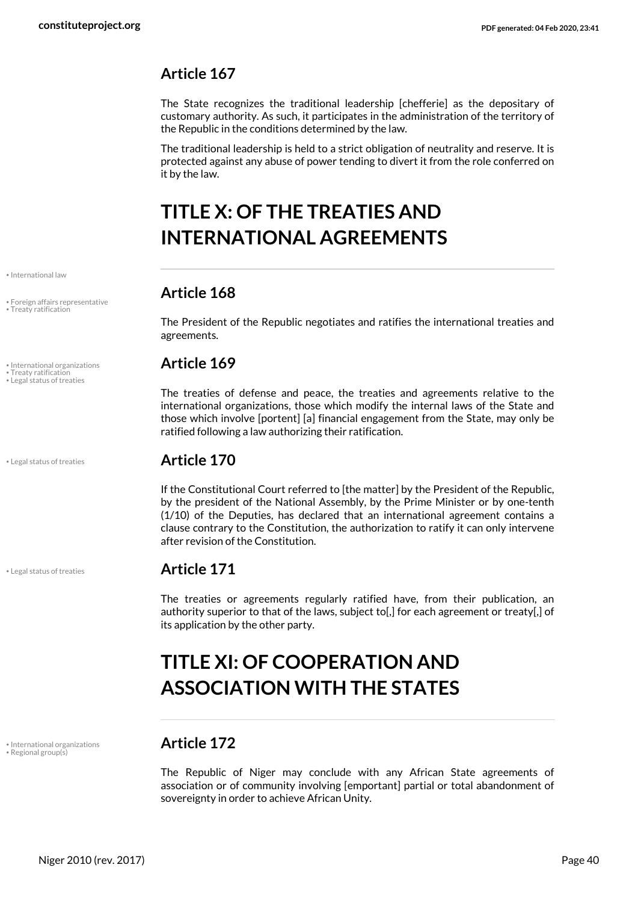### Article 167

The State recognizes the traditional leadership [chefferie] as the depositary of customary authority. As such, it participates in the administration of the territory of the Republic in the conditions determined by the law.

The traditional leadership is held to a strict obligation of neutrality and reserve. It is protected against any abuse of power tending to divert it from the role conferred on it by the law.

## TITLE X: OF THE TREATIES AND INTERNATIONAL AGREEMENTS

### Article 168

The President of the Republic negotiates and ratifies the international treaties and agreements.

### Article 169

The treaties of defense and peace, the treaties and agreements relative to the international organizations, those which modify the internal laws of the State and those which involve [portent] [a] financial engagement from the State, may only be ratified following a law authorizing their ratification.

### Article 170

If the Constitutional Court referred to [the matter] by the President of the Republic, by the president of the National Assembly, by the Prime Minister or by one-tenth (1/10) of the Deputies, has declared that an international agreement contains a clause contrary to the Constitution, the authorization to ratify it can only intervene after revision of the Constitution.

### Article 171

The treaties or agreements regularly ratified have, from their publication, an authority superior to that of the laws, subject to[,] for each agreement or treaty[,] of its application by the other party.

## TITLE XI: OF COOPERATION AND ASSOCIATION WITH THE STATES

### Article 172

The Republic of Niger may conclude with any African State agreements of association or of community involving [emportant] partial or total abandonment of sovereignty in order to achieve African Unity.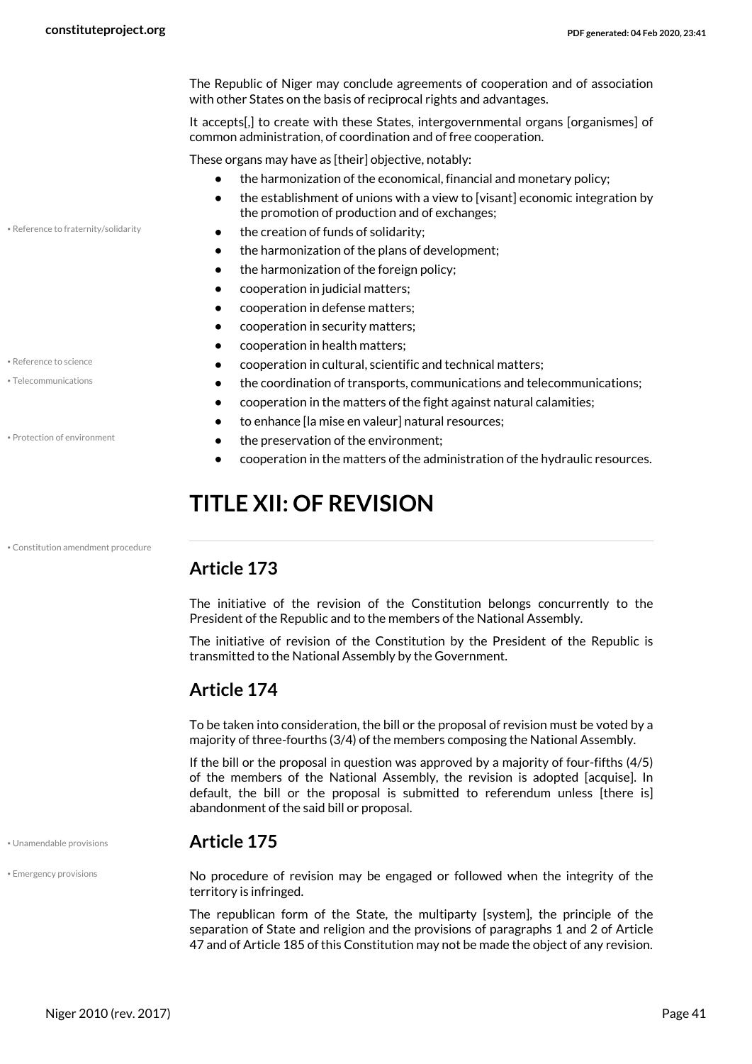The Republic of Niger may conclude agreements of cooperation and of association with other States on the basis of reciprocal rights and advantages.

It accepts[,] to create with these States, intergovernmental organs [organismes] of common administration, of coordination and of free cooperation.

These organs may have as [their] objective, notably:

- the harmonization of the economical, financial and monetary policy;
- the establishment of unions with a view to [visant] economic integration by the promotion of production and of exchanges;
- the creation of funds of solidarity;
- the harmonization of the plans of development;
- the harmonization of the foreign policy;
- cooperation in judicial matters;
- cooperation in defense matters;
- cooperation in security matters;
- cooperation in health matters;
- cooperation in cultural, scientific and technical matters;
- the coordination of transports, communications and telecommunications;
- cooperation in the matters of the fight against natural calamities;
- to enhance [la mise en valeur] natural resources;
- the preservation of the environment;
- cooperation in the matters of the administration of the hydraulic resources.

# TITLE XII: OF REVISION

## Article 173

The initiative of the revision of the Constitution belongs concurrently to the President of the Republic and to the members of the National Assembly.

The initiative of revision of the Constitution by the President of the Republic is transmitted to the National Assembly by the Government.

## Article 174

To be taken into consideration, the bill or the proposal of revision must be voted by a majority of three-fourths (3/4) of the members composing the National Assembly.

If the bill or the proposal in question was approved by a majority of four-fifths (4/5) of the members of the National Assembly, the revision is adopted [acquise]. In default, the bill or the proposal is submitted to referendum unless [there is] abandonment of the said bill or proposal.

## Article 175

No procedure of revision may be engaged or followed when the integrity of the territory is infringed.

The republican form of the State, the multiparty [system], the principle of the separation of State and religion and the provisions of paragraphs 1 and 2 of Article 47 and of Article 185 of this Constitution may not be made the object of any revision.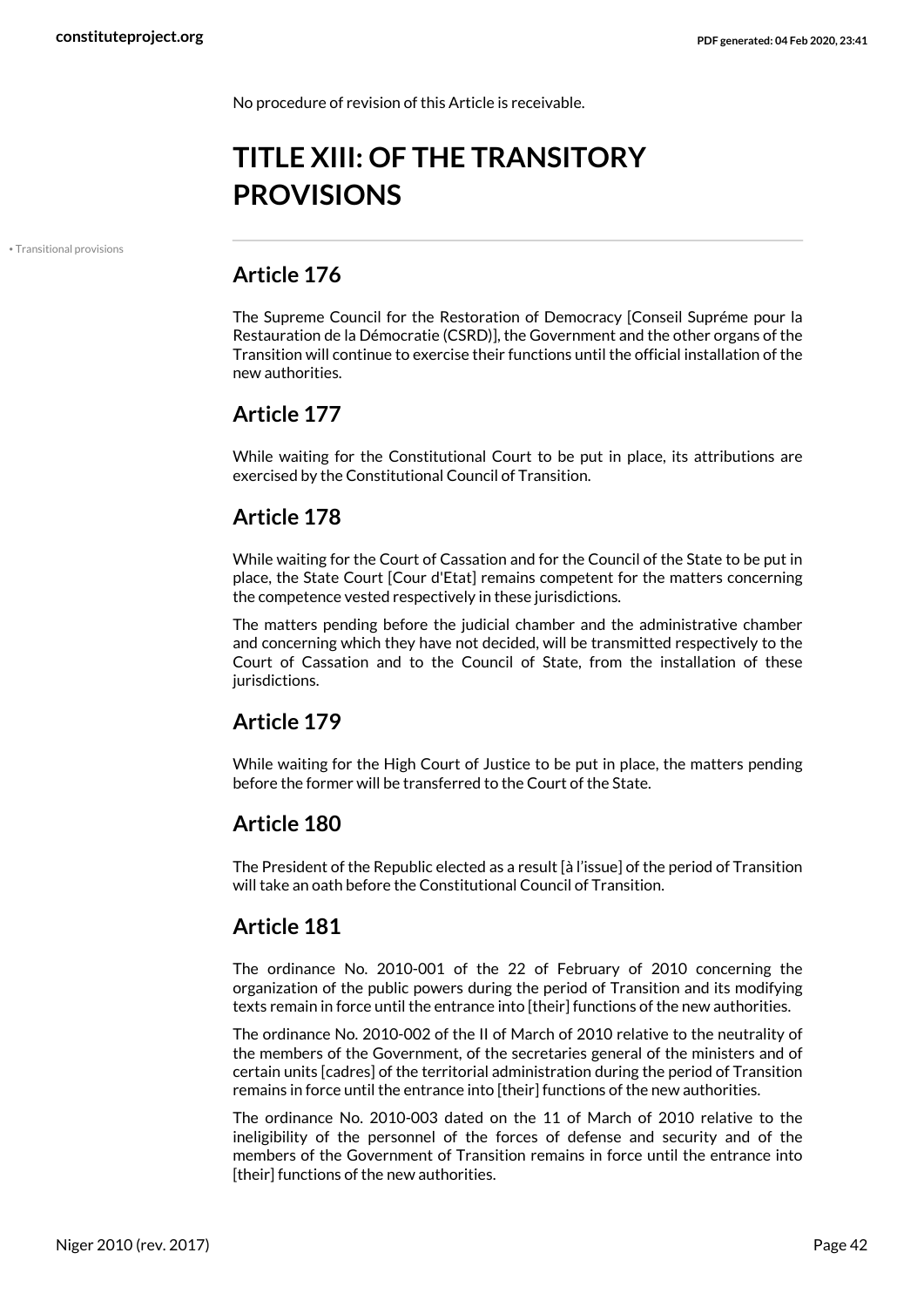No procedure of revision of this Article is receivable.

# TITLE XIII: OF THE TRANSITORY PROVISIONS

• Transitional provisions

## Article 176

The Supreme Council for the Restoration of Democracy [Conseil Supréme pour la Restauration de la Démocratie (CSRD)], the Government and the other organs of the Transition will continue to exercise their functions until the official installation of the new authorities.

## Article 177

While waiting for the Constitutional Court to be put in place, its attributions are exercised by the Constitutional Council of Transition.

## Article 178

While waiting for the Court of Cassation and for the Council of the State to be put in place, the State Court [Cour d'Etat] remains competent for the matters concerning the competence vested respectively in these jurisdictions.

The matters pending before the judicial chamber and the administrative chamber and concerning which they have not decided, will be transmitted respectively to the Court of Cassation and to the Council of State, from the installation of these jurisdictions.

## Article 179

While waiting for the High Court of Justice to be put in place, the matters pending before the former will be transferred to the Court of the State.

## Article 180

The President of the Republic elected as a result [à l'issue] of the period of Transition will take an oath before the Constitutional Council of Transition.

## Article 181

The ordinance No. 2010-001 of the 22 of February of 2010 concerning the organization of the public powers during the period of Transition and its modifying texts remain in force until the entrance into [their] functions of the new authorities.

The ordinance No. 2010-002 of the II of March of 2010 relative to the neutrality of the members of the Government, of the secretaries general of the ministers and of certain units [cadres] of the territorial administration during the period of Transition remains in force until the entrance into [their] functions of the new authorities.

The ordinance No. 2010-003 dated on the 11 of March of 2010 relative to the ineligibility of the personnel of the forces of defense and security and of the members of the Government of Transition remains in force until the entrance into [their] functions of the new authorities.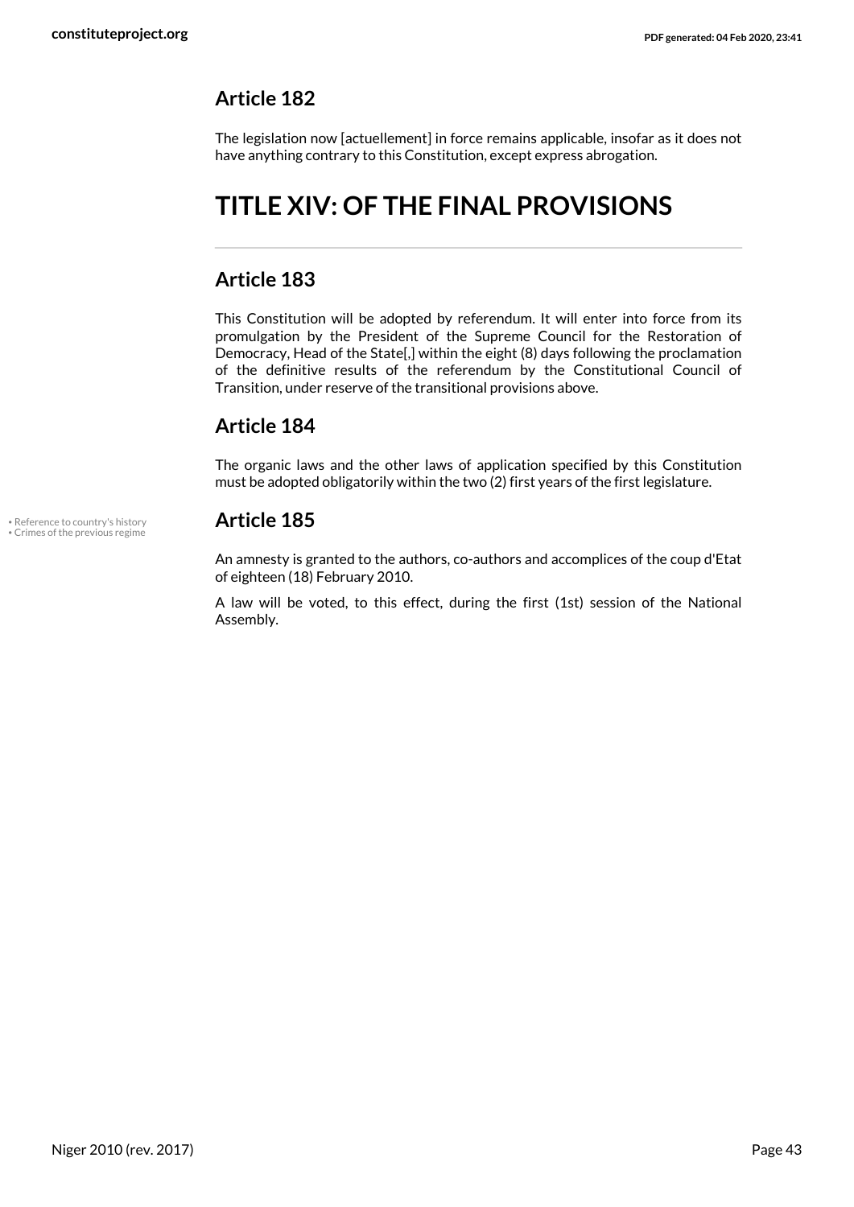## Article 182

The legislation now [actuellement] in force remains applicable, insofar as it does not have anything contrary to this Constitution, except express abrogation.

# TITLE XIV: OF THE FINAL PROVISIONS

## Article 183

This Constitution will be adopted by referendum. It will enter into force from its promulgation by the President of the Supreme Council for the Restoration of Democracy, Head of the State[,] within the eight (8) days following the proclamation of the definitive results of the referendum by the Constitutional Council of Transition, under reserve of the transitional provisions above.

## Article 184

The organic laws and the other laws of application specified by this Constitution must be adopted obligatorily within the two (2) first years of the first legislature.

• Reference to country's history
• Crimes of the previous regime

## Article 185

An amnesty is granted to the authors, co-authors and accomplices of the coup d'Etat of eighteen (18) February 2010.

A law will be voted, to this effect, during the first (1st) session of the National Assembly.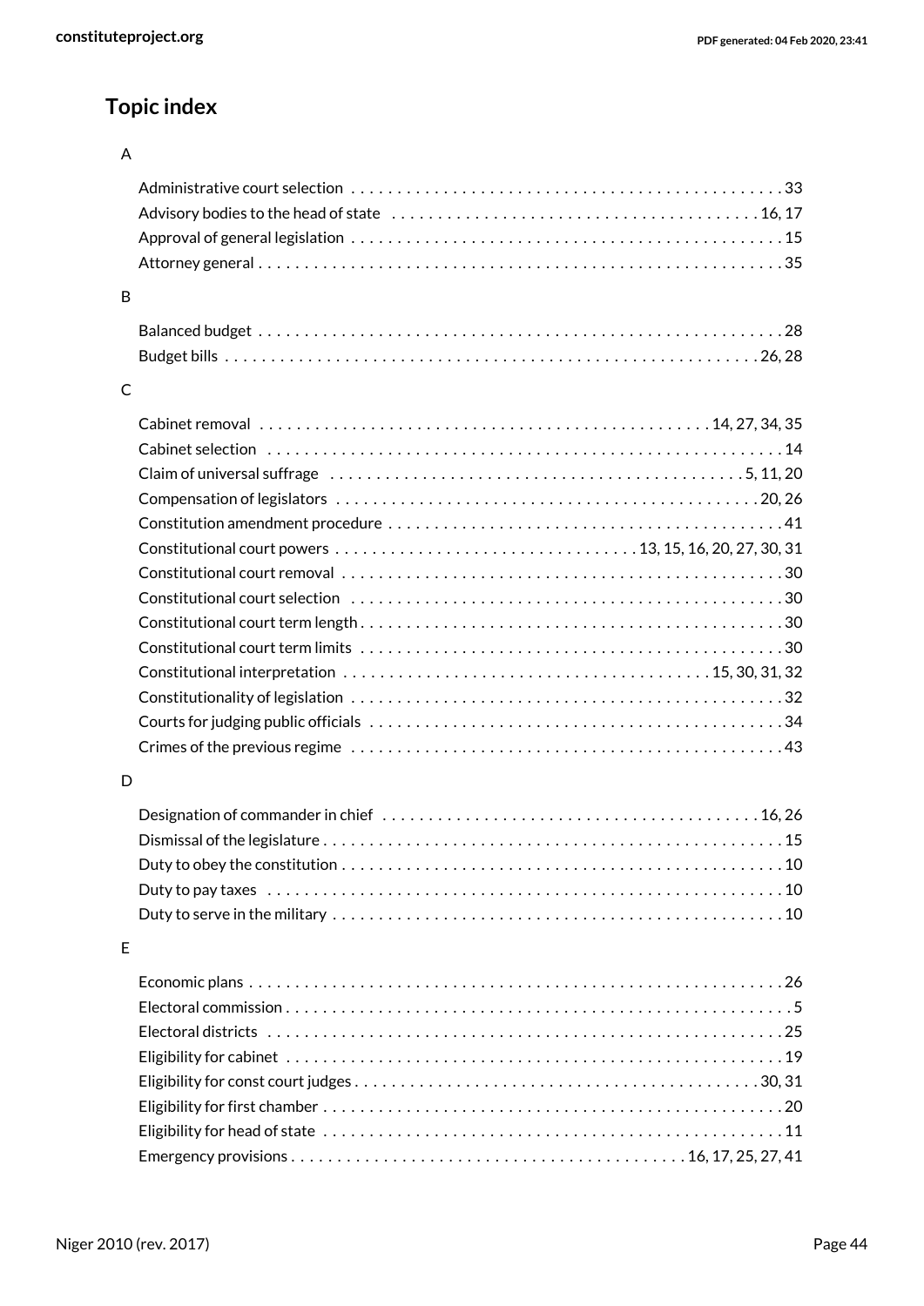## Topic index

### A

- Administrative court selection . . . . . . . . . . 33
- Advisory bodies to the head of state . . . . . . . . . . 16, 17
- Approval of general legislation . . . . . . . . . . 15
- Attorney general . . . . . . . . . . 35

### B

- Balanced budget . . . . . . . . . . 28
- Budget bills . . . . . . . . . . 26, 28

### C

- Cabinet removal . . . . . . . . . . 14, 27, 34, 35
- Cabinet selection . . . . . . . . . . 14
- Claim of universal suffrage . . . . . . . . . . 5, 11, 20
- Compensation of legislators . . . . . . . . . . 20, 26
- Constitution amendment procedure . . . . . . . . . . 41
- Constitutional court powers . . . . . . . . . . 13, 15, 16, 20, 27, 30, 31
- Constitutional court removal . . . . . . . . . . 30
- Constitutional court selection . . . . . . . . . . 30
- Constitutional court term length . . . . . . . . . . 30
- Constitutional court term limits . . . . . . . . . . 30
- Constitutional interpretation . . . . . . . . . . 15, 30, 31, 32
- Constitutionality of legislation . . . . . . . . . . 32
- Courts for judging public officials . . . . . . . . . . 34
- Crimes of the previous regime . . . . . . . . . . 43

### D

- Designation of commander in chief . . . . . . . . . . 16, 26
- Dismissal of the legislature . . . . . . . . . . 15
- Duty to obey the constitution . . . . . . . . . . 10
- Duty to pay taxes . . . . . . . . . . 10
- Duty to serve in the military . . . . . . . . . . 10

### E

- Economic plans . . . . . . . . . . 26
- Electoral commission . . . . . . . . . . 5
- Electoral districts . . . . . . . . . . 25
- Eligibility for cabinet . . . . . . . . . . 19
- Eligibility for const court judges . . . . . . . . . . 30, 31
- Eligibility for first chamber . . . . . . . . . . 20
- Eligibility for head of state . . . . . . . . . . 11
- Emergency provisions . . . . . . . . . . 16, 17, 25, 27, 41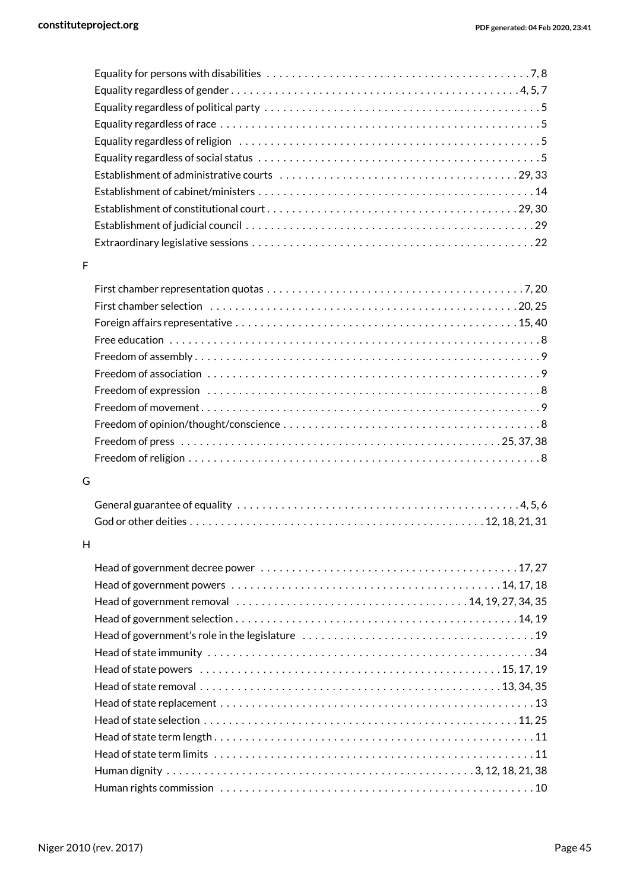Equality for persons with disabilities . . . . . . . . . . . . . . . . . . . . . . . . . . . . . . . . . . . . . . . . . 7, 8

Equality regardless of gender . . . . . . . . . . . . . . . . . . . . . . . . . . . . . . . . . . . . . . . . . . . . . 4, 5, 7

Equality regardless of political party . . . . . . . . . . . . . . . . . . . . . . . . . . . . . . . . . . . . . . . . . . . 5

Equality regardless of race . . . . . . . . . . . . . . . . . . . . . . . . . . . . . . . . . . . . . . . . . . . . . . . . . . 5

Equality regardless of religion . . . . . . . . . . . . . . . . . . . . . . . . . . . . . . . . . . . . . . . . . . . . . . . 5

Equality regardless of social status . . . . . . . . . . . . . . . . . . . . . . . . . . . . . . . . . . . . . . . . . . . . 5

Establishment of administrative courts . . . . . . . . . . . . . . . . . . . . . . . . . . . . . . . . . . . . . 29, 33

Establishment of cabinet/ministers . . . . . . . . . . . . . . . . . . . . . . . . . . . . . . . . . . . . . . . . . . . 14

Establishment of constitutional court . . . . . . . . . . . . . . . . . . . . . . . . . . . . . . . . . . . . . . . 29, 30

Establishment of judicial council . . . . . . . . . . . . . . . . . . . . . . . . . . . . . . . . . . . . . . . . . . . . . 29

Extraordinary legislative sessions . . . . . . . . . . . . . . . . . . . . . . . . . . . . . . . . . . . . . . . . . . . . 22

F

First chamber representation quotas . . . . . . . . . . . . . . . . . . . . . . . . . . . . . . . . . . . . . . . . 7, 20

First chamber selection . . . . . . . . . . . . . . . . . . . . . . . . . . . . . . . . . . . . . . . . . . . . . . . . . 20, 25

Foreign affairs representative . . . . . . . . . . . . . . . . . . . . . . . . . . . . . . . . . . . . . . . . . . . . 15, 40

Free education . . . . . . . . . . . . . . . . . . . . . . . . . . . . . . . . . . . . . . . . . . . . . . . . . . . . . . . . . . 8

Freedom of assembly . . . . . . . . . . . . . . . . . . . . . . . . . . . . . . . . . . . . . . . . . . . . . . . . . . . . . 9

Freedom of association . . . . . . . . . . . . . . . . . . . . . . . . . . . . . . . . . . . . . . . . . . . . . . . . . . . 9

Freedom of expression . . . . . . . . . . . . . . . . . . . . . . . . . . . . . . . . . . . . . . . . . . . . . . . . . . . 8

Freedom of movement . . . . . . . . . . . . . . . . . . . . . . . . . . . . . . . . . . . . . . . . . . . . . . . . . . . . 9

Freedom of opinion/thought/conscience . . . . . . . . . . . . . . . . . . . . . . . . . . . . . . . . . . . . . . . . 8

Freedom of press . . . . . . . . . . . . . . . . . . . . . . . . . . . . . . . . . . . . . . . . . . . . . . . . . 25, 37, 38

Freedom of religion . . . . . . . . . . . . . . . . . . . . . . . . . . . . . . . . . . . . . . . . . . . . . . . . . . . . . . 8

G

General guarantee of equality . . . . . . . . . . . . . . . . . . . . . . . . . . . . . . . . . . . . . . . . . . . . 4, 5, 6

God or other deities . . . . . . . . . . . . . . . . . . . . . . . . . . . . . . . . . . . . . . . . . . . . . 12, 18, 21, 31

H

Head of government decree power . . . . . . . . . . . . . . . . . . . . . . . . . . . . . . . . . . . . . . . . 17, 27

Head of government powers . . . . . . . . . . . . . . . . . . . . . . . . . . . . . . . . . . . . . . . . . . 14, 17, 18

Head of government removal . . . . . . . . . . . . . . . . . . . . . . . . . . . . . . . . . . . . 14, 19, 27, 34, 35

Head of government selection . . . . . . . . . . . . . . . . . . . . . . . . . . . . . . . . . . . . . . . . . . . . 14, 19

Head of government's role in the legislature . . . . . . . . . . . . . . . . . . . . . . . . . . . . . . . . . . . . 19

Head of state immunity . . . . . . . . . . . . . . . . . . . . . . . . . . . . . . . . . . . . . . . . . . . . . . . . . . . 34

Head of state powers . . . . . . . . . . . . . . . . . . . . . . . . . . . . . . . . . . . . . . . . . . . . . . . 15, 17, 19

Head of state removal . . . . . . . . . . . . . . . . . . . . . . . . . . . . . . . . . . . . . . . . . . . . . . . 13, 34, 35

Head of state replacement . . . . . . . . . . . . . . . . . . . . . . . . . . . . . . . . . . . . . . . . . . . . . . . . . 13

Head of state selection . . . . . . . . . . . . . . . . . . . . . . . . . . . . . . . . . . . . . . . . . . . . . . . . . 11, 25

Head of state term length . . . . . . . . . . . . . . . . . . . . . . . . . . . . . . . . . . . . . . . . . . . . . . . . . . 11

Head of state term limits . . . . . . . . . . . . . . . . . . . . . . . . . . . . . . . . . . . . . . . . . . . . . . . . . . 11

Human dignity . . . . . . . . . . . . . . . . . . . . . . . . . . . . . . . . . . . . . . . . . . . . . . . 3, 12, 18, 21, 38

Human rights commission . . . . . . . . . . . . . . . . . . . . . . . . . . . . . . . . . . . . . . . . . . . . . . . . . 10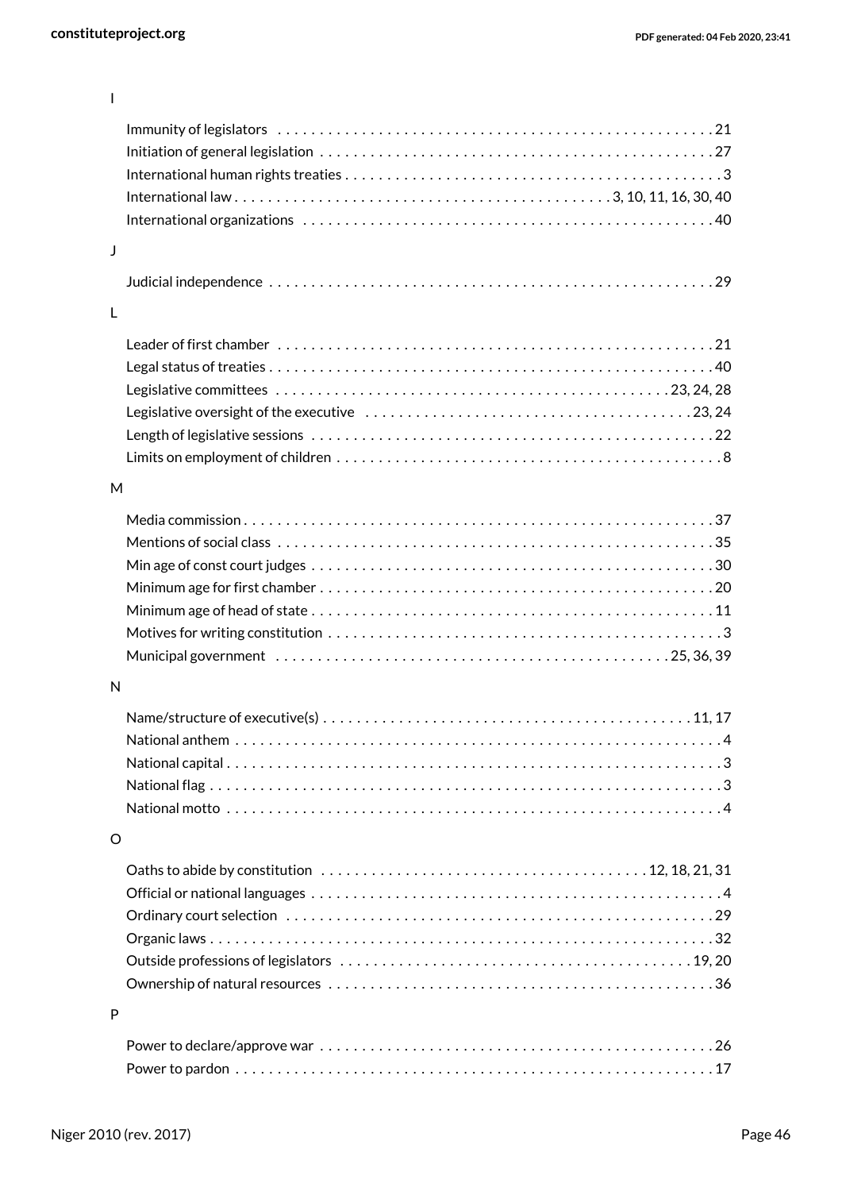I

Immunity of legislators . . . . . . . . . . . . . . . . . . . . . . . . . . . . . . . . . . . . . . . . . . . . . . . . . . . . 21
Initiation of general legislation . . . . . . . . . . . . . . . . . . . . . . . . . . . . . . . . . . . . . . . . . . . . . . . 27
International human rights treaties . . . . . . . . . . . . . . . . . . . . . . . . . . . . . . . . . . . . . . . . . . . . 3
International law . . . . . . . . . . . . . . . . . . . . . . . . . . . . . . . . . . . . . . . . . . . . 3, 10, 11, 16, 30, 40
International organizations . . . . . . . . . . . . . . . . . . . . . . . . . . . . . . . . . . . . . . . . . . . . . . . . . 40

J

Judicial independence . . . . . . . . . . . . . . . . . . . . . . . . . . . . . . . . . . . . . . . . . . . . . . . . . . . . . 29

L

Leader of first chamber . . . . . . . . . . . . . . . . . . . . . . . . . . . . . . . . . . . . . . . . . . . . . . . . . . . . 21
Legal status of treaties . . . . . . . . . . . . . . . . . . . . . . . . . . . . . . . . . . . . . . . . . . . . . . . . . . . . . 40
Legislative committees . . . . . . . . . . . . . . . . . . . . . . . . . . . . . . . . . . . . . . . . . . . . . . 23, 24, 28
Legislative oversight of the executive . . . . . . . . . . . . . . . . . . . . . . . . . . . . . . . . . . . . . . 23, 24
Length of legislative sessions . . . . . . . . . . . . . . . . . . . . . . . . . . . . . . . . . . . . . . . . . . . . . . . . 22
Limits on employment of children . . . . . . . . . . . . . . . . . . . . . . . . . . . . . . . . . . . . . . . . . . . . . 8

M

Media commission . . . . . . . . . . . . . . . . . . . . . . . . . . . . . . . . . . . . . . . . . . . . . . . . . . . . . . . . 37
Mentions of social class . . . . . . . . . . . . . . . . . . . . . . . . . . . . . . . . . . . . . . . . . . . . . . . . . . . . 35
Min age of const court judges . . . . . . . . . . . . . . . . . . . . . . . . . . . . . . . . . . . . . . . . . . . . . . . . 30
Minimum age for first chamber . . . . . . . . . . . . . . . . . . . . . . . . . . . . . . . . . . . . . . . . . . . . . . . 20
Minimum age of head of state . . . . . . . . . . . . . . . . . . . . . . . . . . . . . . . . . . . . . . . . . . . . . . . . 11
Motives for writing constitution . . . . . . . . . . . . . . . . . . . . . . . . . . . . . . . . . . . . . . . . . . . . . . . 3
Municipal government . . . . . . . . . . . . . . . . . . . . . . . . . . . . . . . . . . . . . . . . . . . . . . 25, 36, 39

N

Name/structure of executive(s) . . . . . . . . . . . . . . . . . . . . . . . . . . . . . . . . . . . . . . . . . . . . 11, 17
National anthem . . . . . . . . . . . . . . . . . . . . . . . . . . . . . . . . . . . . . . . . . . . . . . . . . . . . . . . . . . 4
National capital . . . . . . . . . . . . . . . . . . . . . . . . . . . . . . . . . . . . . . . . . . . . . . . . . . . . . . . . . . . 3
National flag . . . . . . . . . . . . . . . . . . . . . . . . . . . . . . . . . . . . . . . . . . . . . . . . . . . . . . . . . . . . . 3
National motto . . . . . . . . . . . . . . . . . . . . . . . . . . . . . . . . . . . . . . . . . . . . . . . . . . . . . . . . . . . 4

O

Oaths to abide by constitution . . . . . . . . . . . . . . . . . . . . . . . . . . . . . . . . . . . . . . 12, 18, 21, 31
Official or national languages . . . . . . . . . . . . . . . . . . . . . . . . . . . . . . . . . . . . . . . . . . . . . . . . 4
Ordinary court selection . . . . . . . . . . . . . . . . . . . . . . . . . . . . . . . . . . . . . . . . . . . . . . . . . . . . 29
Organic laws . . . . . . . . . . . . . . . . . . . . . . . . . . . . . . . . . . . . . . . . . . . . . . . . . . . . . . . . . . . . 32
Outside professions of legislators . . . . . . . . . . . . . . . . . . . . . . . . . . . . . . . . . . . . . . . . . . 19, 20
Ownership of natural resources . . . . . . . . . . . . . . . . . . . . . . . . . . . . . . . . . . . . . . . . . . . . . . 36

P

Power to declare/approve war . . . . . . . . . . . . . . . . . . . . . . . . . . . . . . . . . . . . . . . . . . . . . . . 26
Power to pardon . . . . . . . . . . . . . . . . . . . . . . . . . . . . . . . . . . . . . . . . . . . . . . . . . . . . . . . . . 17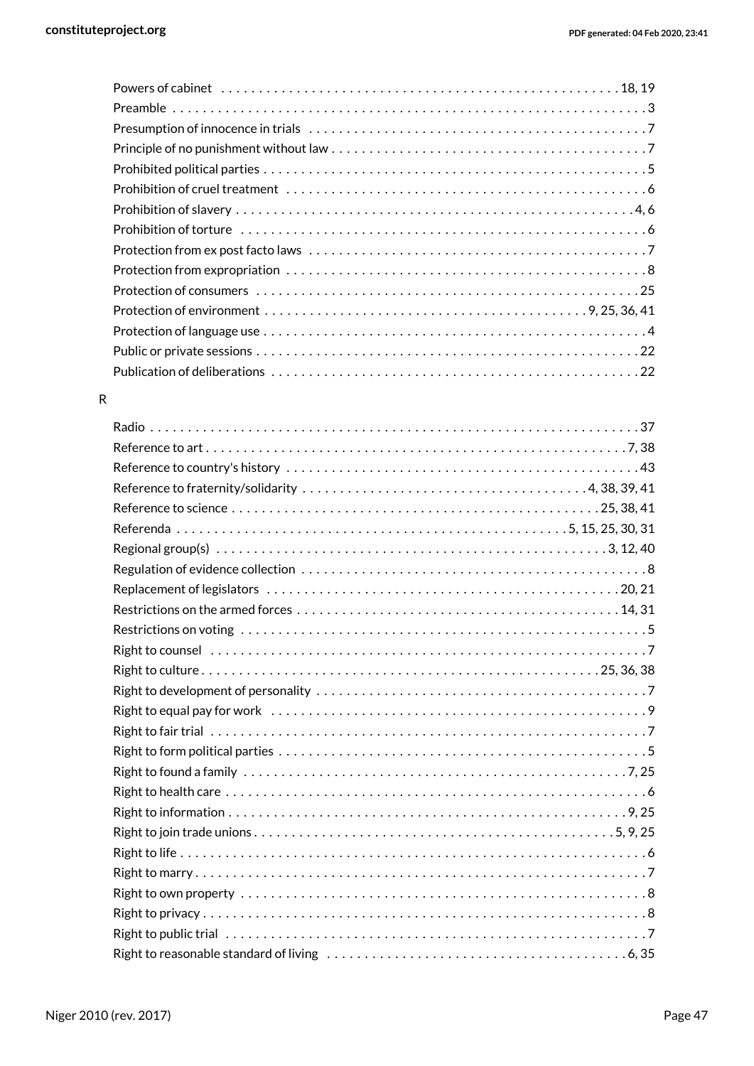Powers of cabinet . . . 18, 19
Preamble . . . 3
Presumption of innocence in trials . . . 7
Principle of no punishment without law . . . 7
Prohibited political parties . . . 5
Prohibition of cruel treatment . . . 6
Prohibition of slavery . . . 4, 6
Prohibition of torture . . . 6
Protection from ex post facto laws . . . 7
Protection from expropriation . . . 8
Protection of consumers . . . 25
Protection of environment . . . 9, 25, 36, 41
Protection of language use . . . 4
Public or private sessions . . . 22
Publication of deliberations . . . 22

R

Radio . . . 37
Reference to art . . . 7, 38
Reference to country's history . . . 43
Reference to fraternity/solidarity . . . 4, 38, 39, 41
Reference to science . . . 25, 38, 41
Referenda . . . 5, 15, 25, 30, 31
Regional group(s) . . . 3, 12, 40
Regulation of evidence collection . . . 8
Replacement of legislators . . . 20, 21
Restrictions on the armed forces . . . 14, 31
Restrictions on voting . . . 5
Right to counsel . . . 7
Right to culture . . . 25, 36, 38
Right to development of personality . . . 7
Right to equal pay for work . . . 9
Right to fair trial . . . 7
Right to form political parties . . . 5
Right to found a family . . . 7, 25
Right to health care . . . 6
Right to information . . . 9, 25
Right to join trade unions . . . 5, 9, 25
Right to life . . . 6
Right to marry . . . 7
Right to own property . . . 8
Right to privacy . . . 8
Right to public trial . . . 7
Right to reasonable standard of living . . . 6, 35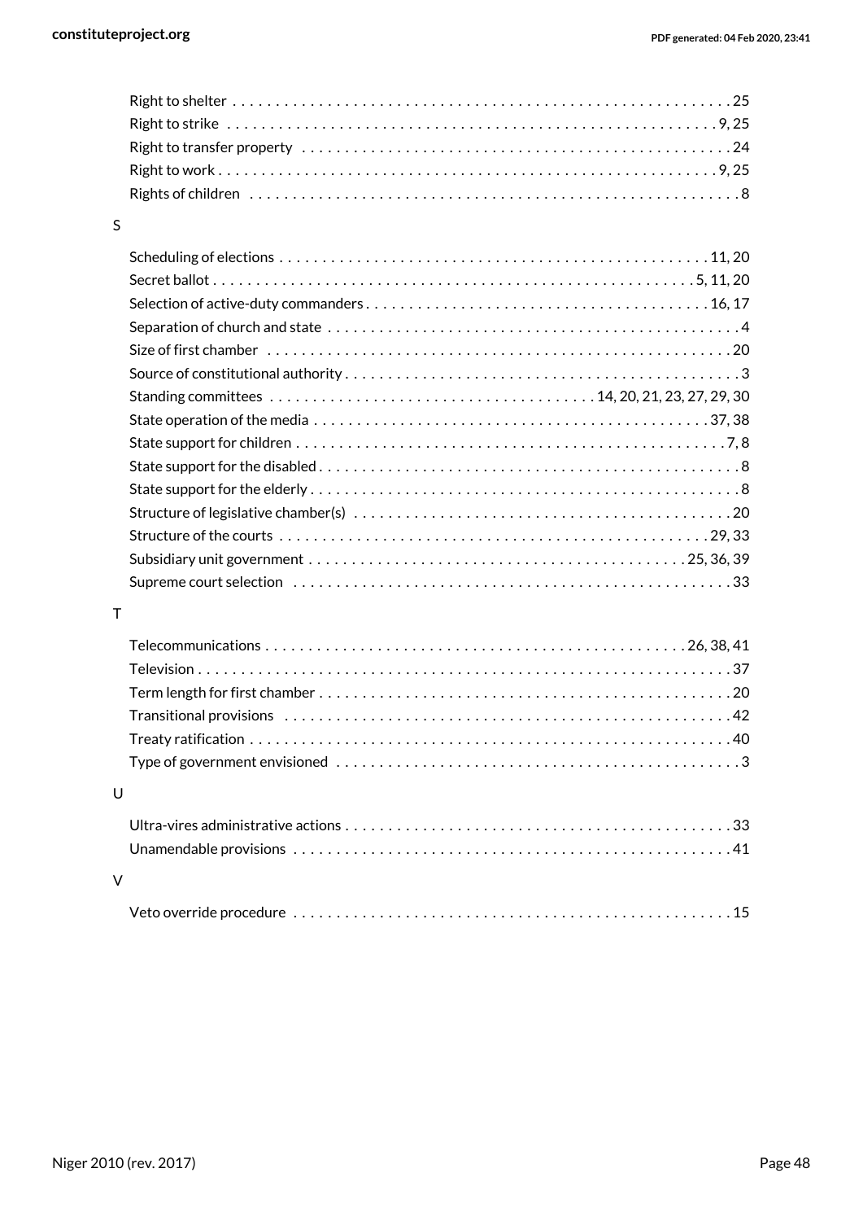Right to shelter . . . . . . . . . . . . . . . . . . . . . . . . . . . . . . . . . . . . . . . . . . . . . . . . . . . . . . . . . . 25
Right to strike . . . . . . . . . . . . . . . . . . . . . . . . . . . . . . . . . . . . . . . . . . . . . . . . . . . . . . . . 9, 25
Right to transfer property . . . . . . . . . . . . . . . . . . . . . . . . . . . . . . . . . . . . . . . . . . . . . . . . . . 24
Right to work . . . . . . . . . . . . . . . . . . . . . . . . . . . . . . . . . . . . . . . . . . . . . . . . . . . . . . . . . 9, 25
Rights of children . . . . . . . . . . . . . . . . . . . . . . . . . . . . . . . . . . . . . . . . . . . . . . . . . . . . . . . . 8

S

Scheduling of elections . . . . . . . . . . . . . . . . . . . . . . . . . . . . . . . . . . . . . . . . . . . . . . . . . 11, 20
Secret ballot . . . . . . . . . . . . . . . . . . . . . . . . . . . . . . . . . . . . . . . . . . . . . . . . . . . . . . . 5, 11, 20
Selection of active-duty commanders . . . . . . . . . . . . . . . . . . . . . . . . . . . . . . . . . . . . . . . 16, 17
Separation of church and state . . . . . . . . . . . . . . . . . . . . . . . . . . . . . . . . . . . . . . . . . . . . . . . . 4
Size of first chamber . . . . . . . . . . . . . . . . . . . . . . . . . . . . . . . . . . . . . . . . . . . . . . . . . . . . . . 20
Source of constitutional authority . . . . . . . . . . . . . . . . . . . . . . . . . . . . . . . . . . . . . . . . . . . . . . 3
Standing committees . . . . . . . . . . . . . . . . . . . . . . . . . . . . . . . . . . . . . 14, 20, 21, 23, 27, 29, 30
State operation of the media . . . . . . . . . . . . . . . . . . . . . . . . . . . . . . . . . . . . . . . . . . . . . . 37, 38
State support for children . . . . . . . . . . . . . . . . . . . . . . . . . . . . . . . . . . . . . . . . . . . . . . . . . . 7, 8
State support for the disabled . . . . . . . . . . . . . . . . . . . . . . . . . . . . . . . . . . . . . . . . . . . . . . . . . 8
State support for the elderly . . . . . . . . . . . . . . . . . . . . . . . . . . . . . . . . . . . . . . . . . . . . . . . . . . 8
Structure of legislative chamber(s) . . . . . . . . . . . . . . . . . . . . . . . . . . . . . . . . . . . . . . . . . . . . 20
Structure of the courts . . . . . . . . . . . . . . . . . . . . . . . . . . . . . . . . . . . . . . . . . . . . . . . . . . . 29, 33
Subsidiary unit government . . . . . . . . . . . . . . . . . . . . . . . . . . . . . . . . . . . . . . . . . . . . 25, 36, 39
Supreme court selection . . . . . . . . . . . . . . . . . . . . . . . . . . . . . . . . . . . . . . . . . . . . . . . . . . . 33

T

Telecommunications . . . . . . . . . . . . . . . . . . . . . . . . . . . . . . . . . . . . . . . . . . . . . . . . . 26, 38, 41
Television . . . . . . . . . . . . . . . . . . . . . . . . . . . . . . . . . . . . . . . . . . . . . . . . . . . . . . . . . . . . . . 37
Term length for first chamber . . . . . . . . . . . . . . . . . . . . . . . . . . . . . . . . . . . . . . . . . . . . . . . . 20
Transitional provisions . . . . . . . . . . . . . . . . . . . . . . . . . . . . . . . . . . . . . . . . . . . . . . . . . . . . . 42
Treaty ratification . . . . . . . . . . . . . . . . . . . . . . . . . . . . . . . . . . . . . . . . . . . . . . . . . . . . . . . . . 40
Type of government envisioned . . . . . . . . . . . . . . . . . . . . . . . . . . . . . . . . . . . . . . . . . . . . . . . 3

U

Ultra-vires administrative actions . . . . . . . . . . . . . . . . . . . . . . . . . . . . . . . . . . . . . . . . . . . . . 33
Unamendable provisions . . . . . . . . . . . . . . . . . . . . . . . . . . . . . . . . . . . . . . . . . . . . . . . . . . . . 41

V

Veto override procedure . . . . . . . . . . . . . . . . . . . . . . . . . . . . . . . . . . . . . . . . . . . . . . . . . . . . 15